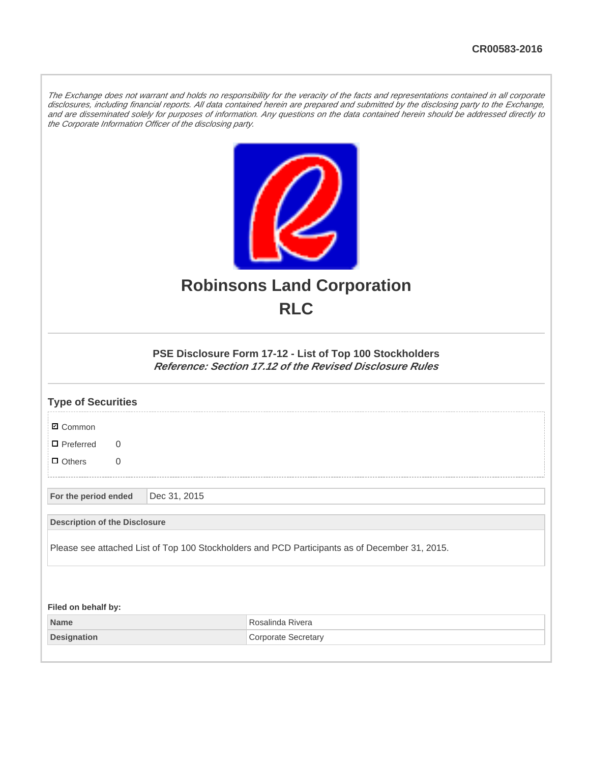CR00583-2016

*The Exchange does not warrant and holds no responsibility for the veracity of the facts and representations contained in all corporate disclosures, including financial reports. All data contained herein are prepared and submitted by the disclosing party to the Exchange, and are disseminated solely for purposes of information. Any questions on the data contained herein should be addressed directly to the Corporate Information Officer of the disclosing party.*

# Robinsons Land Corporation
# RLC

### PSE Disclosure Form 17-12 - List of Top 100 Stockholders
***Reference: Section 17.12 of the Revised Disclosure Rules***

## Type of Securities

- ☑ Common
- ☐ Preferred 0
- ☐ Others 0

| For the period ended | Dec 31, 2015 |
|---|---|

| Description of the Disclosure |
|---|
| Please see attached List of Top 100 Stockholders and PCD Participants as of December 31, 2015. |

**Filed on behalf by:**

| Name | Rosalinda Rivera |
|---|---|
| Designation | Corporate Secretary |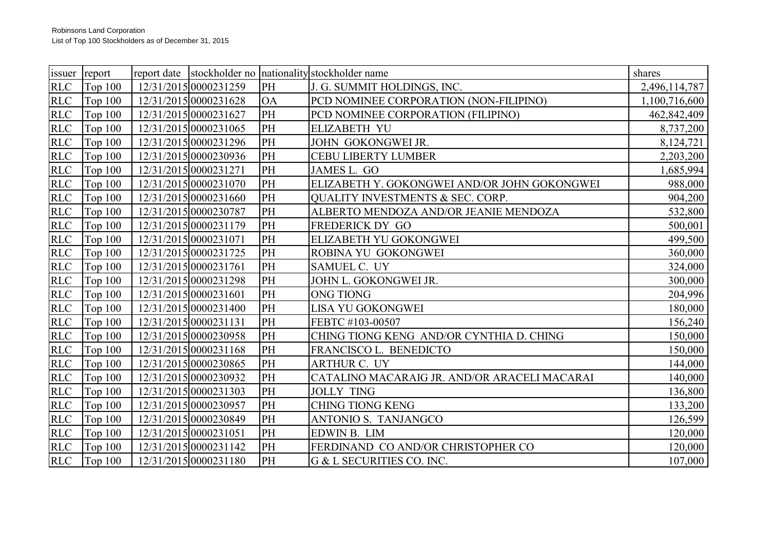Robinsons Land Corporation
List of Top 100 Stockholders as of December 31, 2015

| issuer | report | report date | stockholder no | nationality | stockholder name | shares |
|---|---|---|---|---|---|---|
| RLC | Top 100 | 12/31/2015 | 0000231259 | PH | J. G. SUMMIT HOLDINGS, INC. | 2,496,114,787 |
| RLC | Top 100 | 12/31/2015 | 0000231628 | OA | PCD NOMINEE CORPORATION (NON-FILIPINO) | 1,100,716,600 |
| RLC | Top 100 | 12/31/2015 | 0000231627 | PH | PCD NOMINEE CORPORATION (FILIPINO) | 462,842,409 |
| RLC | Top 100 | 12/31/2015 | 0000231065 | PH | ELIZABETH YU | 8,737,200 |
| RLC | Top 100 | 12/31/2015 | 0000231296 | PH | JOHN GOKONGWEI JR. | 8,124,721 |
| RLC | Top 100 | 12/31/2015 | 0000230936 | PH | CEBU LIBERTY LUMBER | 2,203,200 |
| RLC | Top 100 | 12/31/2015 | 0000231271 | PH | JAMES L. GO | 1,685,994 |
| RLC | Top 100 | 12/31/2015 | 0000231070 | PH | ELIZABETH Y. GOKONGWEI AND/OR JOHN GOKONGWEI | 988,000 |
| RLC | Top 100 | 12/31/2015 | 0000231660 | PH | QUALITY INVESTMENTS & SEC. CORP. | 904,200 |
| RLC | Top 100 | 12/31/2015 | 0000230787 | PH | ALBERTO MENDOZA AND/OR JEANIE MENDOZA | 532,800 |
| RLC | Top 100 | 12/31/2015 | 0000231179 | PH | FREDERICK DY GO | 500,001 |
| RLC | Top 100 | 12/31/2015 | 0000231071 | PH | ELIZABETH YU GOKONGWEI | 499,500 |
| RLC | Top 100 | 12/31/2015 | 0000231725 | PH | ROBINA YU GOKONGWEI | 360,000 |
| RLC | Top 100 | 12/31/2015 | 0000231761 | PH | SAMUEL C. UY | 324,000 |
| RLC | Top 100 | 12/31/2015 | 0000231298 | PH | JOHN L. GOKONGWEI JR. | 300,000 |
| RLC | Top 100 | 12/31/2015 | 0000231601 | PH | ONG TIONG | 204,996 |
| RLC | Top 100 | 12/31/2015 | 0000231400 | PH | LISA YU GOKONGWEI | 180,000 |
| RLC | Top 100 | 12/31/2015 | 0000231131 | PH | FEBTC #103-00507 | 156,240 |
| RLC | Top 100 | 12/31/2015 | 0000230958 | PH | CHING TIONG KENG AND/OR CYNTHIA D. CHING | 150,000 |
| RLC | Top 100 | 12/31/2015 | 0000231168 | PH | FRANCISCO L. BENEDICTO | 150,000 |
| RLC | Top 100 | 12/31/2015 | 0000230865 | PH | ARTHUR C. UY | 144,000 |
| RLC | Top 100 | 12/31/2015 | 0000230932 | PH | CATALINO MACARAIG JR. AND/OR ARACELI MACARAI | 140,000 |
| RLC | Top 100 | 12/31/2015 | 0000231303 | PH | JOLLY TING | 136,800 |
| RLC | Top 100 | 12/31/2015 | 0000230957 | PH | CHING TIONG KENG | 133,200 |
| RLC | Top 100 | 12/31/2015 | 0000230849 | PH | ANTONIO S. TANJANGCO | 126,599 |
| RLC | Top 100 | 12/31/2015 | 0000231051 | PH | EDWIN B. LIM | 120,000 |
| RLC | Top 100 | 12/31/2015 | 0000231142 | PH | FERDINAND CO AND/OR CHRISTOPHER CO | 120,000 |
| RLC | Top 100 | 12/31/2015 | 0000231180 | PH | G & L SECURITIES CO. INC. | 107,000 |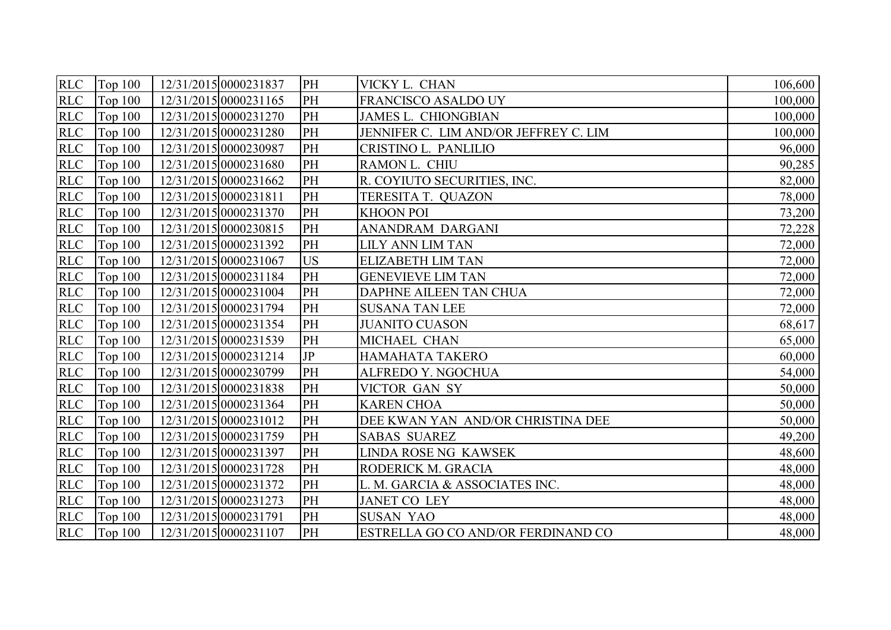| RLC | Top 100 | 12/31/2015 | 0000231837 | PH | VICKY L. CHAN | 106,600 |
|---|---|---|---|---|---|---|
| RLC | Top 100 | 12/31/2015 | 0000231165 | PH | FRANCISCO ASALDO UY | 100,000 |
| RLC | Top 100 | 12/31/2015 | 0000231270 | PH | JAMES L. CHIONGBIAN | 100,000 |
| RLC | Top 100 | 12/31/2015 | 0000231280 | PH | JENNIFER C. LIM AND/OR JEFFREY C. LIM | 100,000 |
| RLC | Top 100 | 12/31/2015 | 0000230987 | PH | CRISTINO L. PANLILIO | 96,000 |
| RLC | Top 100 | 12/31/2015 | 0000231680 | PH | RAMON L. CHIU | 90,285 |
| RLC | Top 100 | 12/31/2015 | 0000231662 | PH | R. COYIUTO SECURITIES, INC. | 82,000 |
| RLC | Top 100 | 12/31/2015 | 0000231811 | PH | TERESITA T. QUAZON | 78,000 |
| RLC | Top 100 | 12/31/2015 | 0000231370 | PH | KHOON POI | 73,200 |
| RLC | Top 100 | 12/31/2015 | 0000230815 | PH | ANANDRAM DARGANI | 72,228 |
| RLC | Top 100 | 12/31/2015 | 0000231392 | PH | LILY ANN LIM TAN | 72,000 |
| RLC | Top 100 | 12/31/2015 | 0000231067 | US | ELIZABETH LIM TAN | 72,000 |
| RLC | Top 100 | 12/31/2015 | 0000231184 | PH | GENEVIEVE LIM TAN | 72,000 |
| RLC | Top 100 | 12/31/2015 | 0000231004 | PH | DAPHNE AILEEN TAN CHUA | 72,000 |
| RLC | Top 100 | 12/31/2015 | 0000231794 | PH | SUSANA TAN LEE | 72,000 |
| RLC | Top 100 | 12/31/2015 | 0000231354 | PH | JUANITO CUASON | 68,617 |
| RLC | Top 100 | 12/31/2015 | 0000231539 | PH | MICHAEL CHAN | 65,000 |
| RLC | Top 100 | 12/31/2015 | 0000231214 | JP | HAMAHATA TAKERO | 60,000 |
| RLC | Top 100 | 12/31/2015 | 0000230799 | PH | ALFREDO Y. NGOCHUA | 54,000 |
| RLC | Top 100 | 12/31/2015 | 0000231838 | PH | VICTOR GAN SY | 50,000 |
| RLC | Top 100 | 12/31/2015 | 0000231364 | PH | KAREN CHOA | 50,000 |
| RLC | Top 100 | 12/31/2015 | 0000231012 | PH | DEE KWAN YAN AND/OR CHRISTINA DEE | 50,000 |
| RLC | Top 100 | 12/31/2015 | 0000231759 | PH | SABAS SUAREZ | 49,200 |
| RLC | Top 100 | 12/31/2015 | 0000231397 | PH | LINDA ROSE NG KAWSEK | 48,600 |
| RLC | Top 100 | 12/31/2015 | 0000231728 | PH | RODERICK M. GRACIA | 48,000 |
| RLC | Top 100 | 12/31/2015 | 0000231372 | PH | L. M. GARCIA & ASSOCIATES INC. | 48,000 |
| RLC | Top 100 | 12/31/2015 | 0000231273 | PH | JANET CO LEY | 48,000 |
| RLC | Top 100 | 12/31/2015 | 0000231791 | PH | SUSAN YAO | 48,000 |
| RLC | Top 100 | 12/31/2015 | 0000231107 | PH | ESTRELLA GO CO AND/OR FERDINAND CO | 48,000 |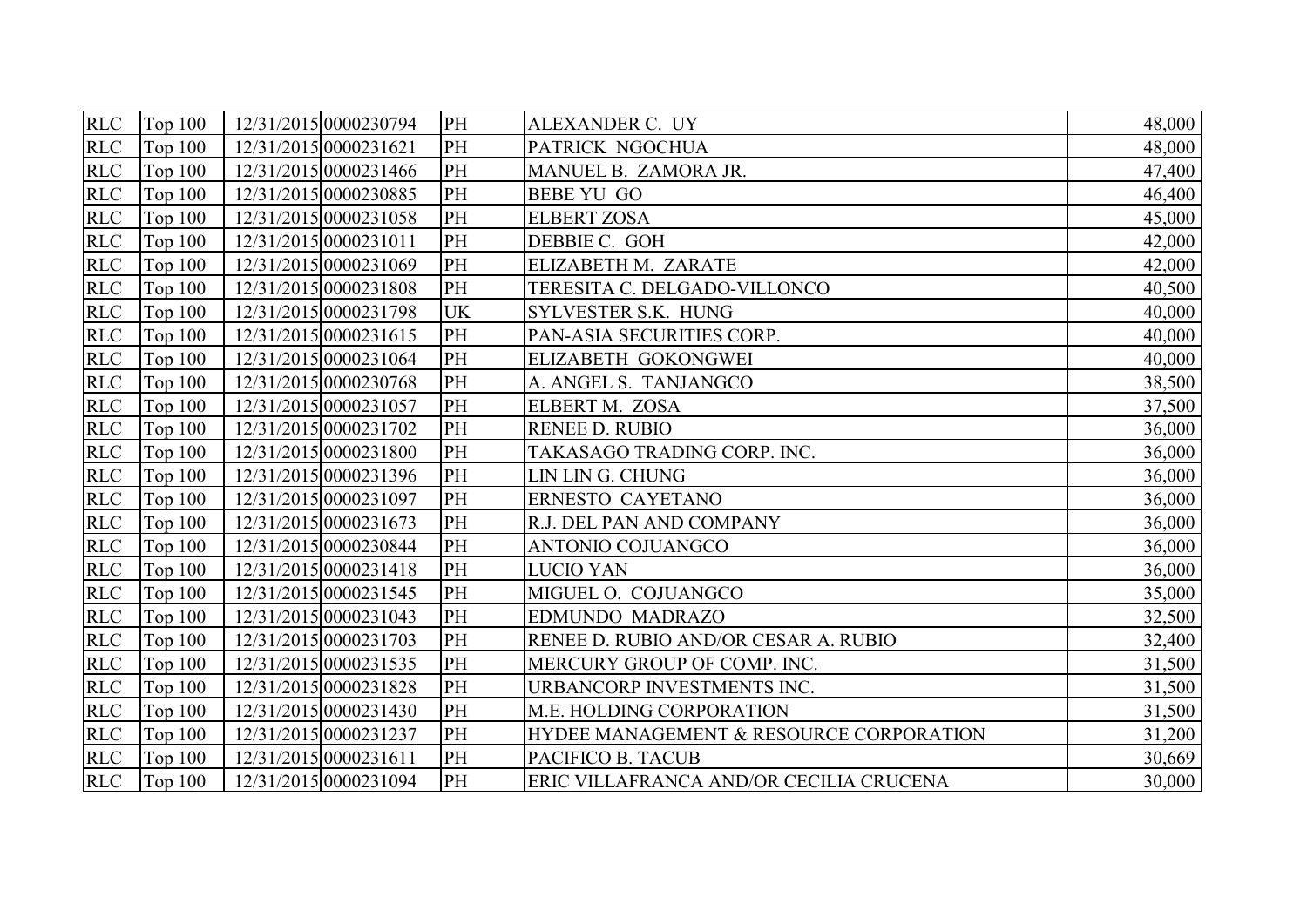| RLC | Top 100 | 12/31/2015 | 0000230794 | PH | ALEXANDER C. UY | 48,000 |
|---|---|---|---|---|---|---|
| RLC | Top 100 | 12/31/2015 | 0000231621 | PH | PATRICK NGOCHUA | 48,000 |
| RLC | Top 100 | 12/31/2015 | 0000231466 | PH | MANUEL B. ZAMORA JR. | 47,400 |
| RLC | Top 100 | 12/31/2015 | 0000230885 | PH | BEBE YU GO | 46,400 |
| RLC | Top 100 | 12/31/2015 | 0000231058 | PH | ELBERT ZOSA | 45,000 |
| RLC | Top 100 | 12/31/2015 | 0000231011 | PH | DEBBIE C. GOH | 42,000 |
| RLC | Top 100 | 12/31/2015 | 0000231069 | PH | ELIZABETH M. ZARATE | 42,000 |
| RLC | Top 100 | 12/31/2015 | 0000231808 | PH | TERESITA C. DELGADO-VILLONCO | 40,500 |
| RLC | Top 100 | 12/31/2015 | 0000231798 | UK | SYLVESTER S.K. HUNG | 40,000 |
| RLC | Top 100 | 12/31/2015 | 0000231615 | PH | PAN-ASIA SECURITIES CORP. | 40,000 |
| RLC | Top 100 | 12/31/2015 | 0000231064 | PH | ELIZABETH GOKONGWEI | 40,000 |
| RLC | Top 100 | 12/31/2015 | 0000230768 | PH | A. ANGEL S. TANJANGCO | 38,500 |
| RLC | Top 100 | 12/31/2015 | 0000231057 | PH | ELBERT M. ZOSA | 37,500 |
| RLC | Top 100 | 12/31/2015 | 0000231702 | PH | RENEE D. RUBIO | 36,000 |
| RLC | Top 100 | 12/31/2015 | 0000231800 | PH | TAKASAGO TRADING CORP. INC. | 36,000 |
| RLC | Top 100 | 12/31/2015 | 0000231396 | PH | LIN LIN G. CHUNG | 36,000 |
| RLC | Top 100 | 12/31/2015 | 0000231097 | PH | ERNESTO CAYETANO | 36,000 |
| RLC | Top 100 | 12/31/2015 | 0000231673 | PH | R.J. DEL PAN AND COMPANY | 36,000 |
| RLC | Top 100 | 12/31/2015 | 0000230844 | PH | ANTONIO COJUANGCO | 36,000 |
| RLC | Top 100 | 12/31/2015 | 0000231418 | PH | LUCIO YAN | 36,000 |
| RLC | Top 100 | 12/31/2015 | 0000231545 | PH | MIGUEL O. COJUANGCO | 35,000 |
| RLC | Top 100 | 12/31/2015 | 0000231043 | PH | EDMUNDO MADRAZO | 32,500 |
| RLC | Top 100 | 12/31/2015 | 0000231703 | PH | RENEE D. RUBIO AND/OR CESAR A. RUBIO | 32,400 |
| RLC | Top 100 | 12/31/2015 | 0000231535 | PH | MERCURY GROUP OF COMP. INC. | 31,500 |
| RLC | Top 100 | 12/31/2015 | 0000231828 | PH | URBANCORP INVESTMENTS INC. | 31,500 |
| RLC | Top 100 | 12/31/2015 | 0000231430 | PH | M.E. HOLDING CORPORATION | 31,500 |
| RLC | Top 100 | 12/31/2015 | 0000231237 | PH | HYDEE MANAGEMENT & RESOURCE CORPORATION | 31,200 |
| RLC | Top 100 | 12/31/2015 | 0000231611 | PH | PACIFICO B. TACUB | 30,669 |
| RLC | Top 100 | 12/31/2015 | 0000231094 | PH | ERIC VILLAFRANCA AND/OR CECILIA CRUCENA | 30,000 |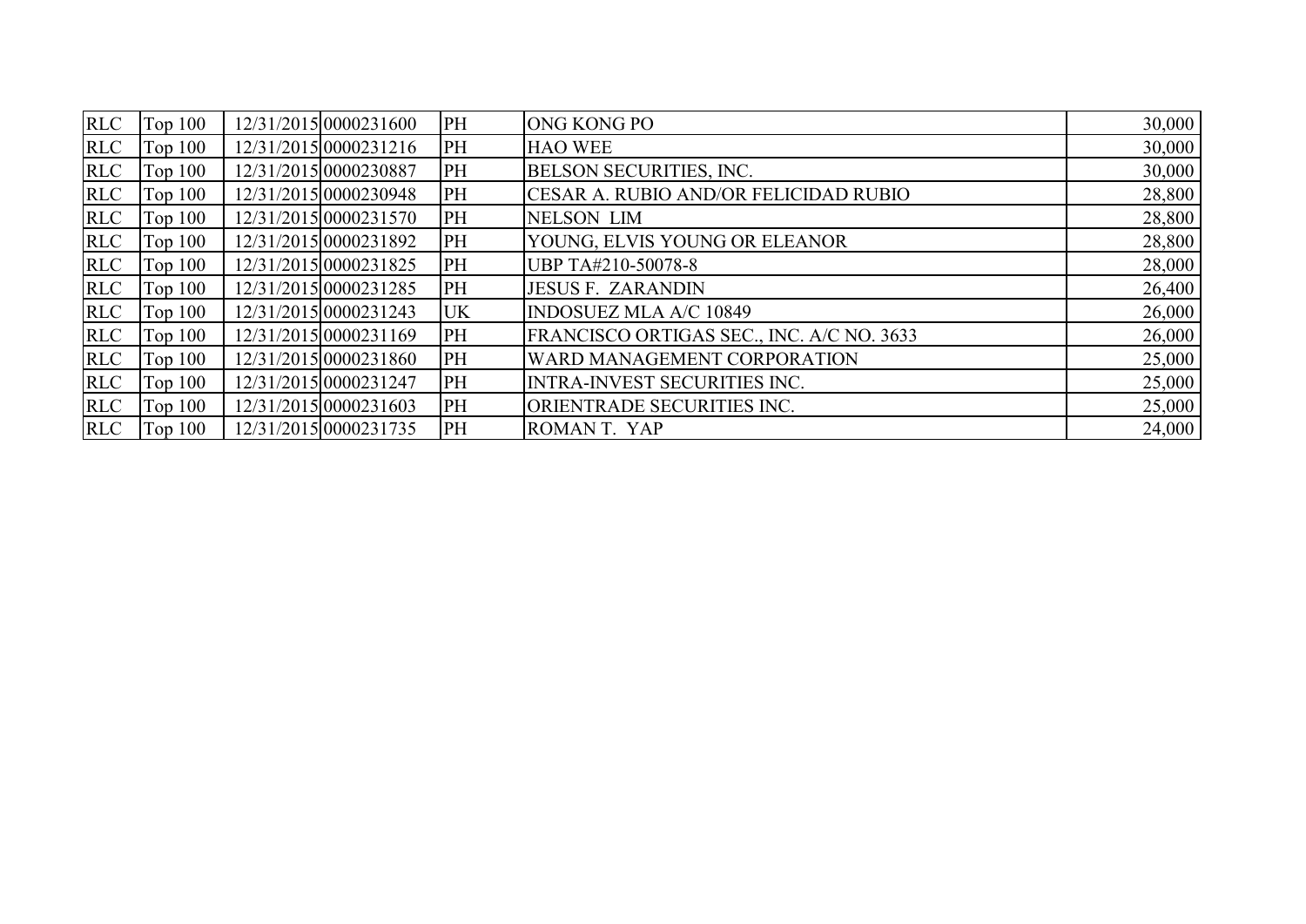| | | | | | | |
|---|---|---|---|---|---|---|
| RLC | Top 100 | 12/31/2015 | 0000231600 | PH | ONG KONG PO | 30,000 |
| RLC | Top 100 | 12/31/2015 | 0000231216 | PH | HAO WEE | 30,000 |
| RLC | Top 100 | 12/31/2015 | 0000230887 | PH | BELSON SECURITIES, INC. | 30,000 |
| RLC | Top 100 | 12/31/2015 | 0000230948 | PH | CESAR A. RUBIO AND/OR FELICIDAD RUBIO | 28,800 |
| RLC | Top 100 | 12/31/2015 | 0000231570 | PH | NELSON LIM | 28,800 |
| RLC | Top 100 | 12/31/2015 | 0000231892 | PH | YOUNG, ELVIS YOUNG OR ELEANOR | 28,800 |
| RLC | Top 100 | 12/31/2015 | 0000231825 | PH | UBP TA#210-50078-8 | 28,000 |
| RLC | Top 100 | 12/31/2015 | 0000231285 | PH | JESUS F. ZARANDIN | 26,400 |
| RLC | Top 100 | 12/31/2015 | 0000231243 | UK | INDOSUEZ MLA A/C 10849 | 26,000 |
| RLC | Top 100 | 12/31/2015 | 0000231169 | PH | FRANCISCO ORTIGAS SEC., INC. A/C NO. 3633 | 26,000 |
| RLC | Top 100 | 12/31/2015 | 0000231860 | PH | WARD MANAGEMENT CORPORATION | 25,000 |
| RLC | Top 100 | 12/31/2015 | 0000231247 | PH | INTRA-INVEST SECURITIES INC. | 25,000 |
| RLC | Top 100 | 12/31/2015 | 0000231603 | PH | ORIENTRADE SECURITIES INC. | 25,000 |
| RLC | Top 100 | 12/31/2015 | 0000231735 | PH | ROMAN T. YAP | 24,000 |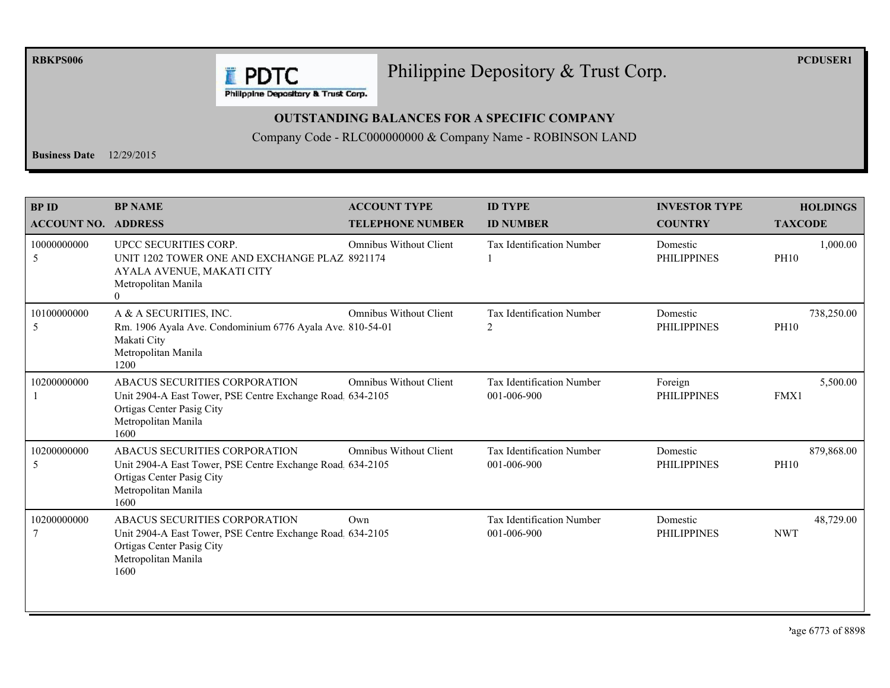RBKPS006 PCDUSER1

# Philippine Depository & Trust Corp.

## OUTSTANDING BALANCES FOR A SPECIFIC COMPANY

Company Code - RLC000000000 & Company Name - ROBINSON LAND

**Business Date** 12/29/2015

| BP ID<br>ACCOUNT NO. | BP NAME<br>ADDRESS | ACCOUNT TYPE<br>TELEPHONE NUMBER | ID TYPE<br>ID NUMBER | INVESTOR TYPE<br>COUNTRY | HOLDINGS<br>TAXCODE |
|---|---|---|---|---|---|
| 10000000000<br>5 | UPCC SECURITIES CORP.<br>UNIT 1202 TOWER ONE AND EXCHANGE PLAZ<br>AYALA AVENUE, MAKATI CITY<br>Metropolitan Manila<br>0 | Omnibus Without Client<br>8921174 | Tax Identification Number<br>1 | Domestic<br>PHILIPPINES | 1,000.00<br>PH10 |
| 10100000000<br>5 | A & A SECURITIES, INC.<br>Rm. 1906 Ayala Ave. Condominium 6776 Ayala Ave.<br>Makati City<br>Metropolitan Manila<br>1200 | Omnibus Without Client<br>810-54-01 | Tax Identification Number<br>2 | Domestic<br>PHILIPPINES | 738,250.00<br>PH10 |
| 10200000000<br>1 | ABACUS SECURITIES CORPORATION<br>Unit 2904-A East Tower, PSE Centre Exchange Road.<br>Ortigas Center Pasig City<br>Metropolitan Manila<br>1600 | Omnibus Without Client<br>634-2105 | Tax Identification Number<br>001-006-900 | Foreign<br>PHILIPPINES | 5,500.00<br>FMX1 |
| 10200000000<br>5 | ABACUS SECURITIES CORPORATION<br>Unit 2904-A East Tower, PSE Centre Exchange Road.<br>Ortigas Center Pasig City<br>Metropolitan Manila<br>1600 | Omnibus Without Client<br>634-2105 | Tax Identification Number<br>001-006-900 | Domestic<br>PHILIPPINES | 879,868.00<br>PH10 |
| 10200000000<br>7 | ABACUS SECURITIES CORPORATION<br>Unit 2904-A East Tower, PSE Centre Exchange Road.<br>Ortigas Center Pasig City<br>Metropolitan Manila<br>1600 | Own<br>634-2105 | Tax Identification Number<br>001-006-900 | Domestic<br>PHILIPPINES | 48,729.00<br>NWT |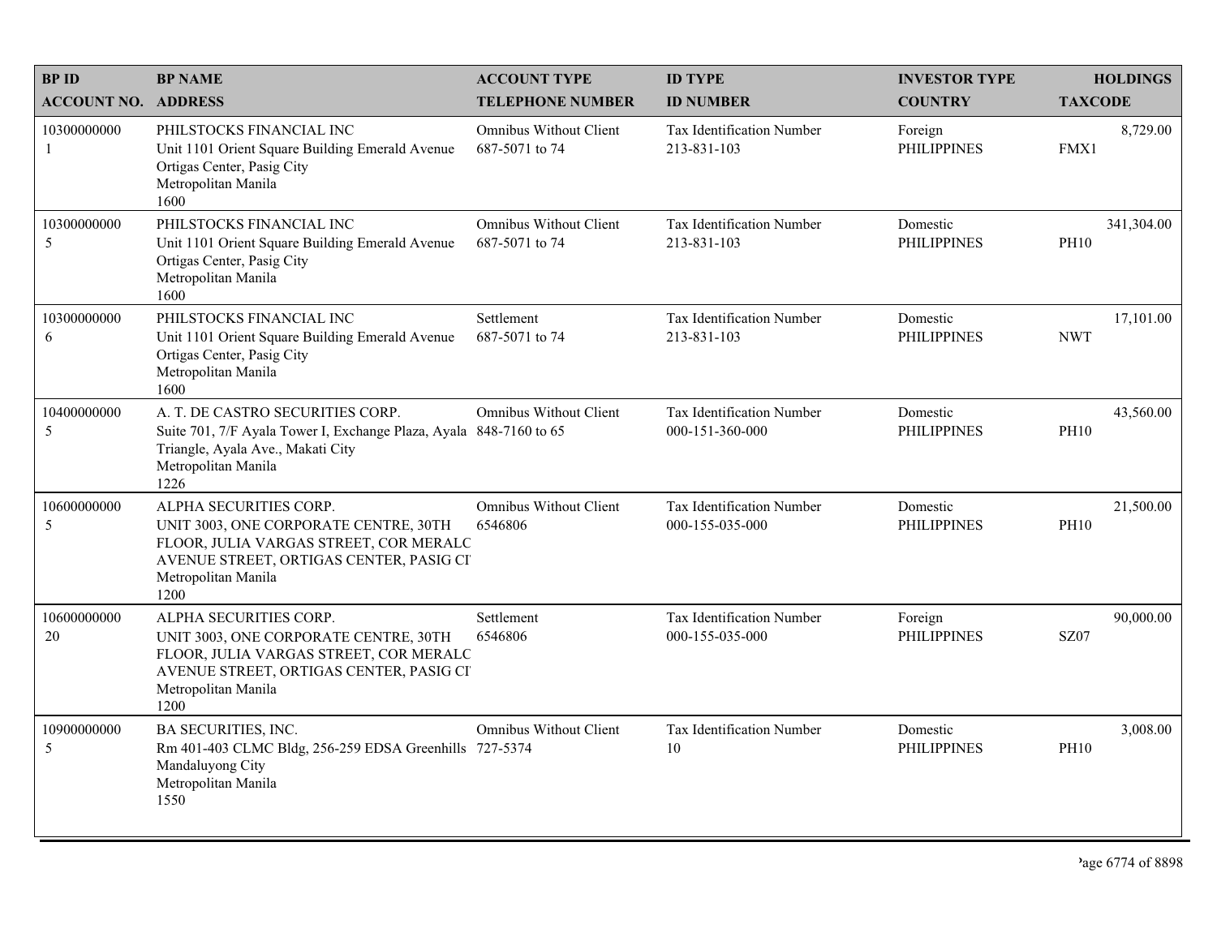| BP ID<br>ACCOUNT NO. | BP NAME<br>ADDRESS | ACCOUNT TYPE<br>TELEPHONE NUMBER | ID TYPE<br>ID NUMBER | INVESTOR TYPE<br>COUNTRY | HOLDINGS<br>TAXCODE |
|---|---|---|---|---|---|
| 10300000000<br>1 | PHILSTOCKS FINANCIAL INC<br>Unit 1101 Orient Square Building Emerald Avenue Ortigas Center, Pasig City<br>Metropolitan Manila<br>1600 | Omnibus Without Client<br>687-5071 to 74 | Tax Identification Number<br>213-831-103 | Foreign<br>PHILIPPINES | 8,729.00<br>FMX1 |
| 10300000000<br>5 | PHILSTOCKS FINANCIAL INC<br>Unit 1101 Orient Square Building Emerald Avenue Ortigas Center, Pasig City<br>Metropolitan Manila<br>1600 | Omnibus Without Client<br>687-5071 to 74 | Tax Identification Number<br>213-831-103 | Domestic<br>PHILIPPINES | 341,304.00<br>PH10 |
| 10300000000<br>6 | PHILSTOCKS FINANCIAL INC<br>Unit 1101 Orient Square Building Emerald Avenue Ortigas Center, Pasig City<br>Metropolitan Manila<br>1600 | Settlement<br>687-5071 to 74 | Tax Identification Number<br>213-831-103 | Domestic<br>PHILIPPINES | 17,101.00<br>NWT |
| 10400000000<br>5 | A. T. DE CASTRO SECURITIES CORP.<br>Suite 701, 7/F Ayala Tower I, Exchange Plaza, Ayala Triangle, Ayala Ave., Makati City<br>Metropolitan Manila<br>1226 | Omnibus Without Client<br>848-7160 to 65 | Tax Identification Number<br>000-151-360-000 | Domestic<br>PHILIPPINES | 43,560.00<br>PH10 |
| 10600000000<br>5 | ALPHA SECURITIES CORP.<br>UNIT 3003, ONE CORPORATE CENTRE, 30TH FLOOR, JULIA VARGAS STREET, COR MERALC AVENUE STREET, ORTIGAS CENTER, PASIG CI<br>Metropolitan Manila<br>1200 | Omnibus Without Client<br>6546806 | Tax Identification Number<br>000-155-035-000 | Domestic<br>PHILIPPINES | 21,500.00<br>PH10 |
| 10600000000<br>20 | ALPHA SECURITIES CORP.<br>UNIT 3003, ONE CORPORATE CENTRE, 30TH FLOOR, JULIA VARGAS STREET, COR MERALC AVENUE STREET, ORTIGAS CENTER, PASIG CI<br>Metropolitan Manila<br>1200 | Settlement<br>6546806 | Tax Identification Number<br>000-155-035-000 | Foreign<br>PHILIPPINES | 90,000.00<br>SZ07 |
| 10900000000<br>5 | BA SECURITIES, INC.<br>Rm 401-403 CLMC Bldg, 256-259 EDSA Greenhills Mandaluyong City<br>Metropolitan Manila<br>1550 | Omnibus Without Client<br>727-5374 | Tax Identification Number<br>10 | Domestic<br>PHILIPPINES | 3,008.00<br>PH10 |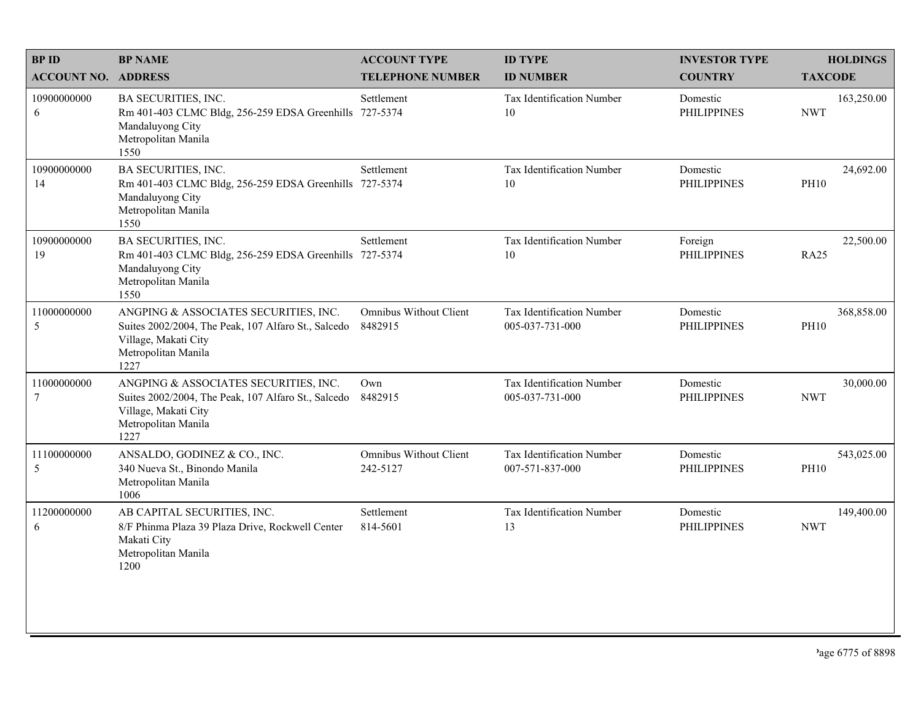| BP ID<br>ACCOUNT NO. | BP NAME<br>ADDRESS | ACCOUNT TYPE<br>TELEPHONE NUMBER | ID TYPE<br>ID NUMBER | INVESTOR TYPE<br>COUNTRY | HOLDINGS<br>TAXCODE |
|---|---|---|---|---|---|
| 10900000000<br>6 | BA SECURITIES, INC.<br>Rm 401-403 CLMC Bldg, 256-259 EDSA Greenhills<br>Mandaluyong City<br>Metropolitan Manila<br>1550 | Settlement<br>727-5374 | Tax Identification Number<br>10 | Domestic<br>PHILIPPINES | 163,250.00<br>NWT |
| 10900000000<br>14 | BA SECURITIES, INC.<br>Rm 401-403 CLMC Bldg, 256-259 EDSA Greenhills<br>Mandaluyong City<br>Metropolitan Manila<br>1550 | Settlement<br>727-5374 | Tax Identification Number<br>10 | Domestic<br>PHILIPPINES | 24,692.00<br>PH10 |
| 10900000000<br>19 | BA SECURITIES, INC.<br>Rm 401-403 CLMC Bldg, 256-259 EDSA Greenhills<br>Mandaluyong City<br>Metropolitan Manila<br>1550 | Settlement<br>727-5374 | Tax Identification Number<br>10 | Foreign<br>PHILIPPINES | 22,500.00<br>RA25 |
| 11000000000<br>5 | ANGPING & ASSOCIATES SECURITIES, INC.<br>Suites 2002/2004, The Peak, 107 Alfaro St., Salcedo Village, Makati City<br>Metropolitan Manila<br>1227 | Omnibus Without Client<br>8482915 | Tax Identification Number<br>005-037-731-000 | Domestic<br>PHILIPPINES | 368,858.00<br>PH10 |
| 11000000000<br>7 | ANGPING & ASSOCIATES SECURITIES, INC.<br>Suites 2002/2004, The Peak, 107 Alfaro St., Salcedo Village, Makati City<br>Metropolitan Manila<br>1227 | Own<br>8482915 | Tax Identification Number<br>005-037-731-000 | Domestic<br>PHILIPPINES | 30,000.00<br>NWT |
| 11100000000<br>5 | ANSALDO, GODINEZ & CO., INC.<br>340 Nueva St., Binondo Manila<br>Metropolitan Manila<br>1006 | Omnibus Without Client<br>242-5127 | Tax Identification Number<br>007-571-837-000 | Domestic<br>PHILIPPINES | 543,025.00<br>PH10 |
| 11200000000<br>6 | AB CAPITAL SECURITIES, INC.<br>8/F Phinma Plaza 39 Plaza Drive, Rockwell Center<br>Makati City<br>Metropolitan Manila<br>1200 | Settlement<br>814-5601 | Tax Identification Number<br>13 | Domestic<br>PHILIPPINES | 149,400.00<br>NWT |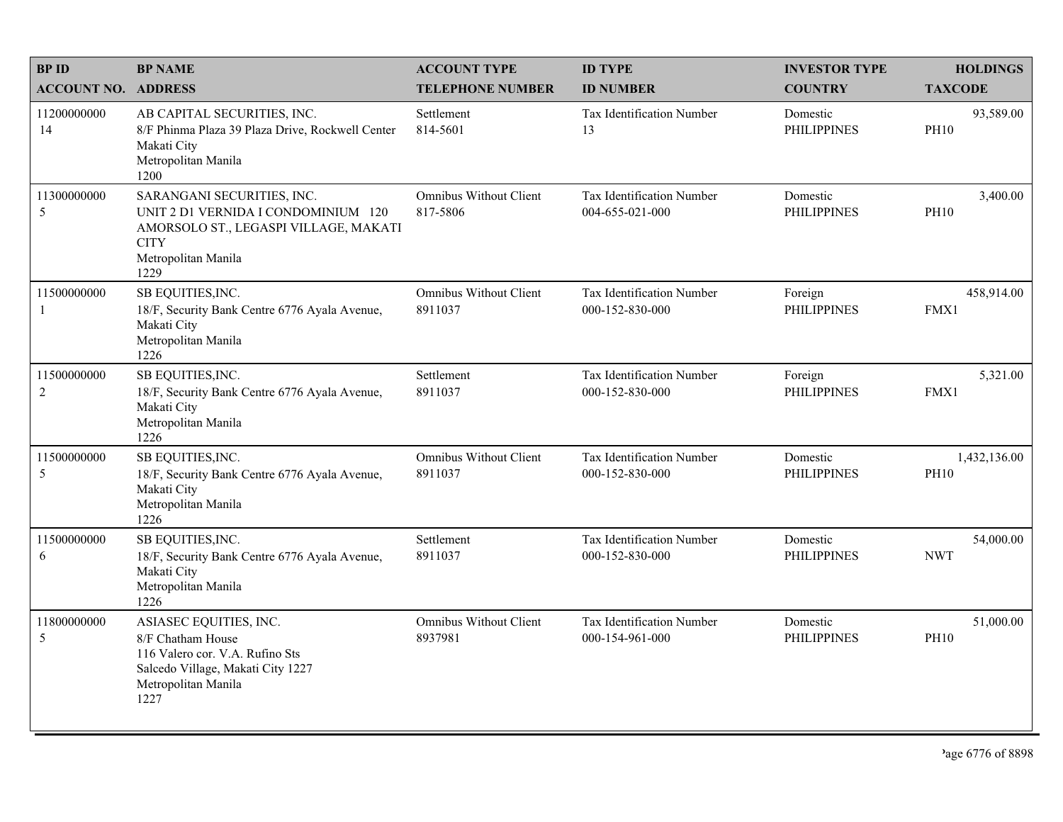| BP ID<br>ACCOUNT NO. | BP NAME<br>ADDRESS | ACCOUNT TYPE<br>TELEPHONE NUMBER | ID TYPE<br>ID NUMBER | INVESTOR TYPE<br>COUNTRY | HOLDINGS<br>TAXCODE |
|---|---|---|---|---|---|
| 11200000000<br>14 | AB CAPITAL SECURITIES, INC.<br>8/F Phinma Plaza 39 Plaza Drive, Rockwell Center<br>Makati City<br>Metropolitan Manila<br>1200 | Settlement<br>814-5601 | Tax Identification Number<br>13 | Domestic<br>PHILIPPINES | 93,589.00<br>PH10 |
| 11300000000<br>5 | SARANGANI SECURITIES, INC.<br>UNIT 2 D1 VERNIDA I CONDOMINIUM 120 AMORSOLO ST., LEGASPI VILLAGE, MAKATI CITY<br>Metropolitan Manila<br>1229 | Omnibus Without Client<br>817-5806 | Tax Identification Number<br>004-655-021-000 | Domestic<br>PHILIPPINES | 3,400.00<br>PH10 |
| 11500000000<br>1 | SB EQUITIES,INC.<br>18/F, Security Bank Centre 6776 Ayala Avenue,<br>Makati City<br>Metropolitan Manila<br>1226 | Omnibus Without Client<br>8911037 | Tax Identification Number<br>000-152-830-000 | Foreign<br>PHILIPPINES | 458,914.00<br>FMX1 |
| 11500000000<br>2 | SB EQUITIES,INC.<br>18/F, Security Bank Centre 6776 Ayala Avenue,<br>Makati City<br>Metropolitan Manila<br>1226 | Settlement<br>8911037 | Tax Identification Number<br>000-152-830-000 | Foreign<br>PHILIPPINES | 5,321.00<br>FMX1 |
| 11500000000<br>5 | SB EQUITIES,INC.<br>18/F, Security Bank Centre 6776 Ayala Avenue,<br>Makati City<br>Metropolitan Manila<br>1226 | Omnibus Without Client<br>8911037 | Tax Identification Number<br>000-152-830-000 | Domestic<br>PHILIPPINES | 1,432,136.00<br>PH10 |
| 11500000000<br>6 | SB EQUITIES,INC.<br>18/F, Security Bank Centre 6776 Ayala Avenue,<br>Makati City<br>Metropolitan Manila<br>1226 | Settlement<br>8911037 | Tax Identification Number<br>000-152-830-000 | Domestic<br>PHILIPPINES | 54,000.00<br>NWT |
| 11800000000<br>5 | ASIASEC EQUITIES, INC.<br>8/F Chatham House<br>116 Valero cor. V.A. Rufino Sts<br>Salcedo Village, Makati City 1227<br>Metropolitan Manila<br>1227 | Omnibus Without Client<br>8937981 | Tax Identification Number<br>000-154-961-000 | Domestic<br>PHILIPPINES | 51,000.00<br>PH10 |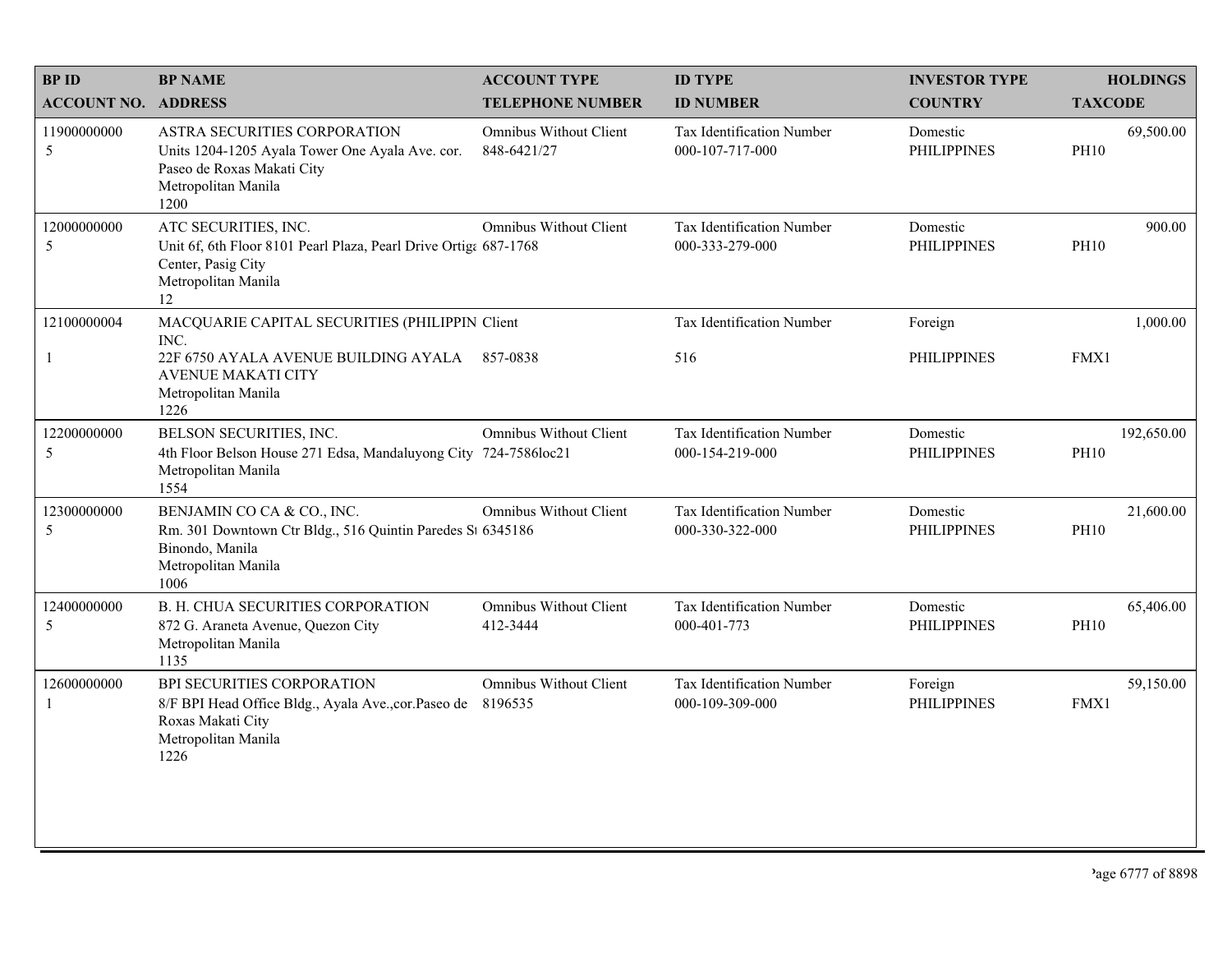| BP ID<br>ACCOUNT NO. | BP NAME<br>ADDRESS | ACCOUNT TYPE<br>TELEPHONE NUMBER | ID TYPE<br>ID NUMBER | INVESTOR TYPE<br>COUNTRY | HOLDINGS<br>TAXCODE |
|---|---|---|---|---|---|
| 11900000000<br>5 | ASTRA SECURITIES CORPORATION<br>Units 1204-1205 Ayala Tower One Ayala Ave. cor. Paseo de Roxas Makati City<br>Metropolitan Manila<br>1200 | Omnibus Without Client<br>848-6421/27 | Tax Identification Number<br>000-107-717-000 | Domestic<br>PHILIPPINES | 69,500.00<br>PH10 |
| 12000000000<br>5 | ATC SECURITIES, INC.<br>Unit 6f, 6th Floor 8101 Pearl Plaza, Pearl Drive Ortiga Center, Pasig City<br>Metropolitan Manila<br>12 | Omnibus Without Client<br>687-1768 | Tax Identification Number<br>000-333-279-000 | Domestic<br>PHILIPPINES | 900.00<br>PH10 |
| 12100000004<br>1 | MACQUARIE CAPITAL SECURITIES (PHILIPPIN INC.<br>22F 6750 AYALA AVENUE BUILDING AYALA AVENUE MAKATI CITY<br>Metropolitan Manila<br>1226 | Client<br>857-0838 | Tax Identification Number<br>516 | Foreign<br>PHILIPPINES | 1,000.00<br>FMX1 |
| 12200000000<br>5 | BELSON SECURITIES, INC.<br>4th Floor Belson House 271 Edsa, Mandaluyong City<br>Metropolitan Manila<br>1554 | Omnibus Without Client<br>724-7586loc21 | Tax Identification Number<br>000-154-219-000 | Domestic<br>PHILIPPINES | 192,650.00<br>PH10 |
| 12300000000<br>5 | BENJAMIN CO CA & CO., INC.<br>Rm. 301 Downtown Ctr Bldg., 516 Quintin Paredes St Binondo, Manila<br>Metropolitan Manila<br>1006 | Omnibus Without Client<br>6345186 | Tax Identification Number<br>000-330-322-000 | Domestic<br>PHILIPPINES | 21,600.00<br>PH10 |
| 12400000000<br>5 | B. H. CHUA SECURITIES CORPORATION<br>872 G. Araneta Avenue, Quezon City<br>Metropolitan Manila<br>1135 | Omnibus Without Client<br>412-3444 | Tax Identification Number<br>000-401-773 | Domestic<br>PHILIPPINES | 65,406.00<br>PH10 |
| 12600000000<br>1 | BPI SECURITIES CORPORATION<br>8/F BPI Head Office Bldg., Ayala Ave.,cor.Paseo de Roxas Makati City<br>Metropolitan Manila<br>1226 | Omnibus Without Client<br>8196535 | Tax Identification Number<br>000-109-309-000 | Foreign<br>PHILIPPINES | 59,150.00<br>FMX1 |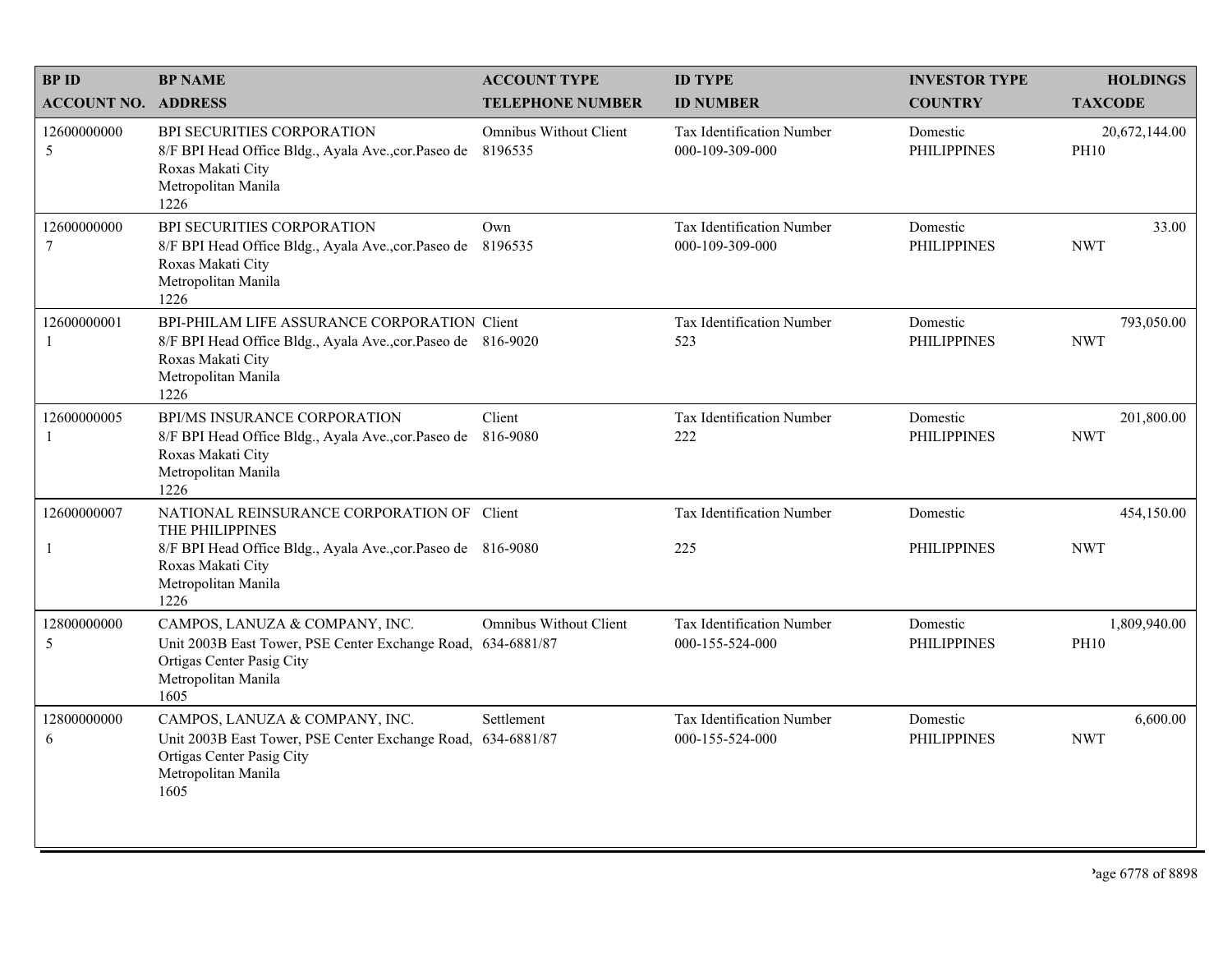| BP ID<br>ACCOUNT NO. | BP NAME<br>ADDRESS | ACCOUNT TYPE<br>TELEPHONE NUMBER | ID TYPE<br>ID NUMBER | INVESTOR TYPE<br>COUNTRY | HOLDINGS<br>TAXCODE |
|---|---|---|---|---|---|
| 126000000005 | BPI SECURITIES CORPORATION<br>8/F BPI Head Office Bldg., Ayala Ave.,cor.Paseo de Roxas Makati City<br>Metropolitan Manila<br>1226 | Omnibus Without Client<br>8196535 | Tax Identification Number<br>000-109-309-000 | Domestic<br>PHILIPPINES | 20,672,144.00<br>PH10 |
| 126000000007 | BPI SECURITIES CORPORATION<br>8/F BPI Head Office Bldg., Ayala Ave.,cor.Paseo de Roxas Makati City<br>Metropolitan Manila<br>1226 | Own<br>8196535 | Tax Identification Number<br>000-109-309-000 | Domestic<br>PHILIPPINES | 33.00<br>NWT |
| 126000000011 | BPI-PHILAM LIFE ASSURANCE CORPORATION<br>8/F BPI Head Office Bldg., Ayala Ave.,cor.Paseo de Roxas Makati City<br>Metropolitan Manila<br>1226 | Client<br>816-9020 | Tax Identification Number<br>523 | Domestic<br>PHILIPPINES | 793,050.00<br>NWT |
| 126000000051 | BPI/MS INSURANCE CORPORATION<br>8/F BPI Head Office Bldg., Ayala Ave.,cor.Paseo de Roxas Makati City<br>Metropolitan Manila<br>1226 | Client<br>816-9080 | Tax Identification Number<br>222 | Domestic<br>PHILIPPINES | 201,800.00<br>NWT |
| 126000000071 | NATIONAL REINSURANCE CORPORATION OF THE PHILIPPINES<br>8/F BPI Head Office Bldg., Ayala Ave.,cor.Paseo de Roxas Makati City<br>Metropolitan Manila<br>1226 | Client<br>816-9080 | Tax Identification Number<br>225 | Domestic<br>PHILIPPINES | 454,150.00<br>NWT |
| 128000000005 | CAMPOS, LANUZA & COMPANY, INC.<br>Unit 2003B East Tower, PSE Center Exchange Road, Ortigas Center Pasig City<br>Metropolitan Manila<br>1605 | Omnibus Without Client<br>634-6881/87 | Tax Identification Number<br>000-155-524-000 | Domestic<br>PHILIPPINES | 1,809,940.00<br>PH10 |
| 128000000006 | CAMPOS, LANUZA & COMPANY, INC.<br>Unit 2003B East Tower, PSE Center Exchange Road, Ortigas Center Pasig City<br>Metropolitan Manila<br>1605 | Settlement<br>634-6881/87 | Tax Identification Number<br>000-155-524-000 | Domestic<br>PHILIPPINES | 6,600.00<br>NWT |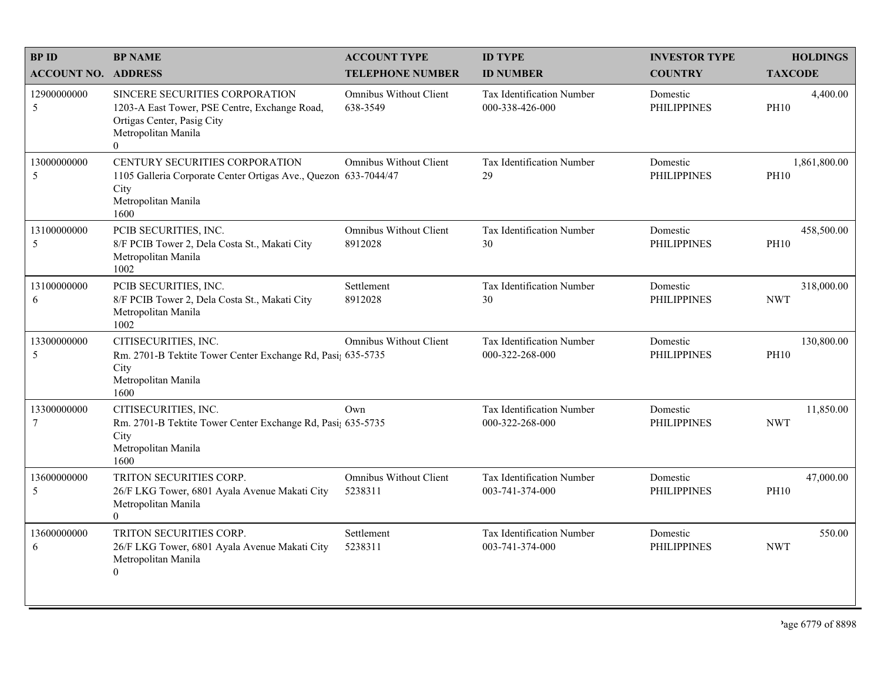| BP ID<br>ACCOUNT NO. | BP NAME<br>ADDRESS | ACCOUNT TYPE<br>TELEPHONE NUMBER | ID TYPE<br>ID NUMBER | INVESTOR TYPE<br>COUNTRY | HOLDINGS<br>TAXCODE |
|---|---|---|---|---|---|
| 12900000000<br>5 | SINCERE SECURITIES CORPORATION<br>1203-A East Tower, PSE Centre, Exchange Road, Ortigas Center, Pasig City<br>Metropolitan Manila<br>0 | Omnibus Without Client<br>638-3549 | Tax Identification Number<br>000-338-426-000 | Domestic<br>PHILIPPINES | 4,400.00<br>PH10 |
| 13000000000<br>5 | CENTURY SECURITIES CORPORATION<br>1105 Galleria Corporate Center Ortigas Ave., Quezon City<br>Metropolitan Manila<br>1600 | Omnibus Without Client<br>633-7044/47 | Tax Identification Number<br>29 | Domestic<br>PHILIPPINES | 1,861,800.00<br>PH10 |
| 13100000000<br>5 | PCIB SECURITIES, INC.<br>8/F PCIB Tower 2, Dela Costa St., Makati City<br>Metropolitan Manila<br>1002 | Omnibus Without Client<br>8912028 | Tax Identification Number<br>30 | Domestic<br>PHILIPPINES | 458,500.00<br>PH10 |
| 13100000000<br>6 | PCIB SECURITIES, INC.<br>8/F PCIB Tower 2, Dela Costa St., Makati City<br>Metropolitan Manila<br>1002 | Settlement<br>8912028 | Tax Identification Number<br>30 | Domestic<br>PHILIPPINES | 318,000.00<br>NWT |
| 13300000000<br>5 | CITISECURITIES, INC.<br>Rm. 2701-B Tektite Tower Center Exchange Rd, Pasig City<br>Metropolitan Manila<br>1600 | Omnibus Without Client<br>635-5735 | Tax Identification Number<br>000-322-268-000 | Domestic<br>PHILIPPINES | 130,800.00<br>PH10 |
| 13300000000<br>7 | CITISECURITIES, INC.<br>Rm. 2701-B Tektite Tower Center Exchange Rd, Pasig City<br>Metropolitan Manila<br>1600 | Own<br>635-5735 | Tax Identification Number<br>000-322-268-000 | Domestic<br>PHILIPPINES | 11,850.00<br>NWT |
| 13600000000<br>5 | TRITON SECURITIES CORP.<br>26/F LKG Tower, 6801 Ayala Avenue Makati City<br>Metropolitan Manila<br>0 | Omnibus Without Client<br>5238311 | Tax Identification Number<br>003-741-374-000 | Domestic<br>PHILIPPINES | 47,000.00<br>PH10 |
| 13600000000<br>6 | TRITON SECURITIES CORP.<br>26/F LKG Tower, 6801 Ayala Avenue Makati City<br>Metropolitan Manila<br>0 | Settlement<br>5238311 | Tax Identification Number<br>003-741-374-000 | Domestic<br>PHILIPPINES | 550.00<br>NWT |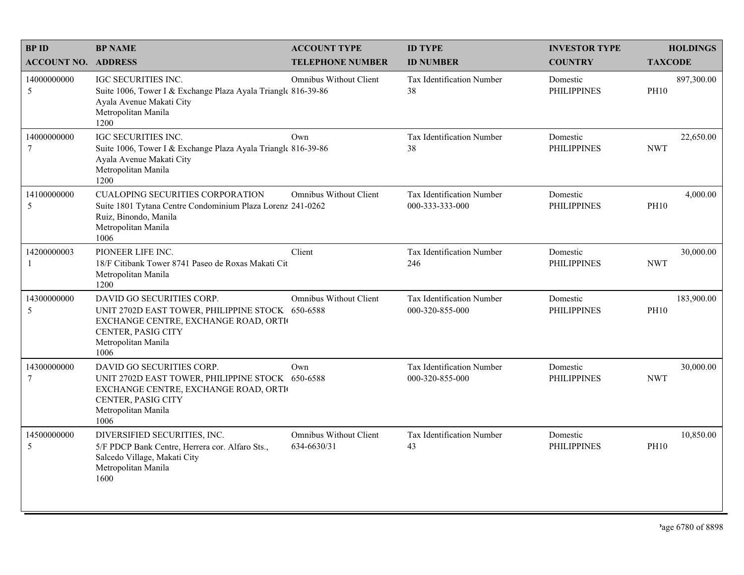| BP ID<br>ACCOUNT NO. | BP NAME<br>ADDRESS | ACCOUNT TYPE<br>TELEPHONE NUMBER | ID TYPE<br>ID NUMBER | INVESTOR TYPE<br>COUNTRY | HOLDINGS<br>TAXCODE |
|---|---|---|---|---|---|
| 14000000000<br>5 | IGC SECURITIES INC.<br>Suite 1006, Tower I & Exchange Plaza Ayala Triangl<br>Ayala Avenue Makati City<br>Metropolitan Manila<br>1200 | Omnibus Without Client<br>816-39-86 | Tax Identification Number<br>38 | Domestic<br>PHILIPPINES | 897,300.00<br>PH10 |
| 14000000000<br>7 | IGC SECURITIES INC.<br>Suite 1006, Tower I & Exchange Plaza Ayala Triangl<br>Ayala Avenue Makati City<br>Metropolitan Manila<br>1200 | Own<br>816-39-86 | Tax Identification Number<br>38 | Domestic<br>PHILIPPINES | 22,650.00<br>NWT |
| 14100000000<br>5 | CUALOPING SECURITIES CORPORATION<br>Suite 1801 Tytana Centre Condominium Plaza Lorenz<br>Ruiz, Binondo, Manila<br>Metropolitan Manila<br>1006 | Omnibus Without Client<br>241-0262 | Tax Identification Number<br>000-333-333-000 | Domestic<br>PHILIPPINES | 4,000.00<br>PH10 |
| 14200000003<br>1 | PIONEER LIFE INC.<br>18/F Citibank Tower 8741 Paseo de Roxas Makati Cit<br>Metropolitan Manila<br>1200 | Client | Tax Identification Number<br>246 | Domestic<br>PHILIPPINES | 30,000.00<br>NWT |
| 14300000000<br>5 | DAVID GO SECURITIES CORP.<br>UNIT 2702D EAST TOWER, PHILIPPINE STOCK<br>EXCHANGE CENTRE, EXCHANGE ROAD, ORTI<br>CENTER, PASIG CITY<br>Metropolitan Manila<br>1006 | Omnibus Without Client<br>650-6588 | Tax Identification Number<br>000-320-855-000 | Domestic<br>PHILIPPINES | 183,900.00<br>PH10 |
| 14300000000<br>7 | DAVID GO SECURITIES CORP.<br>UNIT 2702D EAST TOWER, PHILIPPINE STOCK<br>EXCHANGE CENTRE, EXCHANGE ROAD, ORTI<br>CENTER, PASIG CITY<br>Metropolitan Manila<br>1006 | Own<br>650-6588 | Tax Identification Number<br>000-320-855-000 | Domestic<br>PHILIPPINES | 30,000.00<br>NWT |
| 14500000000<br>5 | DIVERSIFIED SECURITIES, INC.<br>5/F PDCP Bank Centre, Herrera cor. Alfaro Sts.,<br>Salcedo Village, Makati City<br>Metropolitan Manila<br>1600 | Omnibus Without Client<br>634-6630/31 | Tax Identification Number<br>43 | Domestic<br>PHILIPPINES | 10,850.00<br>PH10 |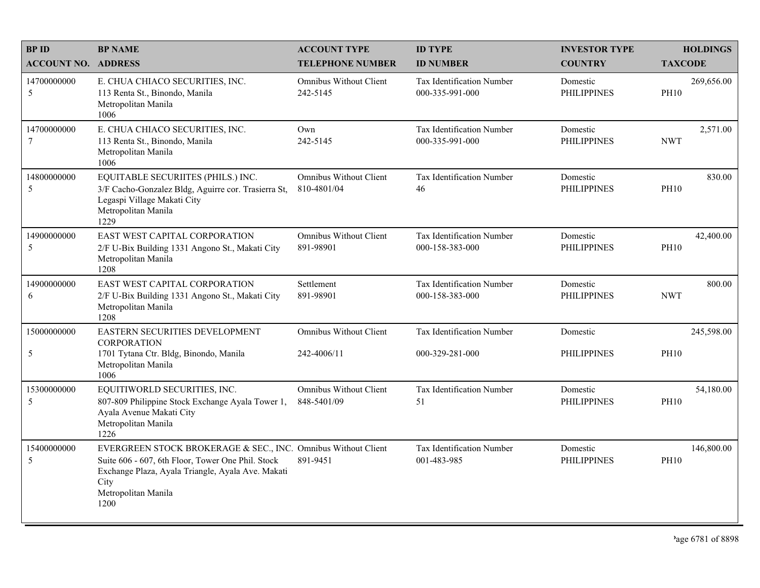| BP ID<br>ACCOUNT NO. | BP NAME<br>ADDRESS | ACCOUNT TYPE<br>TELEPHONE NUMBER | ID TYPE<br>ID NUMBER | INVESTOR TYPE<br>COUNTRY | HOLDINGS<br>TAXCODE |
|---|---|---|---|---|---|
| 14700000000<br>5 | E. CHUA CHIACO SECURITIES, INC.<br>113 Renta St., Binondo, Manila<br>Metropolitan Manila<br>1006 | Omnibus Without Client<br>242-5145 | Tax Identification Number<br>000-335-991-000 | Domestic<br>PHILIPPINES | 269,656.00<br>PH10 |
| 14700000000<br>7 | E. CHUA CHIACO SECURITIES, INC.<br>113 Renta St., Binondo, Manila<br>Metropolitan Manila<br>1006 | Own<br>242-5145 | Tax Identification Number<br>000-335-991-000 | Domestic<br>PHILIPPINES | 2,571.00<br>NWT |
| 14800000000<br>5 | EQUITABLE SECURIITES (PHILS.) INC.<br>3/F Cacho-Gonzalez Bldg, Aguirre cor. Trasierra St, Legaspi Village Makati City<br>Metropolitan Manila<br>1229 | Omnibus Without Client<br>810-4801/04 | Tax Identification Number<br>46 | Domestic<br>PHILIPPINES | 830.00<br>PH10 |
| 14900000000<br>5 | EAST WEST CAPITAL CORPORATION<br>2/F U-Bix Building 1331 Angono St., Makati City<br>Metropolitan Manila<br>1208 | Omnibus Without Client<br>891-98901 | Tax Identification Number<br>000-158-383-000 | Domestic<br>PHILIPPINES | 42,400.00<br>PH10 |
| 14900000000<br>6 | EAST WEST CAPITAL CORPORATION<br>2/F U-Bix Building 1331 Angono St., Makati City<br>Metropolitan Manila<br>1208 | Settlement<br>891-98901 | Tax Identification Number<br>000-158-383-000 | Domestic<br>PHILIPPINES | 800.00<br>NWT |
| 15000000000<br>5 | EASTERN SECURITIES DEVELOPMENT CORPORATION<br>1701 Tytana Ctr. Bldg, Binondo, Manila<br>Metropolitan Manila<br>1006 | Omnibus Without Client<br>242-4006/11 | Tax Identification Number<br>000-329-281-000 | Domestic<br>PHILIPPINES | 245,598.00<br>PH10 |
| 15300000000<br>5 | EQUITIWORLD SECURITIES, INC.<br>807-809 Philippine Stock Exchange Ayala Tower 1, Ayala Avenue Makati City<br>Metropolitan Manila<br>1226 | Omnibus Without Client<br>848-5401/09 | Tax Identification Number<br>51 | Domestic<br>PHILIPPINES | 54,180.00<br>PH10 |
| 15400000000<br>5 | EVERGREEN STOCK BROKERAGE & SEC., INC.<br>Suite 606 - 607, 6th Floor, Tower One Phil. Stock Exchange Plaza, Ayala Triangle, Ayala Ave. Makati City<br>Metropolitan Manila<br>1200 | Omnibus Without Client<br>891-9451 | Tax Identification Number<br>001-483-985 | Domestic<br>PHILIPPINES | 146,800.00<br>PH10 |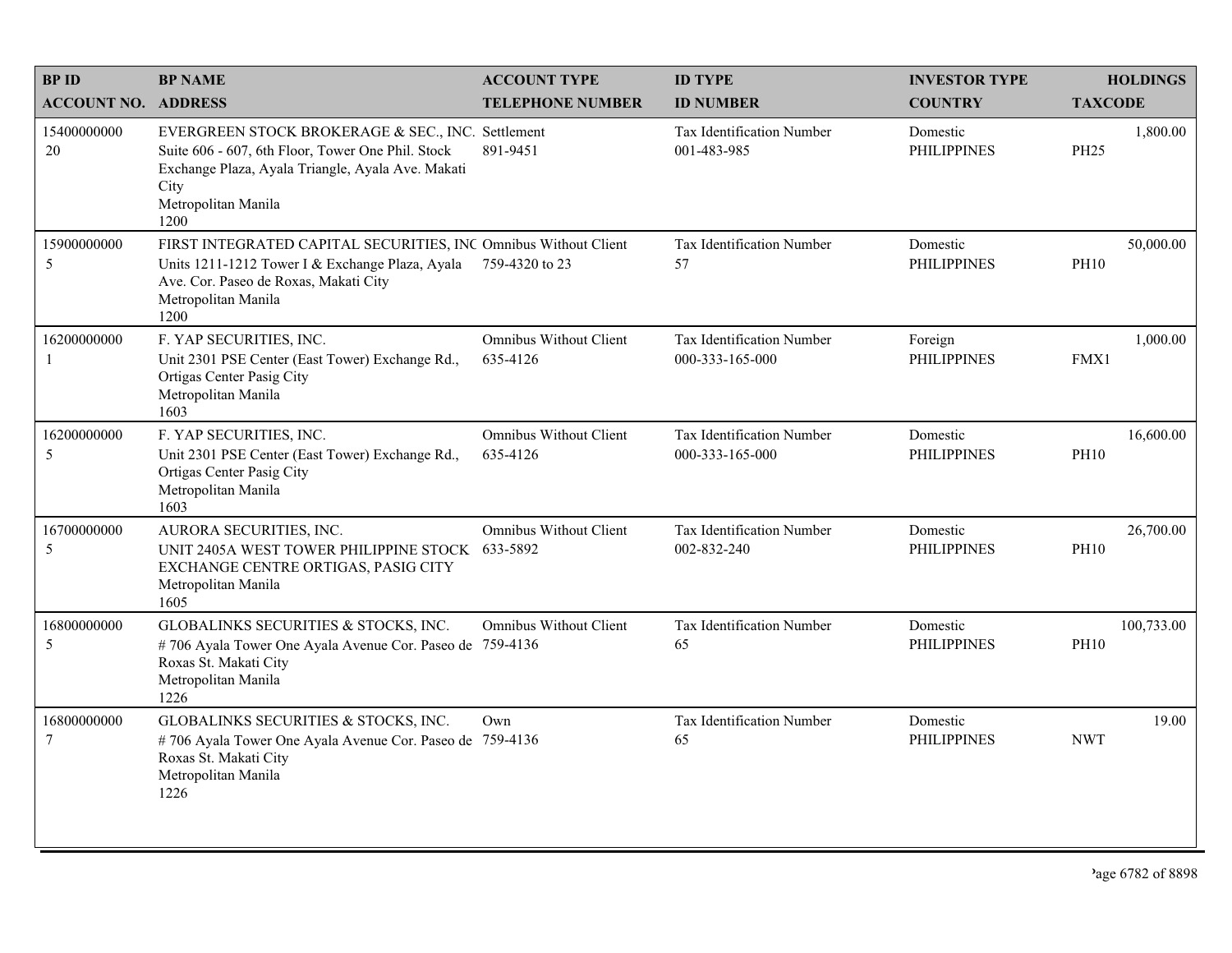| BP ID<br>ACCOUNT NO. | BP NAME<br>ADDRESS | ACCOUNT TYPE<br>TELEPHONE NUMBER | ID TYPE<br>ID NUMBER | INVESTOR TYPE<br>COUNTRY | HOLDINGS<br>TAXCODE |
|---|---|---|---|---|---|
| 15400000000<br>20 | EVERGREEN STOCK BROKERAGE & SEC., INC.<br>Suite 606 - 607, 6th Floor, Tower One Phil. Stock Exchange Plaza, Ayala Triangle, Ayala Ave. Makati City<br>Metropolitan Manila<br>1200 | Settlement<br>891-9451 | Tax Identification Number<br>001-483-985 | Domestic<br>PHILIPPINES | 1,800.00<br>PH25 |
| 15900000000<br>5 | FIRST INTEGRATED CAPITAL SECURITIES, INC<br>Units 1211-1212 Tower I & Exchange Plaza, Ayala Ave. Cor. Paseo de Roxas, Makati City<br>Metropolitan Manila<br>1200 | Omnibus Without Client<br>759-4320 to 23 | Tax Identification Number<br>57 | Domestic<br>PHILIPPINES | 50,000.00<br>PH10 |
| 16200000000<br>1 | F. YAP SECURITIES, INC.<br>Unit 2301 PSE Center (East Tower) Exchange Rd., Ortigas Center Pasig City<br>Metropolitan Manila<br>1603 | Omnibus Without Client<br>635-4126 | Tax Identification Number<br>000-333-165-000 | Foreign<br>PHILIPPINES | 1,000.00<br>FMX1 |
| 16200000000<br>5 | F. YAP SECURITIES, INC.<br>Unit 2301 PSE Center (East Tower) Exchange Rd., Ortigas Center Pasig City<br>Metropolitan Manila<br>1603 | Omnibus Without Client<br>635-4126 | Tax Identification Number<br>000-333-165-000 | Domestic<br>PHILIPPINES | 16,600.00<br>PH10 |
| 16700000000<br>5 | AURORA SECURITIES, INC.<br>UNIT 2405A WEST TOWER PHILIPPINE STOCK EXCHANGE CENTRE ORTIGAS, PASIG CITY<br>Metropolitan Manila<br>1605 | Omnibus Without Client<br>633-5892 | Tax Identification Number<br>002-832-240 | Domestic<br>PHILIPPINES | 26,700.00<br>PH10 |
| 16800000000<br>5 | GLOBALINKS SECURITIES & STOCKS, INC.<br># 706 Ayala Tower One Ayala Avenue Cor. Paseo de Roxas St. Makati City<br>Metropolitan Manila<br>1226 | Omnibus Without Client<br>759-4136 | Tax Identification Number<br>65 | Domestic<br>PHILIPPINES | 100,733.00<br>PH10 |
| 16800000000<br>7 | GLOBALINKS SECURITIES & STOCKS, INC.<br># 706 Ayala Tower One Ayala Avenue Cor. Paseo de Roxas St. Makati City<br>Metropolitan Manila<br>1226 | Own<br>759-4136 | Tax Identification Number<br>65 | Domestic<br>PHILIPPINES | 19.00<br>NWT |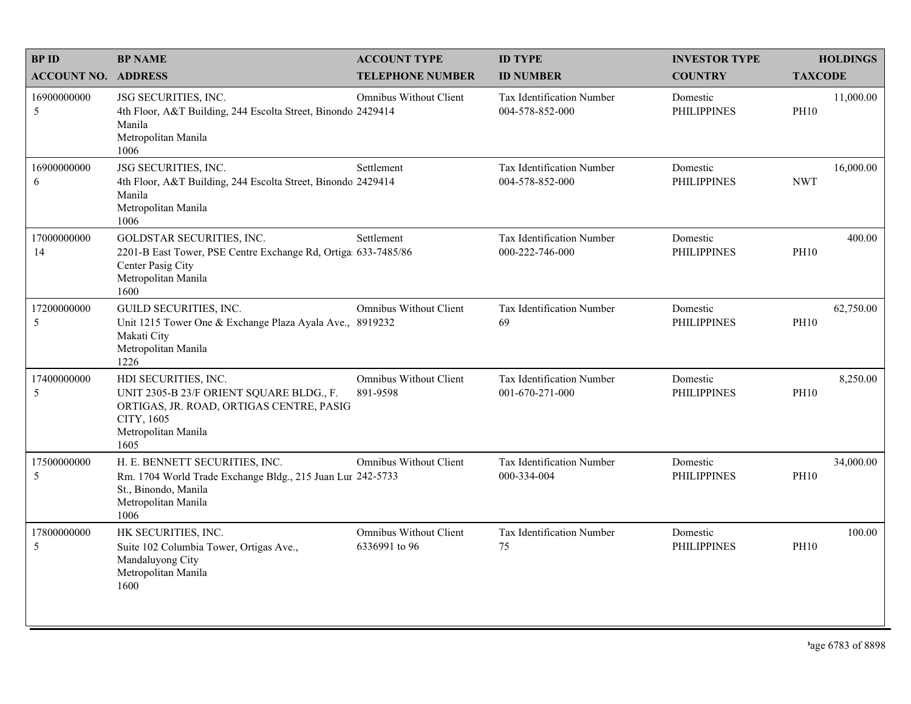| BP ID<br>ACCOUNT NO. | BP NAME<br>ADDRESS | ACCOUNT TYPE<br>TELEPHONE NUMBER | ID TYPE<br>ID NUMBER | INVESTOR TYPE<br>COUNTRY | HOLDINGS<br>TAXCODE |
|---|---|---|---|---|---|
| 16900000000<br>5 | JSG SECURITIES, INC.<br>4th Floor, A&T Building, 244 Escolta Street, Binondo Manila<br>Metropolitan Manila<br>1006 | Omnibus Without Client<br>2429414 | Tax Identification Number<br>004-578-852-000 | Domestic<br>PHILIPPINES | 11,000.00<br>PH10 |
| 16900000000<br>6 | JSG SECURITIES, INC.<br>4th Floor, A&T Building, 244 Escolta Street, Binondo Manila<br>Metropolitan Manila<br>1006 | Settlement<br>2429414 | Tax Identification Number<br>004-578-852-000 | Domestic<br>PHILIPPINES | 16,000.00<br>NWT |
| 17000000000<br>14 | GOLDSTAR SECURITIES, INC.<br>2201-B East Tower, PSE Centre Exchange Rd, Ortiga Center Pasig City<br>Metropolitan Manila<br>1600 | Settlement<br>633-7485/86 | Tax Identification Number<br>000-222-746-000 | Domestic<br>PHILIPPINES | 400.00<br>PH10 |
| 17200000000<br>5 | GUILD SECURITIES, INC.<br>Unit 1215 Tower One & Exchange Plaza Ayala Ave., Makati City<br>Metropolitan Manila<br>1226 | Omnibus Without Client<br>8919232 | Tax Identification Number<br>69 | Domestic<br>PHILIPPINES | 62,750.00<br>PH10 |
| 17400000000<br>5 | HDI SECURITIES, INC.<br>UNIT 2305-B 23/F ORIENT SQUARE BLDG., F. ORTIGAS, JR. ROAD, ORTIGAS CENTRE, PASIG CITY, 1605<br>Metropolitan Manila<br>1605 | Omnibus Without Client<br>891-9598 | Tax Identification Number<br>001-670-271-000 | Domestic<br>PHILIPPINES | 8,250.00<br>PH10 |
| 17500000000<br>5 | H. E. BENNETT SECURITIES, INC.<br>Rm. 1704 World Trade Exchange Bldg., 215 Juan Lur St., Binondo, Manila<br>Metropolitan Manila<br>1006 | Omnibus Without Client<br>242-5733 | Tax Identification Number<br>000-334-004 | Domestic<br>PHILIPPINES | 34,000.00<br>PH10 |
| 17800000000<br>5 | HK SECURITIES, INC.<br>Suite 102 Columbia Tower, Ortigas Ave., Mandaluyong City<br>Metropolitan Manila<br>1600 | Omnibus Without Client<br>6336991 to 96 | Tax Identification Number<br>75 | Domestic<br>PHILIPPINES | 100.00<br>PH10 |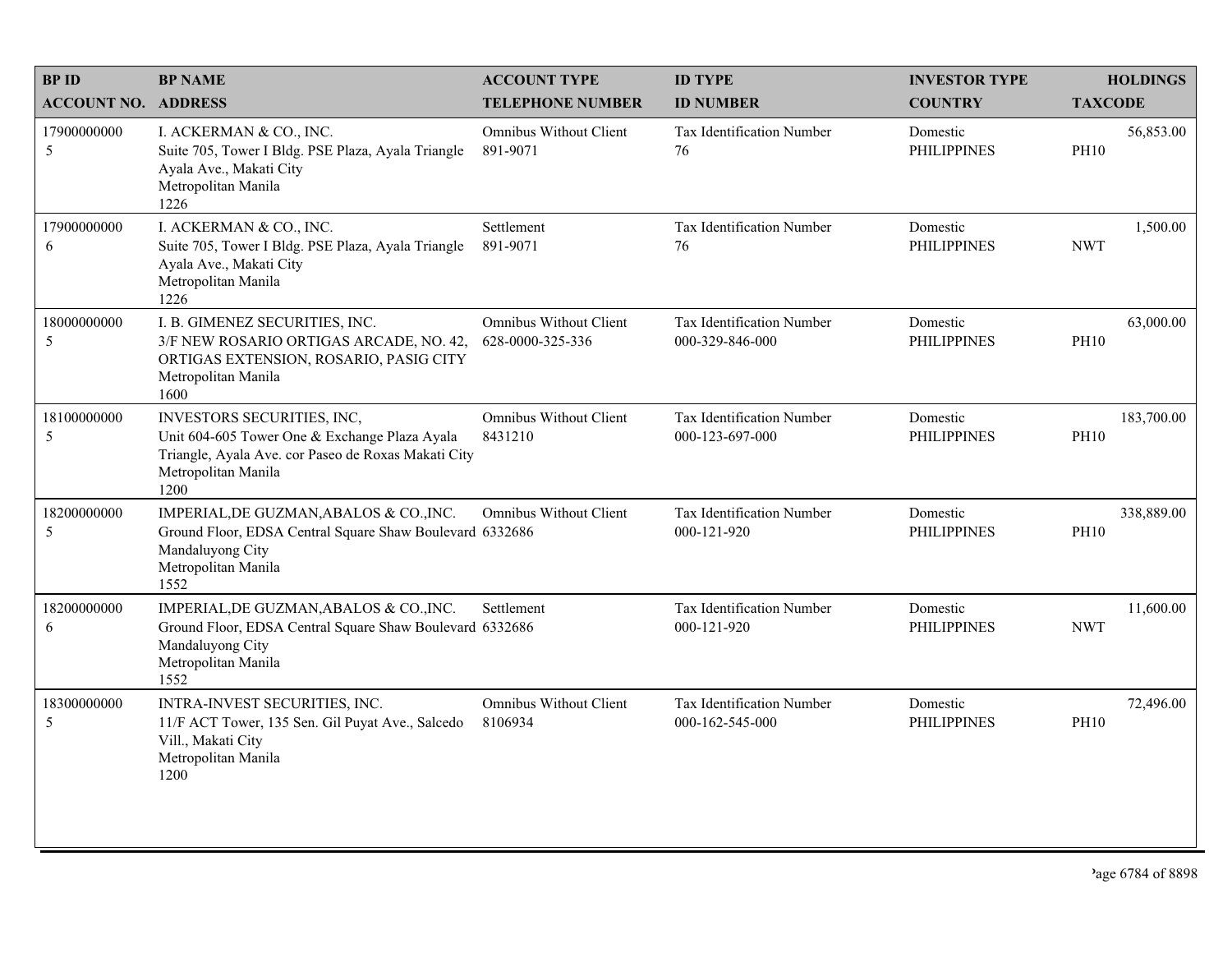| BP ID<br>ACCOUNT NO. | BP NAME<br>ADDRESS | ACCOUNT TYPE<br>TELEPHONE NUMBER | ID TYPE<br>ID NUMBER | INVESTOR TYPE<br>COUNTRY | HOLDINGS<br>TAXCODE |
|---|---|---|---|---|---|
| 17900000000<br>5 | I. ACKERMAN & CO., INC.<br>Suite 705, Tower I Bldg. PSE Plaza, Ayala Triangle Ayala Ave., Makati City<br>Metropolitan Manila<br>1226 | Omnibus Without Client<br>891-9071 | Tax Identification Number<br>76 | Domestic<br>PHILIPPINES | 56,853.00<br>PH10 |
| 17900000000<br>6 | I. ACKERMAN & CO., INC.<br>Suite 705, Tower I Bldg. PSE Plaza, Ayala Triangle Ayala Ave., Makati City<br>Metropolitan Manila<br>1226 | Settlement<br>891-9071 | Tax Identification Number<br>76 | Domestic<br>PHILIPPINES | 1,500.00<br>NWT |
| 18000000000<br>5 | I. B. GIMENEZ SECURITIES, INC.<br>3/F NEW ROSARIO ORTIGAS ARCADE, NO. 42, ORTIGAS EXTENSION, ROSARIO, PASIG CITY<br>Metropolitan Manila<br>1600 | Omnibus Without Client<br>628-0000-325-336 | Tax Identification Number<br>000-329-846-000 | Domestic<br>PHILIPPINES | 63,000.00<br>PH10 |
| 18100000000<br>5 | INVESTORS SECURITIES, INC,<br>Unit 604-605 Tower One & Exchange Plaza Ayala Triangle, Ayala Ave. cor Paseo de Roxas Makati City<br>Metropolitan Manila<br>1200 | Omnibus Without Client<br>8431210 | Tax Identification Number<br>000-123-697-000 | Domestic<br>PHILIPPINES | 183,700.00<br>PH10 |
| 18200000000<br>5 | IMPERIAL,DE GUZMAN,ABALOS & CO.,INC.<br>Ground Floor, EDSA Central Square Shaw Boulevard Mandaluyong City<br>Metropolitan Manila<br>1552 | Omnibus Without Client<br>6332686 | Tax Identification Number<br>000-121-920 | Domestic<br>PHILIPPINES | 338,889.00<br>PH10 |
| 18200000000<br>6 | IMPERIAL,DE GUZMAN,ABALOS & CO.,INC.<br>Ground Floor, EDSA Central Square Shaw Boulevard Mandaluyong City<br>Metropolitan Manila<br>1552 | Settlement<br>6332686 | Tax Identification Number<br>000-121-920 | Domestic<br>PHILIPPINES | 11,600.00<br>NWT |
| 18300000000<br>5 | INTRA-INVEST SECURITIES, INC.<br>11/F ACT Tower, 135 Sen. Gil Puyat Ave., Salcedo Vill., Makati City<br>Metropolitan Manila<br>1200 | Omnibus Without Client<br>8106934 | Tax Identification Number<br>000-162-545-000 | Domestic<br>PHILIPPINES | 72,496.00<br>PH10 |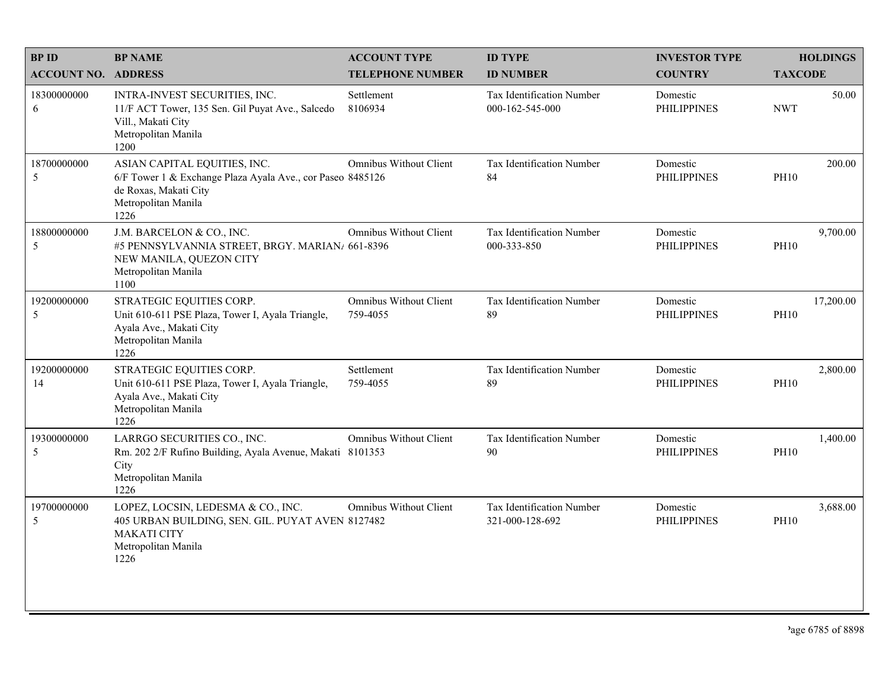| BP ID<br>ACCOUNT NO. | BP NAME<br>ADDRESS | ACCOUNT TYPE<br>TELEPHONE NUMBER | ID TYPE<br>ID NUMBER | INVESTOR TYPE<br>COUNTRY | HOLDINGS<br>TAXCODE |
|---|---|---|---|---|---|
| 18300000000<br>6 | INTRA-INVEST SECURITIES, INC.<br>11/F ACT Tower, 135 Sen. Gil Puyat Ave., Salcedo Vill., Makati City<br>Metropolitan Manila<br>1200 | Settlement<br>8106934 | Tax Identification Number<br>000-162-545-000 | Domestic<br>PHILIPPINES | 50.00<br>NWT |
| 18700000000<br>5 | ASIAN CAPITAL EQUITIES, INC.<br>6/F Tower 1 & Exchange Plaza Ayala Ave., cor Paseo de Roxas, Makati City<br>Metropolitan Manila<br>1226 | Omnibus Without Client<br>8485126 | Tax Identification Number<br>84 | Domestic<br>PHILIPPINES | 200.00<br>PH10 |
| 18800000000<br>5 | J.M. BARCELON & CO., INC.<br>#5 PENNSYLVANNIA STREET, BRGY. MARIANA NEW MANILA, QUEZON CITY<br>Metropolitan Manila<br>1100 | Omnibus Without Client<br>661-8396 | Tax Identification Number<br>000-333-850 | Domestic<br>PHILIPPINES | 9,700.00<br>PH10 |
| 19200000000<br>5 | STRATEGIC EQUITIES CORP.<br>Unit 610-611 PSE Plaza, Tower I, Ayala Triangle, Ayala Ave., Makati City<br>Metropolitan Manila<br>1226 | Omnibus Without Client<br>759-4055 | Tax Identification Number<br>89 | Domestic<br>PHILIPPINES | 17,200.00<br>PH10 |
| 19200000000<br>14 | STRATEGIC EQUITIES CORP.<br>Unit 610-611 PSE Plaza, Tower I, Ayala Triangle, Ayala Ave., Makati City<br>Metropolitan Manila<br>1226 | Settlement<br>759-4055 | Tax Identification Number<br>89 | Domestic<br>PHILIPPINES | 2,800.00<br>PH10 |
| 19300000000<br>5 | LARRGO SECURITIES CO., INC.<br>Rm. 202 2/F Rufino Building, Ayala Avenue, Makati City<br>Metropolitan Manila<br>1226 | Omnibus Without Client<br>8101353 | Tax Identification Number<br>90 | Domestic<br>PHILIPPINES | 1,400.00<br>PH10 |
| 19700000000<br>5 | LOPEZ, LOCSIN, LEDESMA & CO., INC.<br>405 URBAN BUILDING, SEN. GIL. PUYAT AVEN MAKATI CITY<br>Metropolitan Manila<br>1226 | Omnibus Without Client<br>8127482 | Tax Identification Number<br>321-000-128-692 | Domestic<br>PHILIPPINES | 3,688.00<br>PH10 |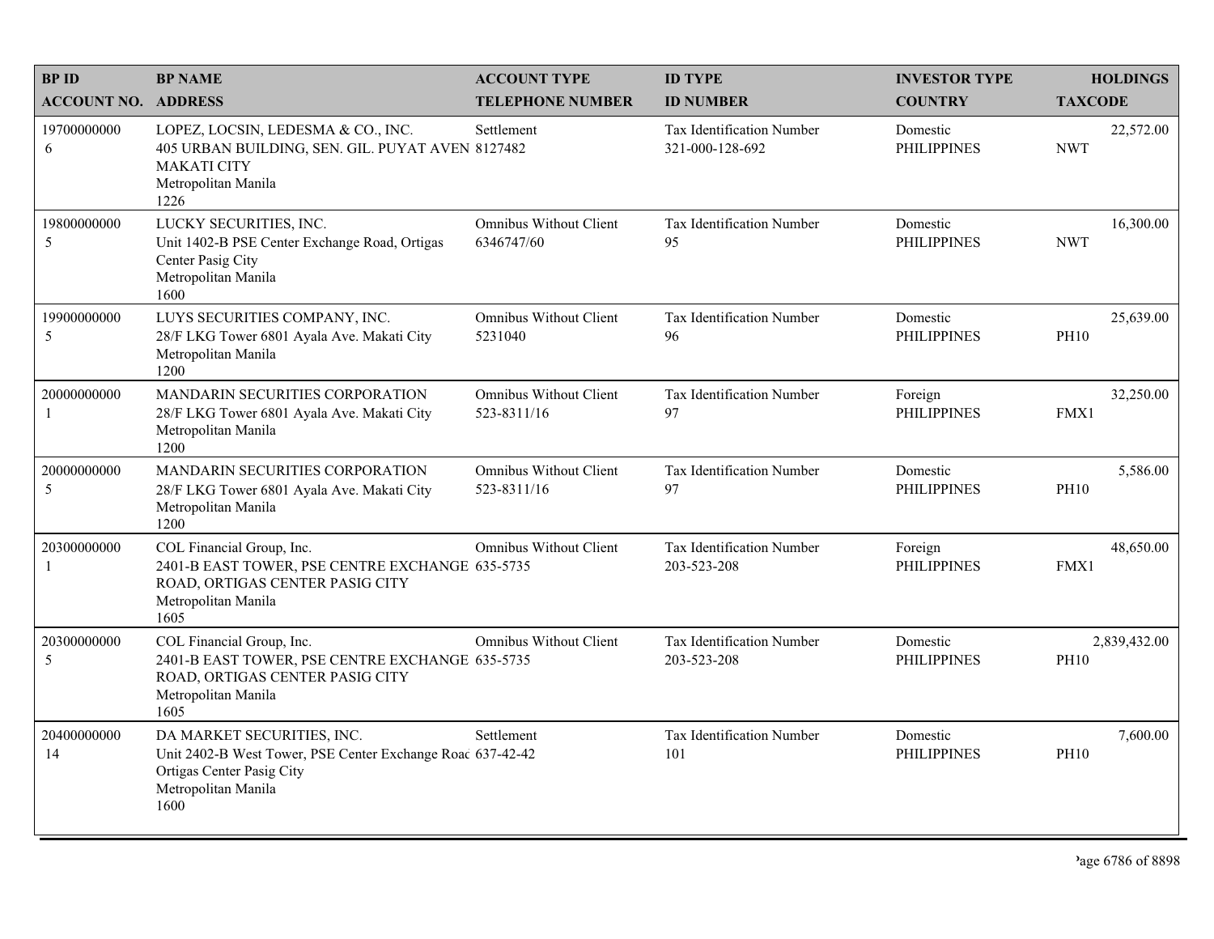| BP ID<br>ACCOUNT NO. | BP NAME<br>ADDRESS | ACCOUNT TYPE<br>TELEPHONE NUMBER | ID TYPE<br>ID NUMBER | INVESTOR TYPE<br>COUNTRY | HOLDINGS<br>TAXCODE |
|---|---|---|---|---|---|
| 19700000000<br>6 | LOPEZ, LOCSIN, LEDESMA & CO., INC.<br>405 URBAN BUILDING, SEN. GIL. PUYAT AVEN<br>MAKATI CITY<br>Metropolitan Manila<br>1226 | Settlement<br>8127482 | Tax Identification Number<br>321-000-128-692 | Domestic<br>PHILIPPINES | 22,572.00<br>NWT |
| 19800000000<br>5 | LUCKY SECURITIES, INC.<br>Unit 1402-B PSE Center Exchange Road, Ortigas<br>Center Pasig City<br>Metropolitan Manila<br>1600 | Omnibus Without Client<br>6346747/60 | Tax Identification Number<br>95 | Domestic<br>PHILIPPINES | 16,300.00<br>NWT |
| 19900000000<br>5 | LUYS SECURITIES COMPANY, INC.<br>28/F LKG Tower 6801 Ayala Ave. Makati City<br>Metropolitan Manila<br>1200 | Omnibus Without Client<br>5231040 | Tax Identification Number<br>96 | Domestic<br>PHILIPPINES | 25,639.00<br>PH10 |
| 20000000000<br>1 | MANDARIN SECURITIES CORPORATION<br>28/F LKG Tower 6801 Ayala Ave. Makati City<br>Metropolitan Manila<br>1200 | Omnibus Without Client<br>523-8311/16 | Tax Identification Number<br>97 | Foreign<br>PHILIPPINES | 32,250.00<br>FMX1 |
| 20000000000<br>5 | MANDARIN SECURITIES CORPORATION<br>28/F LKG Tower 6801 Ayala Ave. Makati City<br>Metropolitan Manila<br>1200 | Omnibus Without Client<br>523-8311/16 | Tax Identification Number<br>97 | Domestic<br>PHILIPPINES | 5,586.00<br>PH10 |
| 20300000000<br>1 | COL Financial Group, Inc.<br>2401-B EAST TOWER, PSE CENTRE EXCHANGE<br>ROAD, ORTIGAS CENTER PASIG CITY<br>Metropolitan Manila<br>1605 | Omnibus Without Client<br>635-5735 | Tax Identification Number<br>203-523-208 | Foreign<br>PHILIPPINES | 48,650.00<br>FMX1 |
| 20300000000<br>5 | COL Financial Group, Inc.<br>2401-B EAST TOWER, PSE CENTRE EXCHANGE<br>ROAD, ORTIGAS CENTER PASIG CITY<br>Metropolitan Manila<br>1605 | Omnibus Without Client<br>635-5735 | Tax Identification Number<br>203-523-208 | Domestic<br>PHILIPPINES | 2,839,432.00<br>PH10 |
| 20400000000<br>14 | DA MARKET SECURITIES, INC.<br>Unit 2402-B West Tower, PSE Center Exchange Roac<br>Ortigas Center Pasig City<br>Metropolitan Manila<br>1600 | Settlement<br>637-42-42 | Tax Identification Number<br>101 | Domestic<br>PHILIPPINES | 7,600.00<br>PH10 |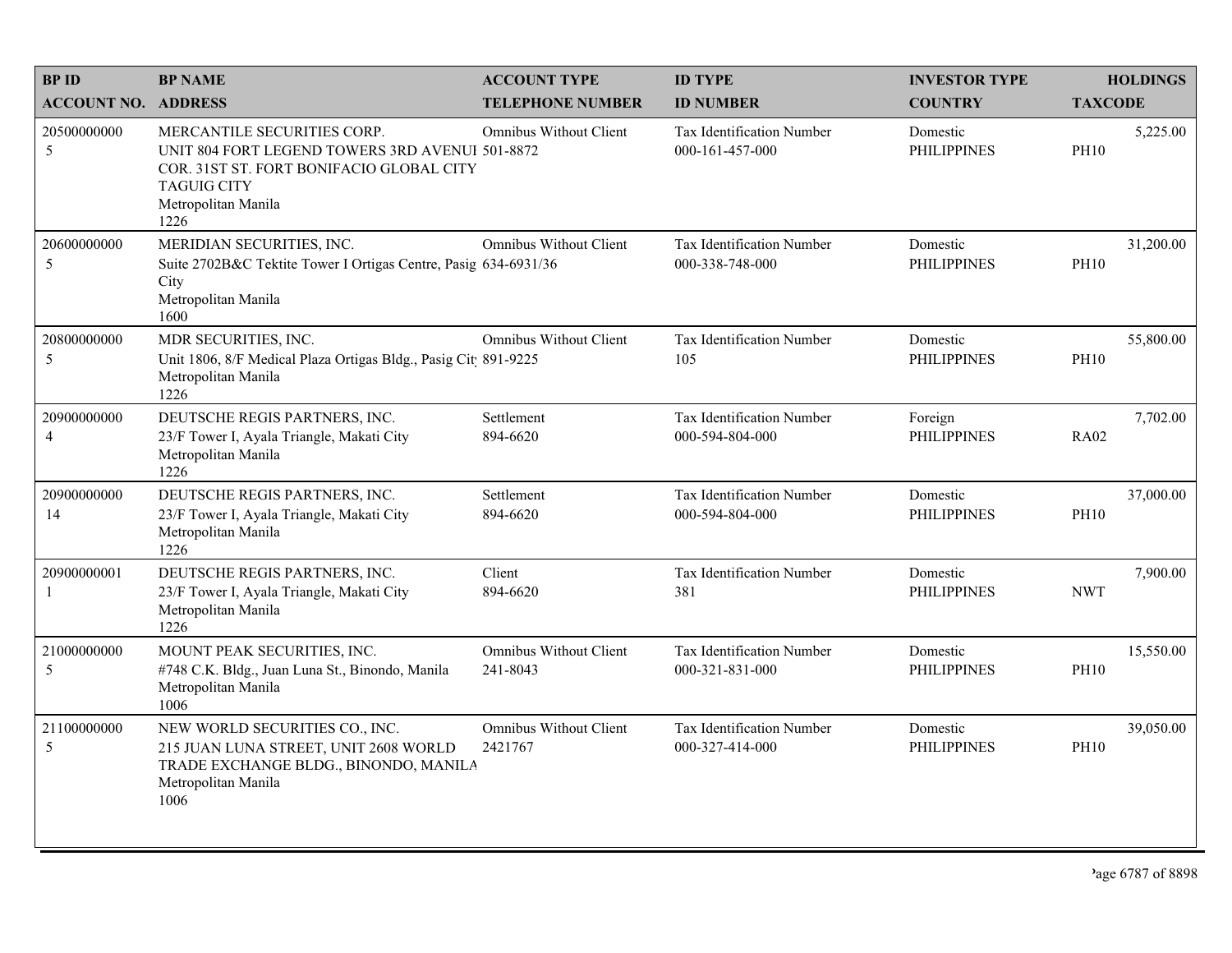| BP ID<br>ACCOUNT NO. | BP NAME<br>ADDRESS | ACCOUNT TYPE<br>TELEPHONE NUMBER | ID TYPE<br>ID NUMBER | INVESTOR TYPE<br>COUNTRY | HOLDINGS<br>TAXCODE |
|---|---|---|---|---|---|
| 20500000000<br>5 | MERCANTILE SECURITIES CORP.<br>UNIT 804 FORT LEGEND TOWERS 3RD AVENUI COR. 31ST ST. FORT BONIFACIO GLOBAL CITY TAGUIG CITY<br>Metropolitan Manila<br>1226 | Omnibus Without Client<br>501-8872 | Tax Identification Number<br>000-161-457-000 | Domestic<br>PHILIPPINES | 5,225.00<br>PH10 |
| 20600000000<br>5 | MERIDIAN SECURITIES, INC.<br>Suite 2702B&C Tektite Tower I Ortigas Centre, Pasig City<br>Metropolitan Manila<br>1600 | Omnibus Without Client<br>634-6931/36 | Tax Identification Number<br>000-338-748-000 | Domestic<br>PHILIPPINES | 31,200.00<br>PH10 |
| 20800000000<br>5 | MDR SECURITIES, INC.<br>Unit 1806, 8/F Medical Plaza Ortigas Bldg., Pasig City<br>Metropolitan Manila<br>1226 | Omnibus Without Client<br>891-9225 | Tax Identification Number<br>105 | Domestic<br>PHILIPPINES | 55,800.00<br>PH10 |
| 20900000000<br>4 | DEUTSCHE REGIS PARTNERS, INC.<br>23/F Tower I, Ayala Triangle, Makati City<br>Metropolitan Manila<br>1226 | Settlement<br>894-6620 | Tax Identification Number<br>000-594-804-000 | Foreign<br>PHILIPPINES | 7,702.00<br>RA02 |
| 20900000000<br>14 | DEUTSCHE REGIS PARTNERS, INC.<br>23/F Tower I, Ayala Triangle, Makati City<br>Metropolitan Manila<br>1226 | Settlement<br>894-6620 | Tax Identification Number<br>000-594-804-000 | Domestic<br>PHILIPPINES | 37,000.00<br>PH10 |
| 20900000001<br>1 | DEUTSCHE REGIS PARTNERS, INC.<br>23/F Tower I, Ayala Triangle, Makati City<br>Metropolitan Manila<br>1226 | Client<br>894-6620 | Tax Identification Number<br>381 | Domestic<br>PHILIPPINES | 7,900.00<br>NWT |
| 21000000000<br>5 | MOUNT PEAK SECURITIES, INC.<br>#748 C.K. Bldg., Juan Luna St., Binondo, Manila<br>Metropolitan Manila<br>1006 | Omnibus Without Client<br>241-8043 | Tax Identification Number<br>000-321-831-000 | Domestic<br>PHILIPPINES | 15,550.00<br>PH10 |
| 21100000000<br>5 | NEW WORLD SECURITIES CO., INC.<br>215 JUAN LUNA STREET, UNIT 2608 WORLD TRADE EXCHANGE BLDG., BINONDO, MANILA<br>Metropolitan Manila<br>1006 | Omnibus Without Client<br>2421767 | Tax Identification Number<br>000-327-414-000 | Domestic<br>PHILIPPINES | 39,050.00<br>PH10 |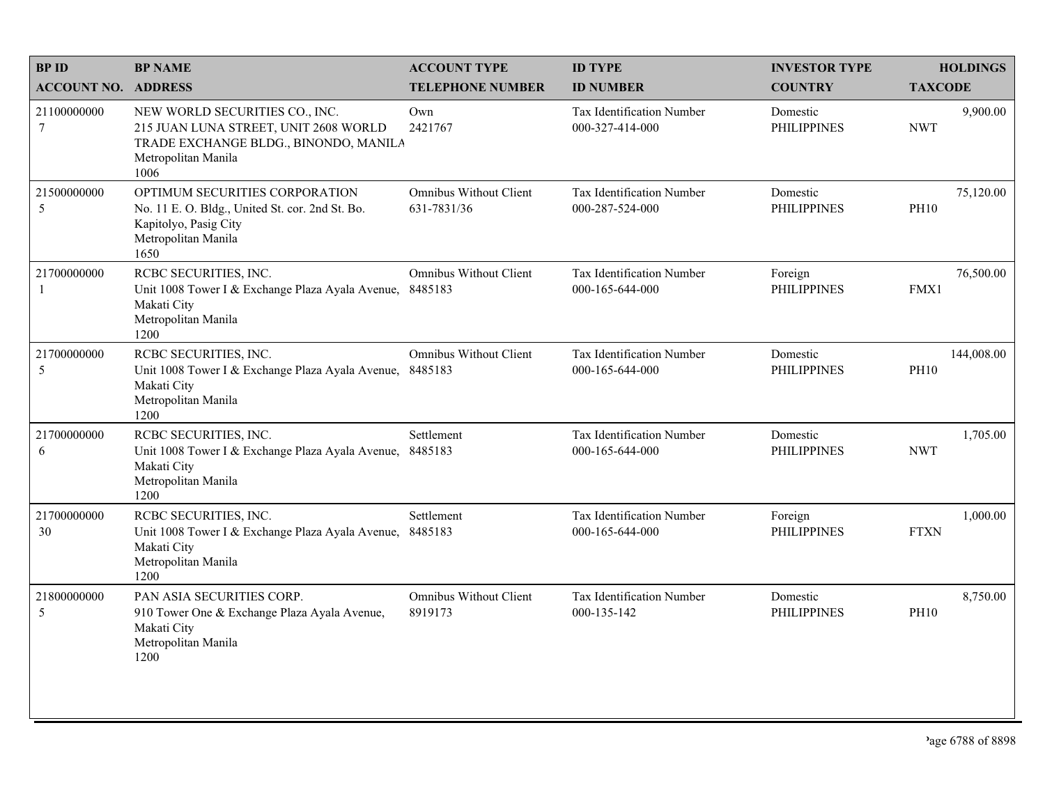| BP ID<br>ACCOUNT NO. | BP NAME<br>ADDRESS | ACCOUNT TYPE<br>TELEPHONE NUMBER | ID TYPE<br>ID NUMBER | INVESTOR TYPE<br>COUNTRY | HOLDINGS<br>TAXCODE |
|---|---|---|---|---|---|
| 21100000000<br>7 | NEW WORLD SECURITIES CO., INC.<br>215 JUAN LUNA STREET, UNIT 2608 WORLD TRADE EXCHANGE BLDG., BINONDO, MANILA<br>Metropolitan Manila<br>1006 | Own<br>2421767 | Tax Identification Number<br>000-327-414-000 | Domestic<br>PHILIPPINES | 9,900.00<br>NWT |
| 21500000000<br>5 | OPTIMUM SECURITIES CORPORATION<br>No. 11 E. O. Bldg., United St. cor. 2nd St. Bo. Kapitolyo, Pasig City<br>Metropolitan Manila<br>1650 | Omnibus Without Client<br>631-7831/36 | Tax Identification Number<br>000-287-524-000 | Domestic<br>PHILIPPINES | 75,120.00<br>PH10 |
| 21700000000<br>1 | RCBC SECURITIES, INC.<br>Unit 1008 Tower I & Exchange Plaza Ayala Avenue, Makati City<br>Metropolitan Manila<br>1200 | Omnibus Without Client<br>8485183 | Tax Identification Number<br>000-165-644-000 | Foreign<br>PHILIPPINES | 76,500.00<br>FMX1 |
| 21700000000<br>5 | RCBC SECURITIES, INC.<br>Unit 1008 Tower I & Exchange Plaza Ayala Avenue, Makati City<br>Metropolitan Manila<br>1200 | Omnibus Without Client<br>8485183 | Tax Identification Number<br>000-165-644-000 | Domestic<br>PHILIPPINES | 144,008.00<br>PH10 |
| 21700000000<br>6 | RCBC SECURITIES, INC.<br>Unit 1008 Tower I & Exchange Plaza Ayala Avenue, Makati City<br>Metropolitan Manila<br>1200 | Settlement<br>8485183 | Tax Identification Number<br>000-165-644-000 | Domestic<br>PHILIPPINES | 1,705.00<br>NWT |
| 21700000000<br>30 | RCBC SECURITIES, INC.<br>Unit 1008 Tower I & Exchange Plaza Ayala Avenue, Makati City<br>Metropolitan Manila<br>1200 | Settlement<br>8485183 | Tax Identification Number<br>000-165-644-000 | Foreign<br>PHILIPPINES | 1,000.00<br>FTXN |
| 21800000000<br>5 | PAN ASIA SECURITIES CORP.<br>910 Tower One & Exchange Plaza Ayala Avenue, Makati City<br>Metropolitan Manila<br>1200 | Omnibus Without Client<br>8919173 | Tax Identification Number<br>000-135-142 | Domestic<br>PHILIPPINES | 8,750.00<br>PH10 |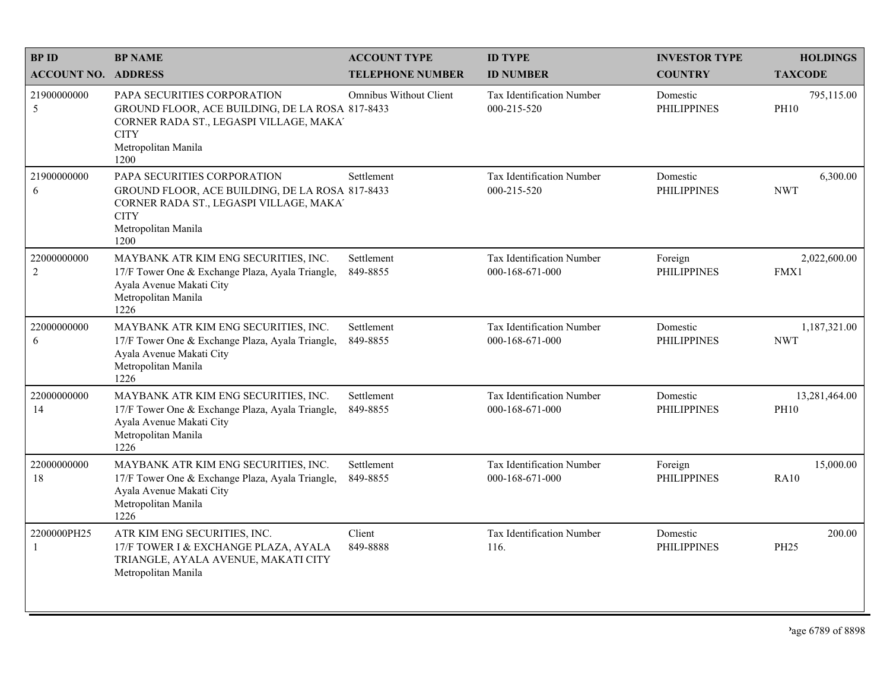| BP ID<br>ACCOUNT NO. | BP NAME<br>ADDRESS | ACCOUNT TYPE<br>TELEPHONE NUMBER | ID TYPE<br>ID NUMBER | INVESTOR TYPE<br>COUNTRY | HOLDINGS<br>TAXCODE |
|---|---|---|---|---|---|
| 21900000000<br>5 | PAPA SECURITIES CORPORATION<br>GROUND FLOOR, ACE BUILDING, DE LA ROSA CORNER RADA ST., LEGASPI VILLAGE, MAKA CITY<br>Metropolitan Manila<br>1200 | Omnibus Without Client<br>817-8433 | Tax Identification Number<br>000-215-520 | Domestic<br>PHILIPPINES | 795,115.00<br>PH10 |
| 21900000000<br>6 | PAPA SECURITIES CORPORATION<br>GROUND FLOOR, ACE BUILDING, DE LA ROSA CORNER RADA ST., LEGASPI VILLAGE, MAKA CITY<br>Metropolitan Manila<br>1200 | Settlement<br>817-8433 | Tax Identification Number<br>000-215-520 | Domestic<br>PHILIPPINES | 6,300.00<br>NWT |
| 22000000000<br>2 | MAYBANK ATR KIM ENG SECURITIES, INC.<br>17/F Tower One & Exchange Plaza, Ayala Triangle, Ayala Avenue Makati City<br>Metropolitan Manila<br>1226 | Settlement<br>849-8855 | Tax Identification Number<br>000-168-671-000 | Foreign<br>PHILIPPINES | 2,022,600.00<br>FMX1 |
| 22000000000<br>6 | MAYBANK ATR KIM ENG SECURITIES, INC.<br>17/F Tower One & Exchange Plaza, Ayala Triangle, Ayala Avenue Makati City<br>Metropolitan Manila<br>1226 | Settlement<br>849-8855 | Tax Identification Number<br>000-168-671-000 | Domestic<br>PHILIPPINES | 1,187,321.00<br>NWT |
| 22000000000<br>14 | MAYBANK ATR KIM ENG SECURITIES, INC.<br>17/F Tower One & Exchange Plaza, Ayala Triangle, Ayala Avenue Makati City<br>Metropolitan Manila<br>1226 | Settlement<br>849-8855 | Tax Identification Number<br>000-168-671-000 | Domestic<br>PHILIPPINES | 13,281,464.00<br>PH10 |
| 22000000000<br>18 | MAYBANK ATR KIM ENG SECURITIES, INC.<br>17/F Tower One & Exchange Plaza, Ayala Triangle, Ayala Avenue Makati City<br>Metropolitan Manila<br>1226 | Settlement<br>849-8855 | Tax Identification Number<br>000-168-671-000 | Foreign<br>PHILIPPINES | 15,000.00<br>RA10 |
| 2200000PH25<br>1 | ATR KIM ENG SECURITIES, INC.<br>17/F TOWER I & EXCHANGE PLAZA, AYALA TRIANGLE, AYALA AVENUE, MAKATI CITY<br>Metropolitan Manila | Client<br>849-8888 | Tax Identification Number<br>116. | Domestic<br>PHILIPPINES | 200.00<br>PH25 |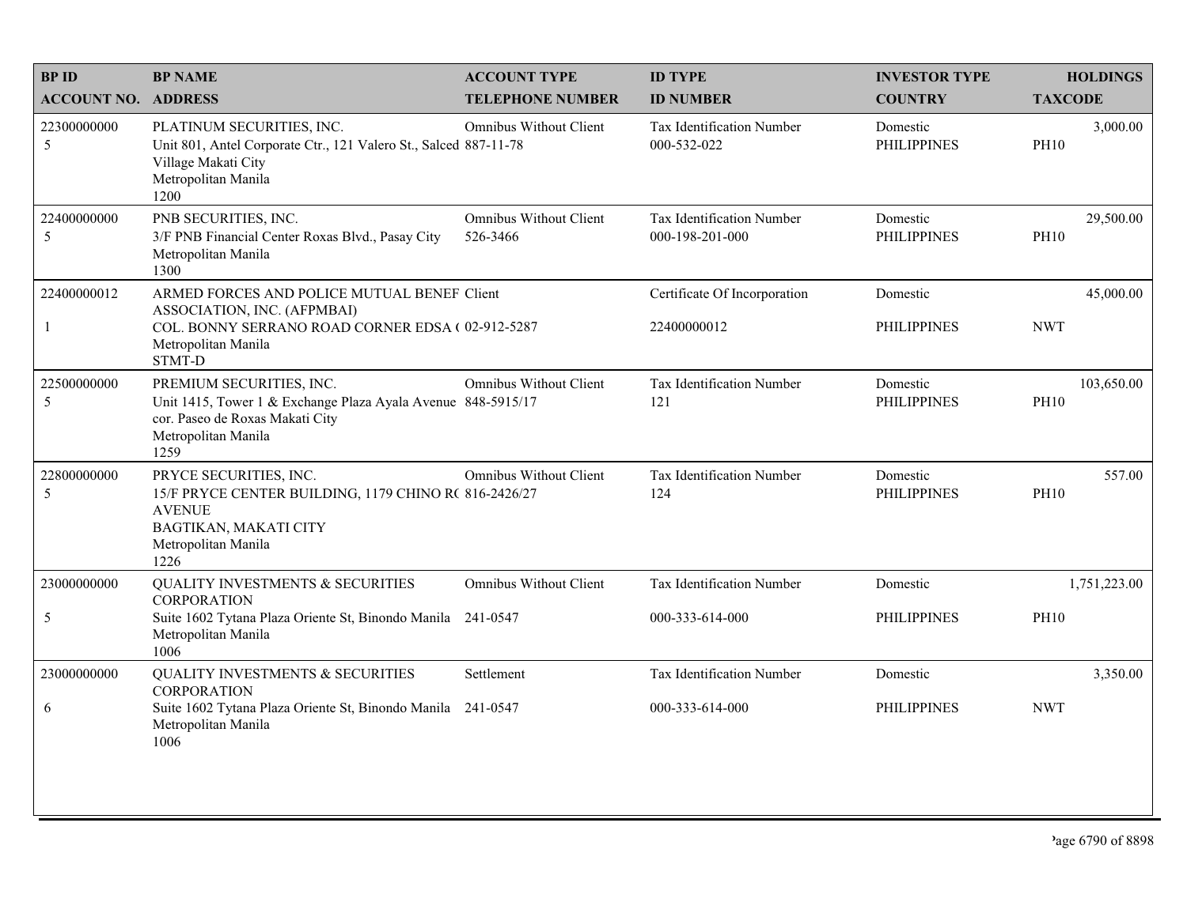| BP ID<br>ACCOUNT NO. | BP NAME<br>ADDRESS | ACCOUNT TYPE<br>TELEPHONE NUMBER | ID TYPE<br>ID NUMBER | INVESTOR TYPE<br>COUNTRY | HOLDINGS<br>TAXCODE |
|---|---|---|---|---|---|
| 22300000000<br>5 | PLATINUM SECURITIES, INC.<br>Unit 801, Antel Corporate Ctr., 121 Valero St., Salced<br>Village Makati City<br>Metropolitan Manila<br>1200 | Omnibus Without Client<br>887-11-78 | Tax Identification Number<br>000-532-022 | Domestic<br>PHILIPPINES | 3,000.00<br>PH10 |
| 22400000000<br>5 | PNB SECURITIES, INC.<br>3/F PNB Financial Center Roxas Blvd., Pasay City<br>Metropolitan Manila<br>1300 | Omnibus Without Client<br>526-3466 | Tax Identification Number<br>000-198-201-000 | Domestic<br>PHILIPPINES | 29,500.00<br>PH10 |
| 22400000012<br>1 | ARMED FORCES AND POLICE MUTUAL BENEF<br>ASSOCIATION, INC. (AFPMBAI)<br>COL. BONNY SERRANO ROAD CORNER EDSA (<br>Metropolitan Manila<br>STMT-D | Client<br>02-912-5287 | Certificate Of Incorporation<br>22400000012 | Domestic<br>PHILIPPINES | 45,000.00<br>NWT |
| 22500000000<br>5 | PREMIUM SECURITIES, INC.<br>Unit 1415, Tower 1 & Exchange Plaza Ayala Avenue<br>cor. Paseo de Roxas Makati City<br>Metropolitan Manila<br>1259 | Omnibus Without Client<br>848-5915/17 | Tax Identification Number<br>121 | Domestic<br>PHILIPPINES | 103,650.00<br>PH10 |
| 22800000000<br>5 | PRYCE SECURITIES, INC.<br>15/F PRYCE CENTER BUILDING, 1179 CHINO R(<br>AVENUE<br>BAGTIKAN, MAKATI CITY<br>Metropolitan Manila<br>1226 | Omnibus Without Client<br>816-2426/27 | Tax Identification Number<br>124 | Domestic<br>PHILIPPINES | 557.00<br>PH10 |
| 23000000000<br>5 | QUALITY INVESTMENTS & SECURITIES<br>CORPORATION<br>Suite 1602 Tytana Plaza Oriente St, Binondo Manila<br>Metropolitan Manila<br>1006 | Omnibus Without Client<br>241-0547 | Tax Identification Number<br>000-333-614-000 | Domestic<br>PHILIPPINES | 1,751,223.00<br>PH10 |
| 23000000000<br>6 | QUALITY INVESTMENTS & SECURITIES<br>CORPORATION<br>Suite 1602 Tytana Plaza Oriente St, Binondo Manila<br>Metropolitan Manila<br>1006 | Settlement<br>241-0547 | Tax Identification Number<br>000-333-614-000 | Domestic<br>PHILIPPINES | 3,350.00<br>NWT |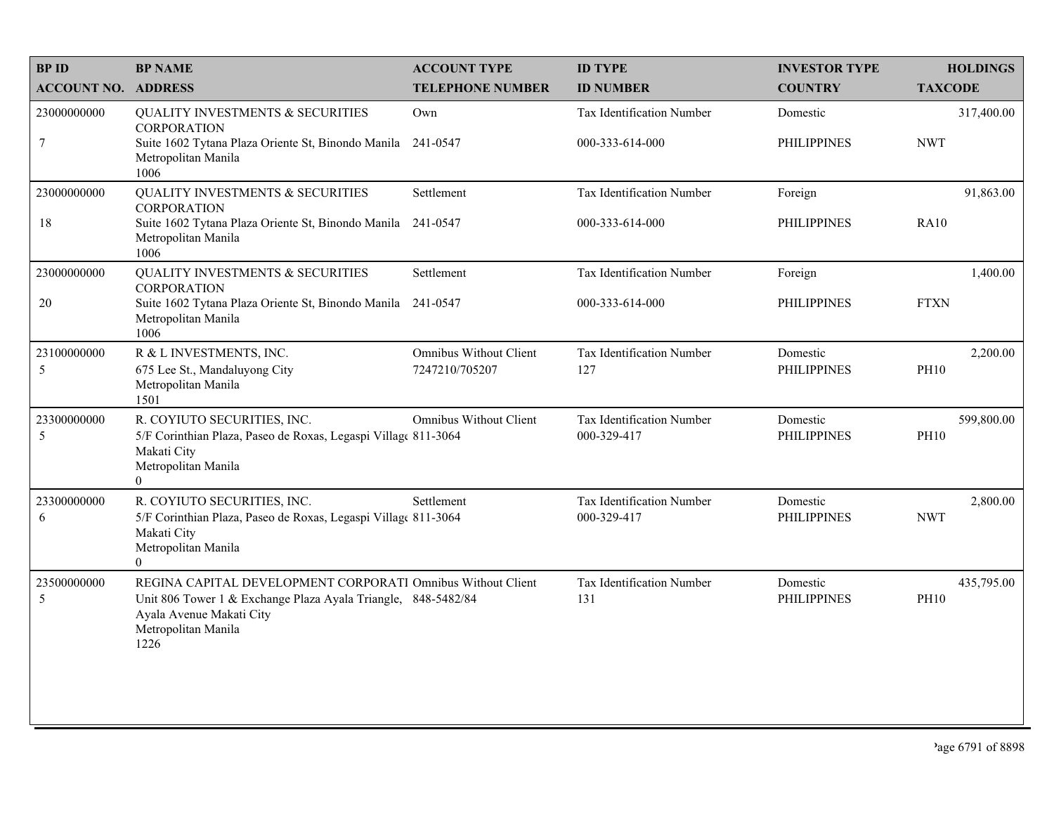| BP ID<br>ACCOUNT NO. | BP NAME<br>ADDRESS | ACCOUNT TYPE<br>TELEPHONE NUMBER | ID TYPE<br>ID NUMBER | INVESTOR TYPE<br>COUNTRY | HOLDINGS<br>TAXCODE |
|---|---|---|---|---|---|
| 23000000000<br>7 | QUALITY INVESTMENTS & SECURITIES CORPORATION<br>Suite 1602 Tytana Plaza Oriente St, Binondo Manila Metropolitan Manila<br>1006 | Own<br>241-0547 | Tax Identification Number<br>000-333-614-000 | Domestic<br>PHILIPPINES | 317,400.00<br>NWT |
| 23000000000<br>18 | QUALITY INVESTMENTS & SECURITIES CORPORATION<br>Suite 1602 Tytana Plaza Oriente St, Binondo Manila Metropolitan Manila<br>1006 | Settlement<br>241-0547 | Tax Identification Number<br>000-333-614-000 | Foreign<br>PHILIPPINES | 91,863.00<br>RA10 |
| 23000000000<br>20 | QUALITY INVESTMENTS & SECURITIES CORPORATION<br>Suite 1602 Tytana Plaza Oriente St, Binondo Manila Metropolitan Manila<br>1006 | Settlement<br>241-0547 | Tax Identification Number<br>000-333-614-000 | Foreign<br>PHILIPPINES | 1,400.00<br>FTXN |
| 23100000000<br>5 | R & L INVESTMENTS, INC.<br>675 Lee St., Mandaluyong City<br>Metropolitan Manila<br>1501 | Omnibus Without Client<br>7247210/705207 | Tax Identification Number<br>127 | Domestic<br>PHILIPPINES | 2,200.00<br>PH10 |
| 23300000000<br>5 | R. COYIUTO SECURITIES, INC.<br>5/F Corinthian Plaza, Paseo de Roxas, Legaspi Villag Makati City<br>Metropolitan Manila<br>0 | Omnibus Without Client<br>811-3064 | Tax Identification Number<br>000-329-417 | Domestic<br>PHILIPPINES | 599,800.00<br>PH10 |
| 23300000000<br>6 | R. COYIUTO SECURITIES, INC.<br>5/F Corinthian Plaza, Paseo de Roxas, Legaspi Villag Makati City<br>Metropolitan Manila<br>0 | Settlement<br>811-3064 | Tax Identification Number<br>000-329-417 | Domestic<br>PHILIPPINES | 2,800.00<br>NWT |
| 23500000000<br>5 | REGINA CAPITAL DEVELOPMENT CORPORATI<br>Unit 806 Tower 1 & Exchange Plaza Ayala Triangle, Ayala Avenue Makati City<br>Metropolitan Manila<br>1226 | Omnibus Without Client<br>848-5482/84 | Tax Identification Number<br>131 | Domestic<br>PHILIPPINES | 435,795.00<br>PH10 |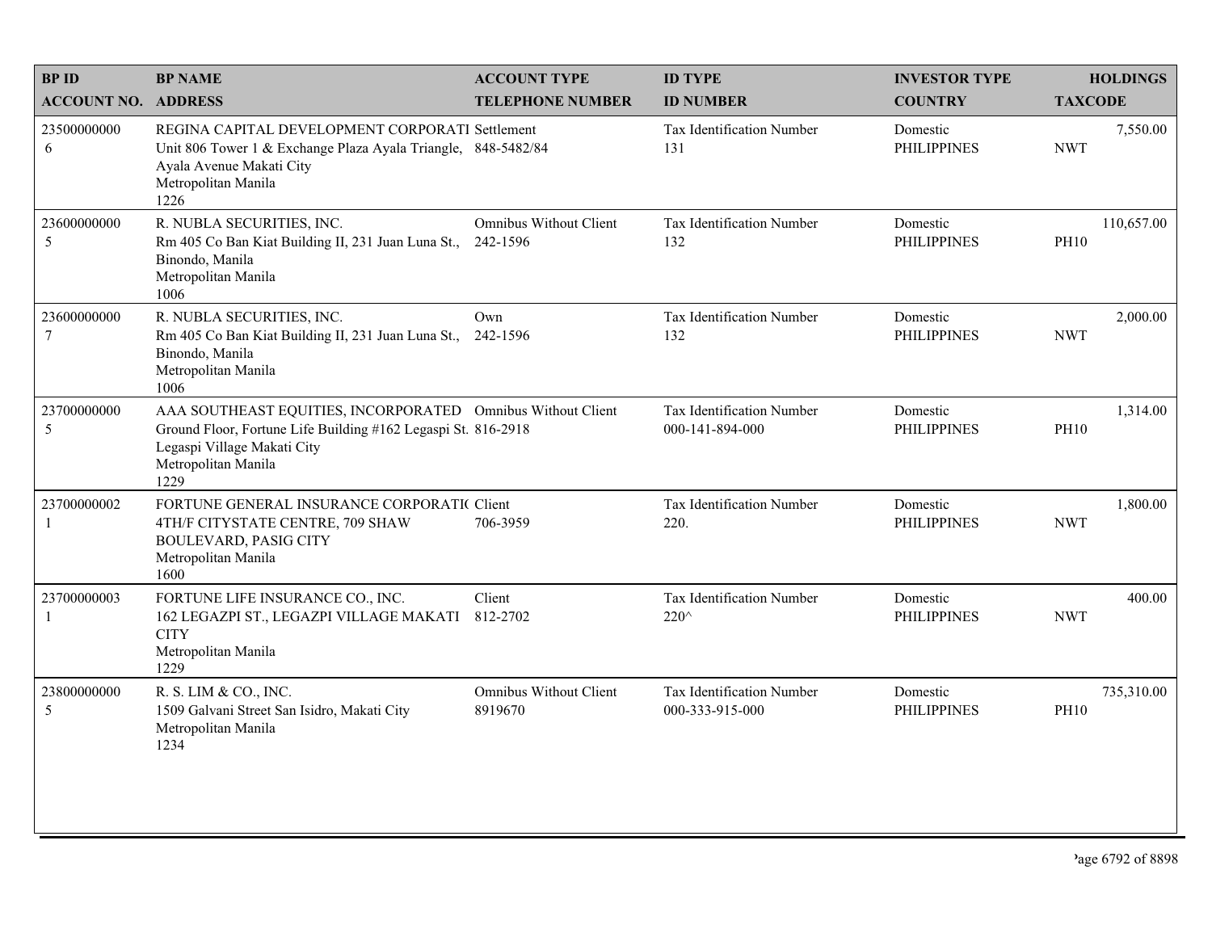| BP ID<br>ACCOUNT NO. | BP NAME<br>ADDRESS | ACCOUNT TYPE<br>TELEPHONE NUMBER | ID TYPE<br>ID NUMBER | INVESTOR TYPE<br>COUNTRY | HOLDINGS<br>TAXCODE |
|---|---|---|---|---|---|
| 23500000000<br>6 | REGINA CAPITAL DEVELOPMENT CORPORATI<br>Unit 806 Tower 1 & Exchange Plaza Ayala Triangle, Ayala Avenue Makati City<br>Metropolitan Manila<br>1226 | Settlement<br>848-5482/84 | Tax Identification Number<br>131 | Domestic<br>PHILIPPINES | 7,550.00<br>NWT |
| 23600000000<br>5 | R. NUBLA SECURITIES, INC.<br>Rm 405 Co Ban Kiat Building II, 231 Juan Luna St., Binondo, Manila<br>Metropolitan Manila<br>1006 | Omnibus Without Client<br>242-1596 | Tax Identification Number<br>132 | Domestic<br>PHILIPPINES | 110,657.00<br>PH10 |
| 23600000000<br>7 | R. NUBLA SECURITIES, INC.<br>Rm 405 Co Ban Kiat Building II, 231 Juan Luna St., Binondo, Manila<br>Metropolitan Manila<br>1006 | Own<br>242-1596 | Tax Identification Number<br>132 | Domestic<br>PHILIPPINES | 2,000.00<br>NWT |
| 23700000000<br>5 | AAA SOUTHEAST EQUITIES, INCORPORATED<br>Ground Floor, Fortune Life Building #162 Legaspi St. Legaspi Village Makati City<br>Metropolitan Manila<br>1229 | Omnibus Without Client<br>816-2918 | Tax Identification Number<br>000-141-894-000 | Domestic<br>PHILIPPINES | 1,314.00<br>PH10 |
| 23700000002<br>1 | FORTUNE GENERAL INSURANCE CORPORATI(<br>4TH/F CITYSTATE CENTRE, 709 SHAW BOULEVARD, PASIG CITY<br>Metropolitan Manila<br>1600 | Client<br>706-3959 | Tax Identification Number<br>220. | Domestic<br>PHILIPPINES | 1,800.00<br>NWT |
| 23700000003<br>1 | FORTUNE LIFE INSURANCE CO., INC.<br>162 LEGAZPI ST., LEGAZPI VILLAGE MAKATI CITY<br>Metropolitan Manila<br>1229 | Client<br>812-2702 | Tax Identification Number<br>220^ | Domestic<br>PHILIPPINES | 400.00<br>NWT |
| 23800000000<br>5 | R. S. LIM & CO., INC.<br>1509 Galvani Street San Isidro, Makati City<br>Metropolitan Manila<br>1234 | Omnibus Without Client<br>8919670 | Tax Identification Number<br>000-333-915-000 | Domestic<br>PHILIPPINES | 735,310.00<br>PH10 |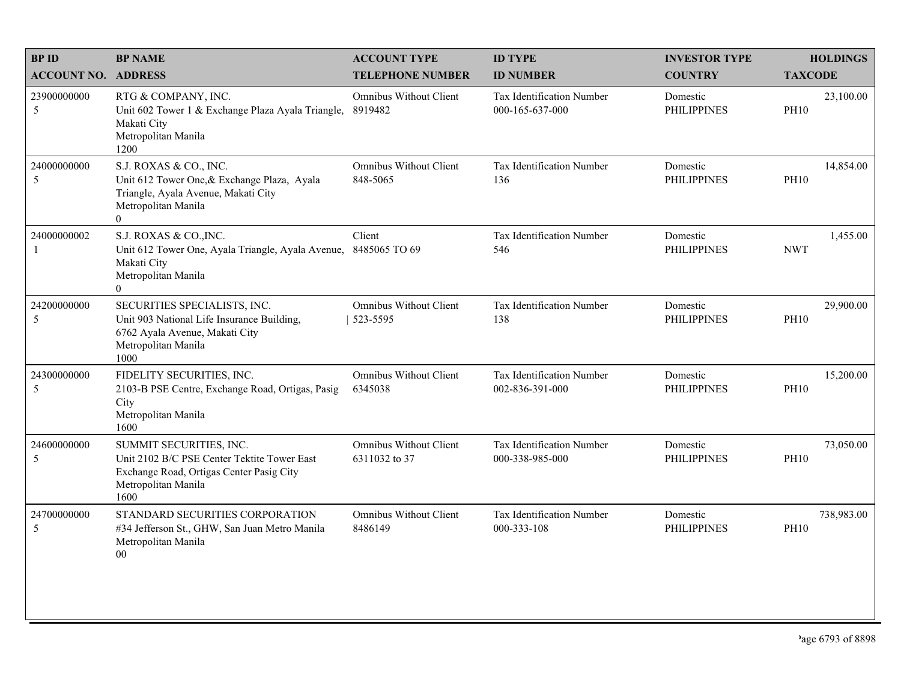| BP ID<br>ACCOUNT NO. | BP NAME<br>ADDRESS | ACCOUNT TYPE<br>TELEPHONE NUMBER | ID TYPE<br>ID NUMBER | INVESTOR TYPE<br>COUNTRY | HOLDINGS<br>TAXCODE |
|---|---|---|---|---|---|
| 23900000000<br>5 | RTG & COMPANY, INC.<br>Unit 602 Tower 1 & Exchange Plaza Ayala Triangle, Makati City<br>Metropolitan Manila<br>1200 | Omnibus Without Client<br>8919482 | Tax Identification Number<br>000-165-637-000 | Domestic<br>PHILIPPINES | 23,100.00<br>PH10 |
| 24000000000<br>5 | S.J. ROXAS & CO., INC.<br>Unit 612 Tower One,& Exchange Plaza, Ayala Triangle, Ayala Avenue, Makati City<br>Metropolitan Manila<br>0 | Omnibus Without Client<br>848-5065 | Tax Identification Number<br>136 | Domestic<br>PHILIPPINES | 14,854.00<br>PH10 |
| 24000000002<br>1 | S.J. ROXAS & CO.,INC.<br>Unit 612 Tower One, Ayala Triangle, Ayala Avenue, Makati City<br>Metropolitan Manila<br>0 | Client<br>8485065 TO 69 | Tax Identification Number<br>546 | Domestic<br>PHILIPPINES | 1,455.00<br>NWT |
| 24200000000<br>5 | SECURITIES SPECIALISTS, INC.<br>Unit 903 National Life Insurance Building, 6762 Ayala Avenue, Makati City<br>Metropolitan Manila<br>1000 | Omnibus Without Client<br>523-5595 | Tax Identification Number<br>138 | Domestic<br>PHILIPPINES | 29,900.00<br>PH10 |
| 24300000000<br>5 | FIDELITY SECURITIES, INC.<br>2103-B PSE Centre, Exchange Road, Ortigas, Pasig City<br>Metropolitan Manila<br>1600 | Omnibus Without Client<br>6345038 | Tax Identification Number<br>002-836-391-000 | Domestic<br>PHILIPPINES | 15,200.00<br>PH10 |
| 24600000000<br>5 | SUMMIT SECURITIES, INC.<br>Unit 2102 B/C PSE Center Tektite Tower East Exchange Road, Ortigas Center Pasig City<br>Metropolitan Manila<br>1600 | Omnibus Without Client<br>6311032 to 37 | Tax Identification Number<br>000-338-985-000 | Domestic<br>PHILIPPINES | 73,050.00<br>PH10 |
| 24700000000<br>5 | STANDARD SECURITIES CORPORATION<br>#34 Jefferson St., GHW, San Juan Metro Manila<br>Metropolitan Manila<br>00 | Omnibus Without Client<br>8486149 | Tax Identification Number<br>000-333-108 | Domestic<br>PHILIPPINES | 738,983.00<br>PH10 |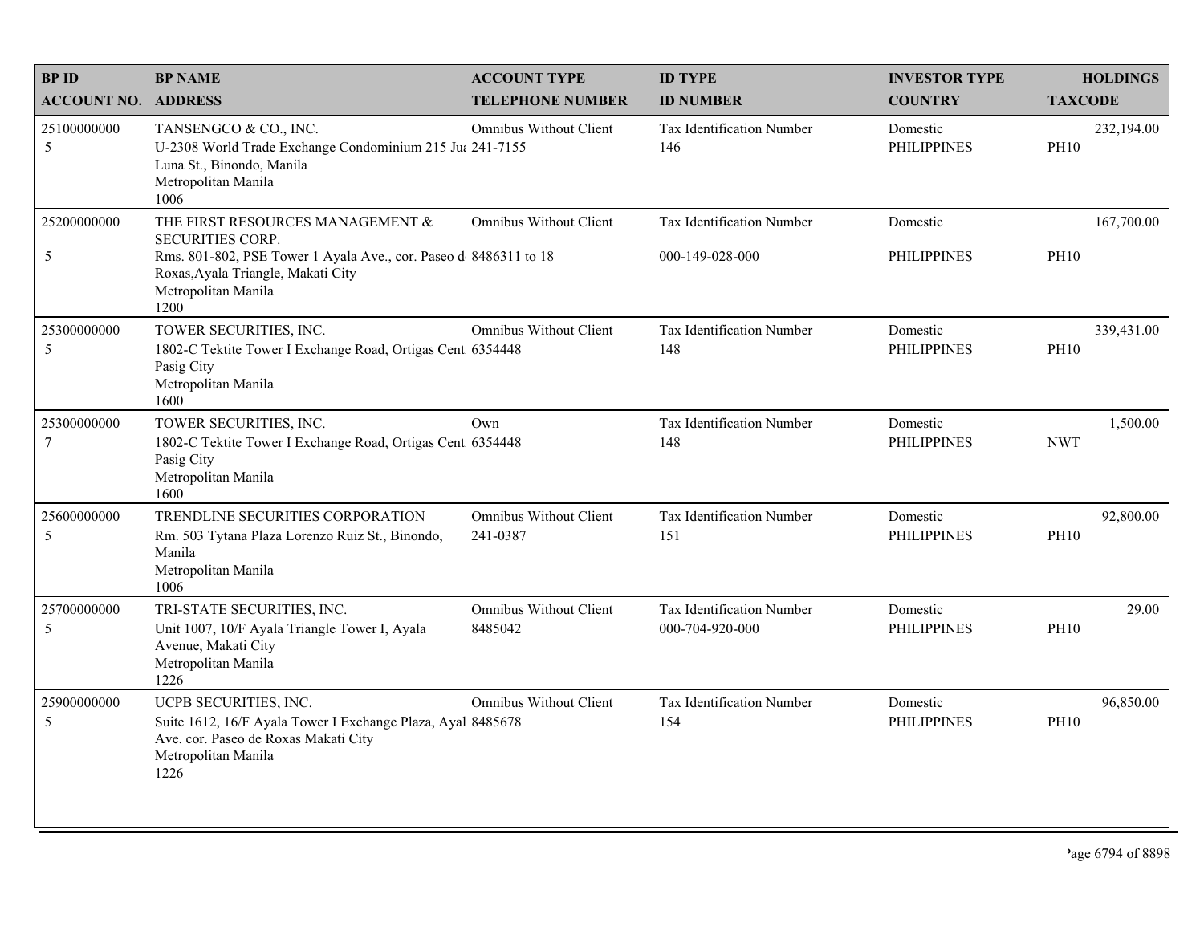| BP ID<br>ACCOUNT NO. | BP NAME<br>ADDRESS | ACCOUNT TYPE<br>TELEPHONE NUMBER | ID TYPE<br>ID NUMBER | INVESTOR TYPE<br>COUNTRY | HOLDINGS<br>TAXCODE |
|---|---|---|---|---|---|
| 25100000000<br>5 | TANSENGCO & CO., INC.<br>U-2308 World Trade Exchange Condominium 215 Ju<br>Luna St., Binondo, Manila<br>Metropolitan Manila<br>1006 | Omnibus Without Client<br>241-7155 | Tax Identification Number<br>146 | Domestic<br>PHILIPPINES | 232,194.00<br>PH10 |
| 25200000000<br>5 | THE FIRST RESOURCES MANAGEMENT & SECURITIES CORP.<br>Rms. 801-802, PSE Tower 1 Ayala Ave., cor. Paseo d<br>Roxas,Ayala Triangle, Makati City<br>Metropolitan Manila<br>1200 | Omnibus Without Client<br>8486311 to 18 | Tax Identification Number<br>000-149-028-000 | Domestic<br>PHILIPPINES | 167,700.00<br>PH10 |
| 25300000000<br>5 | TOWER SECURITIES, INC.<br>1802-C Tektite Tower I Exchange Road, Ortigas Cent<br>Pasig City<br>Metropolitan Manila<br>1600 | Omnibus Without Client<br>6354448 | Tax Identification Number<br>148 | Domestic<br>PHILIPPINES | 339,431.00<br>PH10 |
| 25300000000<br>7 | TOWER SECURITIES, INC.<br>1802-C Tektite Tower I Exchange Road, Ortigas Cent<br>Pasig City<br>Metropolitan Manila<br>1600 | Own<br>6354448 | Tax Identification Number<br>148 | Domestic<br>PHILIPPINES | 1,500.00<br>NWT |
| 25600000000<br>5 | TRENDLINE SECURITIES CORPORATION<br>Rm. 503 Tytana Plaza Lorenzo Ruiz St., Binondo,<br>Manila<br>Metropolitan Manila<br>1006 | Omnibus Without Client<br>241-0387 | Tax Identification Number<br>151 | Domestic<br>PHILIPPINES | 92,800.00<br>PH10 |
| 25700000000<br>5 | TRI-STATE SECURITIES, INC.<br>Unit 1007, 10/F Ayala Triangle Tower I, Ayala<br>Avenue, Makati City<br>Metropolitan Manila<br>1226 | Omnibus Without Client<br>8485042 | Tax Identification Number<br>000-704-920-000 | Domestic<br>PHILIPPINES | 29.00<br>PH10 |
| 25900000000<br>5 | UCPB SECURITIES, INC.<br>Suite 1612, 16/F Ayala Tower I Exchange Plaza, Ayal<br>Ave. cor. Paseo de Roxas Makati City<br>Metropolitan Manila<br>1226 | Omnibus Without Client<br>8485678 | Tax Identification Number<br>154 | Domestic<br>PHILIPPINES | 96,850.00<br>PH10 |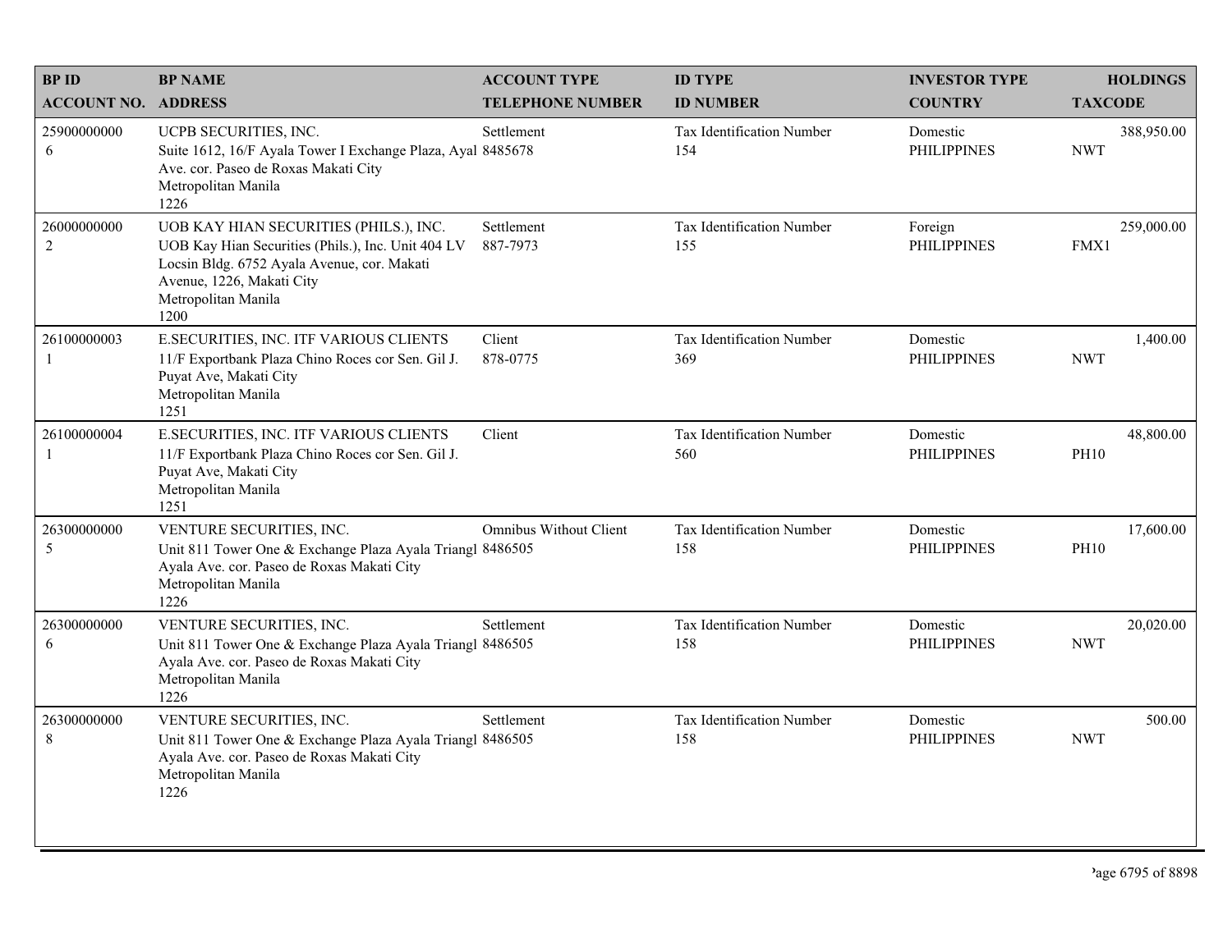| BP ID<br>ACCOUNT NO. | BP NAME<br>ADDRESS | ACCOUNT TYPE<br>TELEPHONE NUMBER | ID TYPE<br>ID NUMBER | INVESTOR TYPE<br>COUNTRY | HOLDINGS<br>TAXCODE |
|---|---|---|---|---|---|
| 25900000000<br>6 | UCPB SECURITIES, INC.<br>Suite 1612, 16/F Ayala Tower I Exchange Plaza, Ayal Ave. cor. Paseo de Roxas Makati City<br>Metropolitan Manila<br>1226 | Settlement<br>8485678 | Tax Identification Number<br>154 | Domestic<br>PHILIPPINES | 388,950.00<br>NWT |
| 26000000000<br>2 | UOB KAY HIAN SECURITIES (PHILS.), INC.<br>UOB Kay Hian Securities (Phils.), Inc. Unit 404 LV Locsin Bldg. 6752 Ayala Avenue, cor. Makati Avenue, 1226, Makati City<br>Metropolitan Manila<br>1200 | Settlement<br>887-7973 | Tax Identification Number<br>155 | Foreign<br>PHILIPPINES | 259,000.00<br>FMX1 |
| 26100000003<br>1 | E.SECURITIES, INC. ITF VARIOUS CLIENTS<br>11/F Exportbank Plaza Chino Roces cor Sen. Gil J. Puyat Ave, Makati City<br>Metropolitan Manila<br>1251 | Client<br>878-0775 | Tax Identification Number<br>369 | Domestic<br>PHILIPPINES | 1,400.00<br>NWT |
| 26100000004<br>1 | E.SECURITIES, INC. ITF VARIOUS CLIENTS<br>11/F Exportbank Plaza Chino Roces cor Sen. Gil J. Puyat Ave, Makati City<br>Metropolitan Manila<br>1251 | Client | Tax Identification Number<br>560 | Domestic<br>PHILIPPINES | 48,800.00<br>PH10 |
| 26300000000<br>5 | VENTURE SECURITIES, INC.<br>Unit 811 Tower One & Exchange Plaza Ayala Triangl Ayala Ave. cor. Paseo de Roxas Makati City<br>Metropolitan Manila<br>1226 | Omnibus Without Client<br>8486505 | Tax Identification Number<br>158 | Domestic<br>PHILIPPINES | 17,600.00<br>PH10 |
| 26300000000<br>6 | VENTURE SECURITIES, INC.<br>Unit 811 Tower One & Exchange Plaza Ayala Triangl Ayala Ave. cor. Paseo de Roxas Makati City<br>Metropolitan Manila<br>1226 | Settlement<br>8486505 | Tax Identification Number<br>158 | Domestic<br>PHILIPPINES | 20,020.00<br>NWT |
| 26300000000<br>8 | VENTURE SECURITIES, INC.<br>Unit 811 Tower One & Exchange Plaza Ayala Triangl Ayala Ave. cor. Paseo de Roxas Makati City<br>Metropolitan Manila<br>1226 | Settlement<br>8486505 | Tax Identification Number<br>158 | Domestic<br>PHILIPPINES | 500.00<br>NWT |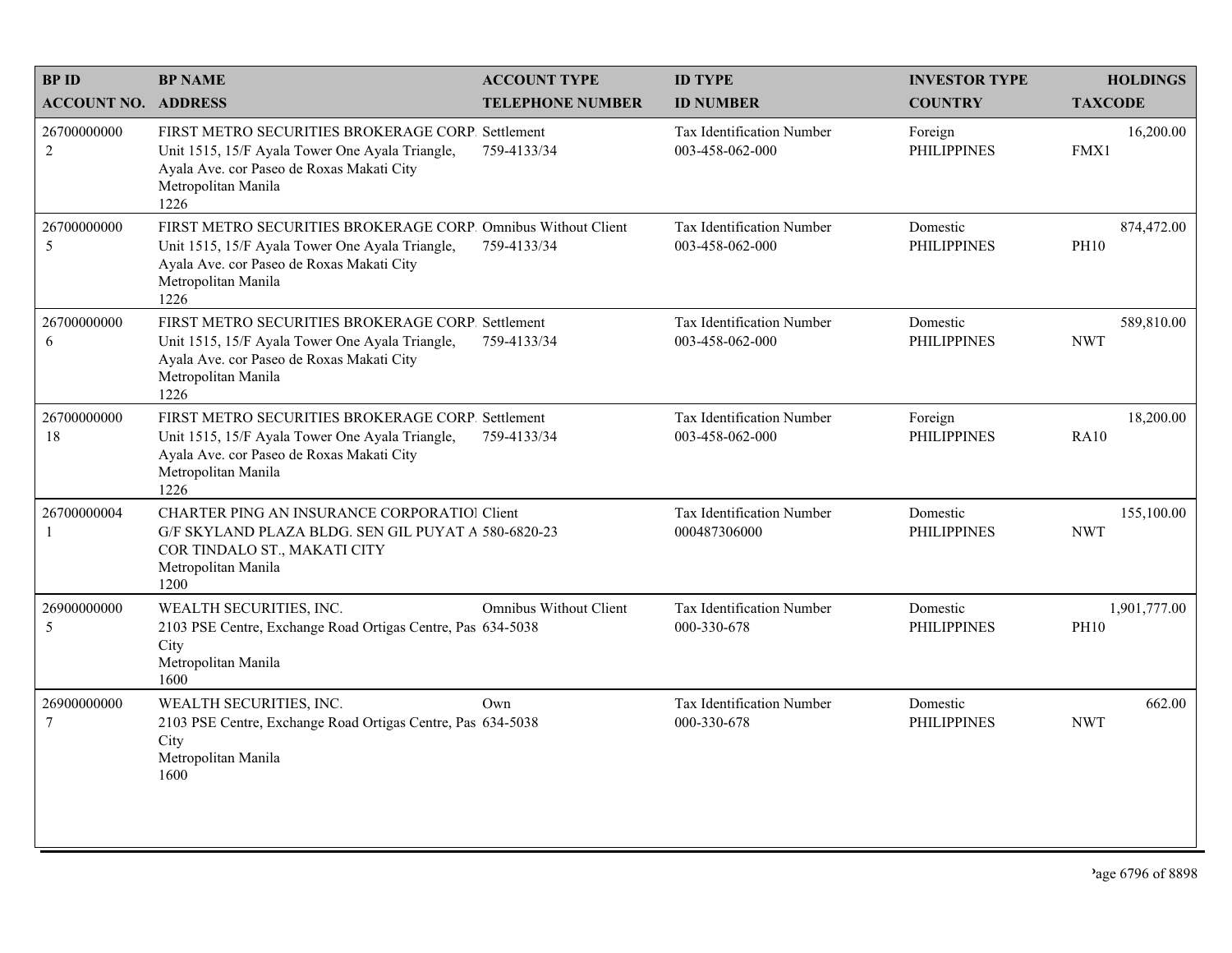| BP ID<br>ACCOUNT NO. | BP NAME<br>ADDRESS | ACCOUNT TYPE<br>TELEPHONE NUMBER | ID TYPE<br>ID NUMBER | INVESTOR TYPE<br>COUNTRY | HOLDINGS<br>TAXCODE |
|---|---|---|---|---|---|
| 26700000000<br>2 | FIRST METRO SECURITIES BROKERAGE CORP.<br>Unit 1515, 15/F Ayala Tower One Ayala Triangle, Ayala Ave. cor Paseo de Roxas Makati City<br>Metropolitan Manila<br>1226 | Settlement<br>759-4133/34 | Tax Identification Number<br>003-458-062-000 | Foreign<br>PHILIPPINES | 16,200.00<br>FMX1 |
| 26700000000<br>5 | FIRST METRO SECURITIES BROKERAGE CORP.<br>Unit 1515, 15/F Ayala Tower One Ayala Triangle, Ayala Ave. cor Paseo de Roxas Makati City<br>Metropolitan Manila<br>1226 | Omnibus Without Client<br>759-4133/34 | Tax Identification Number<br>003-458-062-000 | Domestic<br>PHILIPPINES | 874,472.00<br>PH10 |
| 26700000000<br>6 | FIRST METRO SECURITIES BROKERAGE CORP.<br>Unit 1515, 15/F Ayala Tower One Ayala Triangle, Ayala Ave. cor Paseo de Roxas Makati City<br>Metropolitan Manila<br>1226 | Settlement<br>759-4133/34 | Tax Identification Number<br>003-458-062-000 | Domestic<br>PHILIPPINES | 589,810.00<br>NWT |
| 26700000000<br>18 | FIRST METRO SECURITIES BROKERAGE CORP.<br>Unit 1515, 15/F Ayala Tower One Ayala Triangle, Ayala Ave. cor Paseo de Roxas Makati City<br>Metropolitan Manila<br>1226 | Settlement<br>759-4133/34 | Tax Identification Number<br>003-458-062-000 | Foreign<br>PHILIPPINES | 18,200.00<br>RA10 |
| 26700000004<br>1 | CHARTER PING AN INSURANCE CORPORATIOI<br>G/F SKYLAND PLAZA BLDG. SEN GIL PUYAT A COR TINDALO ST., MAKATI CITY<br>Metropolitan Manila<br>1200 | Client<br>580-6820-23 | Tax Identification Number<br>000487306000 | Domestic<br>PHILIPPINES | 155,100.00<br>NWT |
| 26900000000<br>5 | WEALTH SECURITIES, INC.<br>2103 PSE Centre, Exchange Road Ortigas Centre, Pas City<br>Metropolitan Manila<br>1600 | Omnibus Without Client<br>634-5038 | Tax Identification Number<br>000-330-678 | Domestic<br>PHILIPPINES | 1,901,777.00<br>PH10 |
| 26900000000<br>7 | WEALTH SECURITIES, INC.<br>2103 PSE Centre, Exchange Road Ortigas Centre, Pas City<br>Metropolitan Manila<br>1600 | Own<br>634-5038 | Tax Identification Number<br>000-330-678 | Domestic<br>PHILIPPINES | 662.00<br>NWT |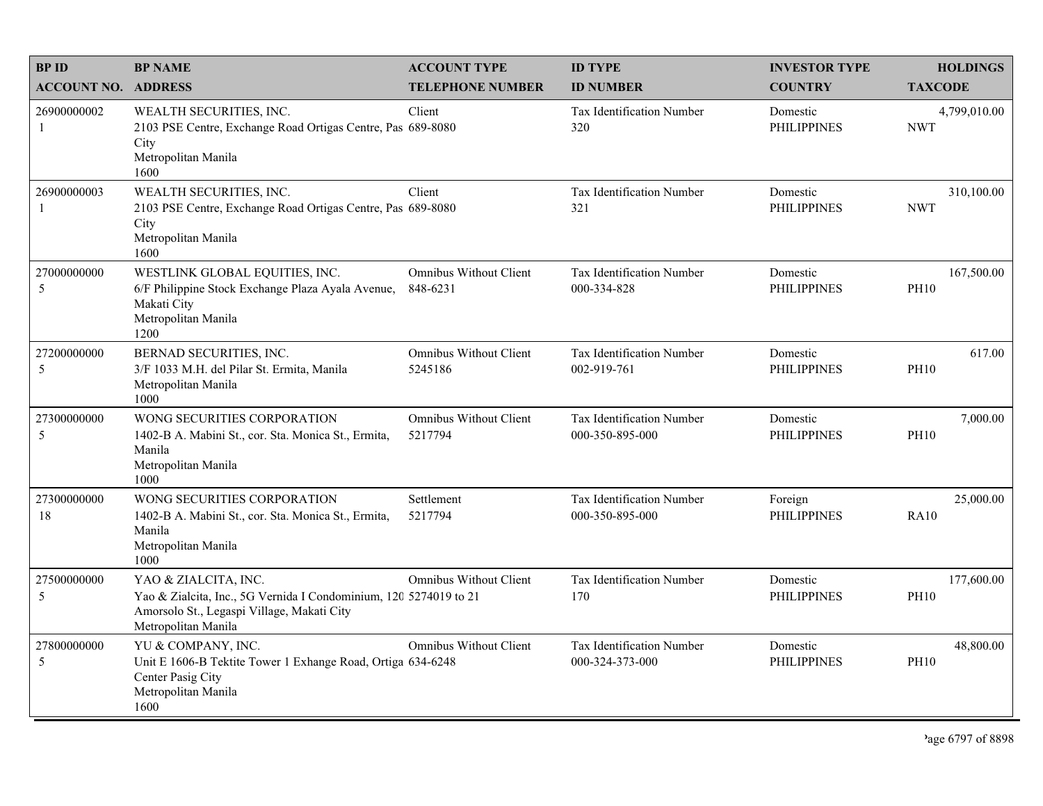| BP ID<br>ACCOUNT NO. | BP NAME<br>ADDRESS | ACCOUNT TYPE<br>TELEPHONE NUMBER | ID TYPE<br>ID NUMBER | INVESTOR TYPE<br>COUNTRY | HOLDINGS<br>TAXCODE |
|---|---|---|---|---|---|
| 26900000002<br>1 | WEALTH SECURITIES, INC.<br>2103 PSE Centre, Exchange Road Ortigas Centre, Pas City<br>Metropolitan Manila<br>1600 | Client<br>689-8080 | Tax Identification Number<br>320 | Domestic<br>PHILIPPINES | 4,799,010.00<br>NWT |
| 26900000003<br>1 | WEALTH SECURITIES, INC.<br>2103 PSE Centre, Exchange Road Ortigas Centre, Pas City<br>Metropolitan Manila<br>1600 | Client<br>689-8080 | Tax Identification Number<br>321 | Domestic<br>PHILIPPINES | 310,100.00<br>NWT |
| 27000000000<br>5 | WESTLINK GLOBAL EQUITIES, INC.<br>6/F Philippine Stock Exchange Plaza Ayala Avenue, Makati City<br>Metropolitan Manila<br>1200 | Omnibus Without Client<br>848-6231 | Tax Identification Number<br>000-334-828 | Domestic<br>PHILIPPINES | 167,500.00<br>PH10 |
| 27200000000<br>5 | BERNAD SECURITIES, INC.<br>3/F 1033 M.H. del Pilar St. Ermita, Manila<br>Metropolitan Manila<br>1000 | Omnibus Without Client<br>5245186 | Tax Identification Number<br>002-919-761 | Domestic<br>PHILIPPINES | 617.00<br>PH10 |
| 27300000000<br>5 | WONG SECURITIES CORPORATION<br>1402-B A. Mabini St., cor. Sta. Monica St., Ermita, Manila<br>Metropolitan Manila<br>1000 | Omnibus Without Client<br>5217794 | Tax Identification Number<br>000-350-895-000 | Domestic<br>PHILIPPINES | 7,000.00<br>PH10 |
| 27300000000<br>18 | WONG SECURITIES CORPORATION<br>1402-B A. Mabini St., cor. Sta. Monica St., Ermita, Manila<br>Metropolitan Manila<br>1000 | Settlement<br>5217794 | Tax Identification Number<br>000-350-895-000 | Foreign<br>PHILIPPINES | 25,000.00<br>RA10 |
| 27500000000<br>5 | YAO & ZIALCITA, INC.<br>Yao & Zialcita, Inc., 5G Vernida I Condominium, 120 Amorsolo St., Legaspi Village, Makati City<br>Metropolitan Manila | Omnibus Without Client<br>5274019 to 21 | Tax Identification Number<br>170 | Domestic<br>PHILIPPINES | 177,600.00<br>PH10 |
| 27800000000<br>5 | YU & COMPANY, INC.<br>Unit E 1606-B Tektite Tower 1 Exhange Road, Ortiga Center Pasig City<br>Metropolitan Manila<br>1600 | Omnibus Without Client<br>634-6248 | Tax Identification Number<br>000-324-373-000 | Domestic<br>PHILIPPINES | 48,800.00<br>PH10 |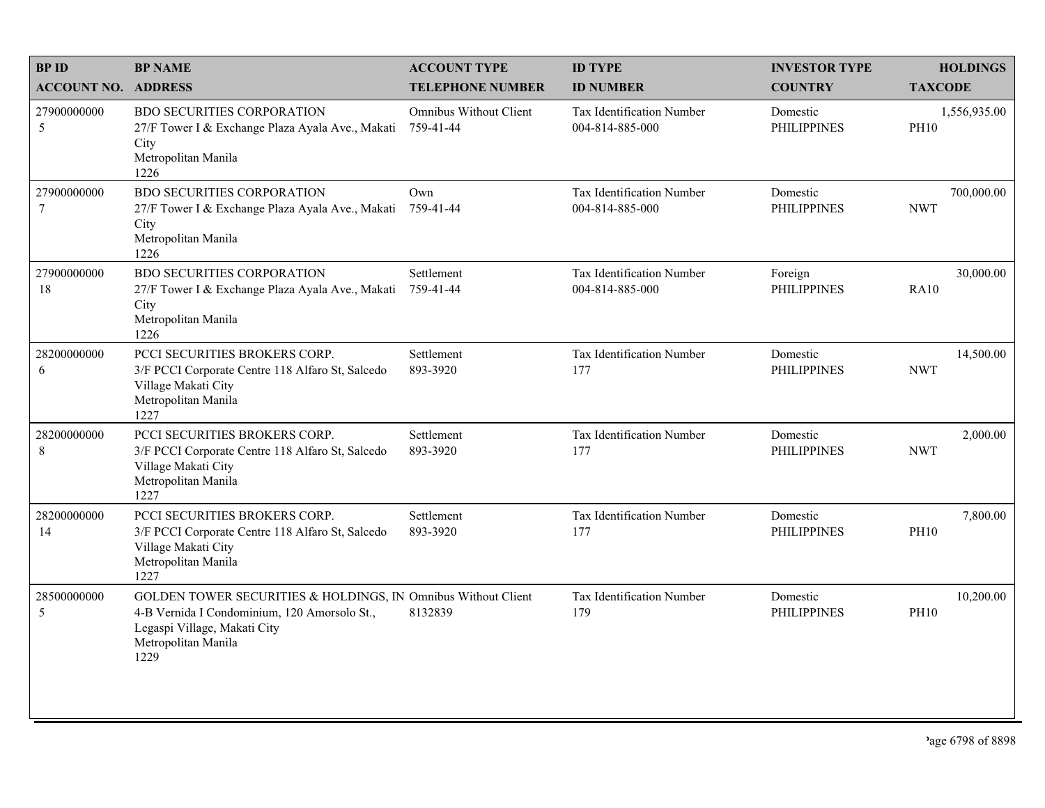| BP ID<br>ACCOUNT NO. | BP NAME<br>ADDRESS | ACCOUNT TYPE<br>TELEPHONE NUMBER | ID TYPE<br>ID NUMBER | INVESTOR TYPE<br>COUNTRY | HOLDINGS<br>TAXCODE |
|---|---|---|---|---|---|
| 27900000000<br>5 | BDO SECURITIES CORPORATION<br>27/F Tower I & Exchange Plaza Ayala Ave., Makati City<br>Metropolitan Manila<br>1226 | Omnibus Without Client<br>759-41-44 | Tax Identification Number<br>004-814-885-000 | Domestic<br>PHILIPPINES | 1,556,935.00<br>PH10 |
| 27900000000<br>7 | BDO SECURITIES CORPORATION<br>27/F Tower I & Exchange Plaza Ayala Ave., Makati City<br>Metropolitan Manila<br>1226 | Own<br>759-41-44 | Tax Identification Number<br>004-814-885-000 | Domestic<br>PHILIPPINES | 700,000.00<br>NWT |
| 27900000000<br>18 | BDO SECURITIES CORPORATION<br>27/F Tower I & Exchange Plaza Ayala Ave., Makati City<br>Metropolitan Manila<br>1226 | Settlement<br>759-41-44 | Tax Identification Number<br>004-814-885-000 | Foreign<br>PHILIPPINES | 30,000.00<br>RA10 |
| 28200000000<br>6 | PCCI SECURITIES BROKERS CORP.<br>3/F PCCI Corporate Centre 118 Alfaro St, Salcedo Village Makati City<br>Metropolitan Manila<br>1227 | Settlement<br>893-3920 | Tax Identification Number<br>177 | Domestic<br>PHILIPPINES | 14,500.00<br>NWT |
| 28200000000<br>8 | PCCI SECURITIES BROKERS CORP.<br>3/F PCCI Corporate Centre 118 Alfaro St, Salcedo Village Makati City<br>Metropolitan Manila<br>1227 | Settlement<br>893-3920 | Tax Identification Number<br>177 | Domestic<br>PHILIPPINES | 2,000.00<br>NWT |
| 28200000000<br>14 | PCCI SECURITIES BROKERS CORP.<br>3/F PCCI Corporate Centre 118 Alfaro St, Salcedo Village Makati City<br>Metropolitan Manila<br>1227 | Settlement<br>893-3920 | Tax Identification Number<br>177 | Domestic<br>PHILIPPINES | 7,800.00<br>PH10 |
| 28500000000<br>5 | GOLDEN TOWER SECURITIES & HOLDINGS, IN<br>4-B Vernida I Condominium, 120 Amorsolo St., Legaspi Village, Makati City<br>Metropolitan Manila<br>1229 | Omnibus Without Client<br>8132839 | Tax Identification Number<br>179 | Domestic<br>PHILIPPINES | 10,200.00<br>PH10 |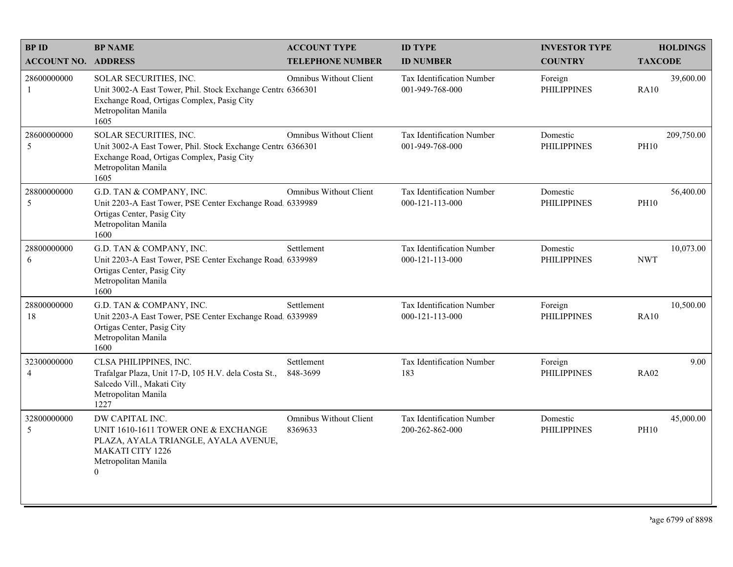| BP ID<br>ACCOUNT NO. | BP NAME<br>ADDRESS | ACCOUNT TYPE<br>TELEPHONE NUMBER | ID TYPE<br>ID NUMBER | INVESTOR TYPE<br>COUNTRY | HOLDINGS<br>TAXCODE |
|---|---|---|---|---|---|
| 28600000000<br>1 | SOLAR SECURITIES, INC.<br>Unit 3002-A East Tower, Phil. Stock Exchange Centre<br>Exchange Road, Ortigas Complex, Pasig City<br>Metropolitan Manila<br>1605 | Omnibus Without Client<br>6366301 | Tax Identification Number<br>001-949-768-000 | Foreign<br>PHILIPPINES | 39,600.00<br>RA10 |
| 28600000000<br>5 | SOLAR SECURITIES, INC.<br>Unit 3002-A East Tower, Phil. Stock Exchange Centre<br>Exchange Road, Ortigas Complex, Pasig City<br>Metropolitan Manila<br>1605 | Omnibus Without Client<br>6366301 | Tax Identification Number<br>001-949-768-000 | Domestic<br>PHILIPPINES | 209,750.00<br>PH10 |
| 28800000000<br>5 | G.D. TAN & COMPANY, INC.<br>Unit 2203-A East Tower, PSE Center Exchange Road,<br>Ortigas Center, Pasig City<br>Metropolitan Manila<br>1600 | Omnibus Without Client<br>6339989 | Tax Identification Number<br>000-121-113-000 | Domestic<br>PHILIPPINES | 56,400.00<br>PH10 |
| 28800000000<br>6 | G.D. TAN & COMPANY, INC.<br>Unit 2203-A East Tower, PSE Center Exchange Road,<br>Ortigas Center, Pasig City<br>Metropolitan Manila<br>1600 | Settlement<br>6339989 | Tax Identification Number<br>000-121-113-000 | Domestic<br>PHILIPPINES | 10,073.00<br>NWT |
| 28800000000<br>18 | G.D. TAN & COMPANY, INC.<br>Unit 2203-A East Tower, PSE Center Exchange Road,<br>Ortigas Center, Pasig City<br>Metropolitan Manila<br>1600 | Settlement<br>6339989 | Tax Identification Number<br>000-121-113-000 | Foreign<br>PHILIPPINES | 10,500.00<br>RA10 |
| 32300000000<br>4 | CLSA PHILIPPINES, INC.<br>Trafalgar Plaza, Unit 17-D, 105 H.V. dela Costa St.,<br>Salcedo Vill., Makati City<br>Metropolitan Manila<br>1227 | Settlement<br>848-3699 | Tax Identification Number<br>183 | Foreign<br>PHILIPPINES | 9.00<br>RA02 |
| 32800000000<br>5 | DW CAPITAL INC.<br>UNIT 1610-1611 TOWER ONE & EXCHANGE<br>PLAZA, AYALA TRIANGLE, AYALA AVENUE,<br>MAKATI CITY 1226<br>Metropolitan Manila<br>0 | Omnibus Without Client<br>8369633 | Tax Identification Number<br>200-262-862-000 | Domestic<br>PHILIPPINES | 45,000.00<br>PH10 |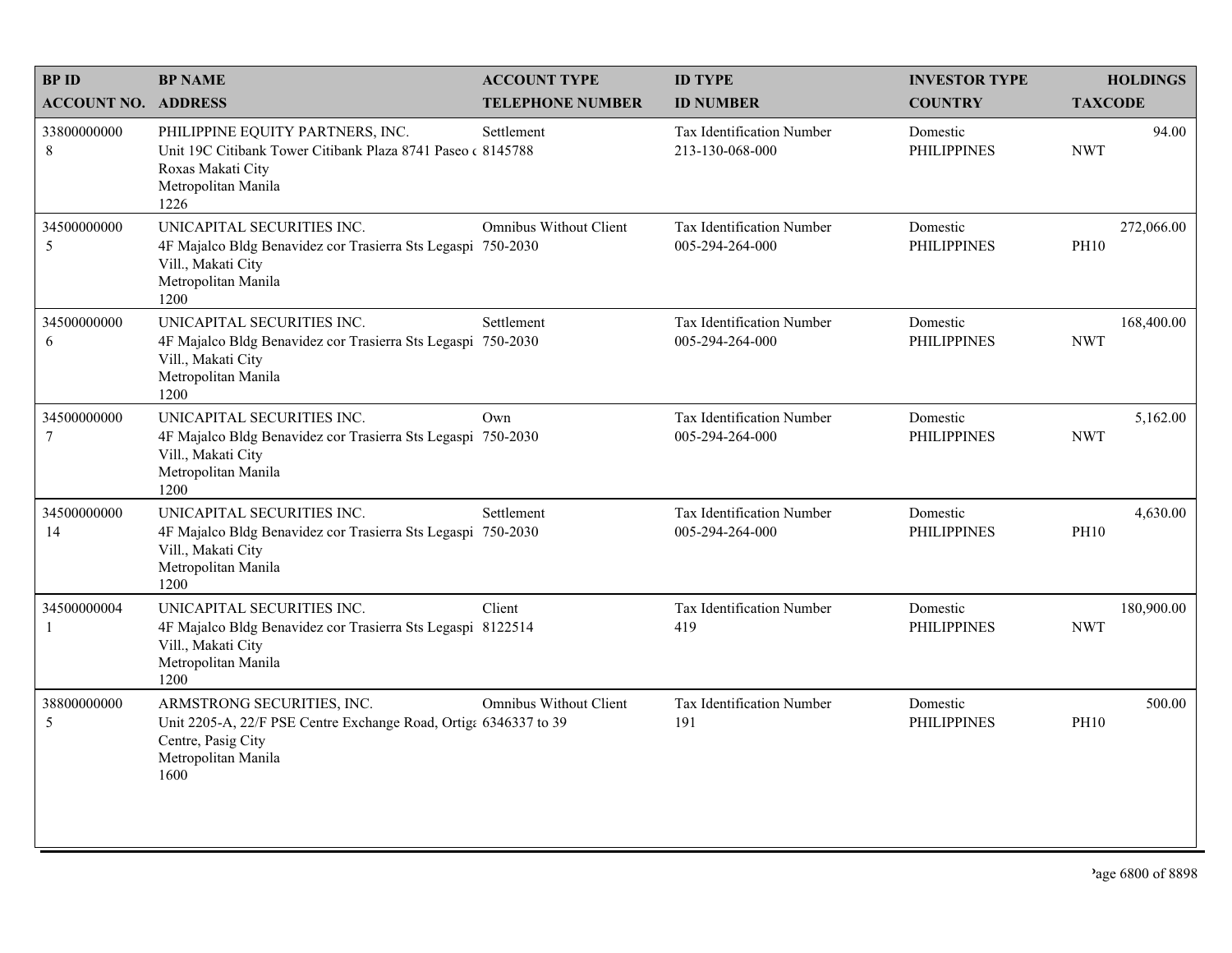| BP ID<br>ACCOUNT NO. | BP NAME<br>ADDRESS | ACCOUNT TYPE<br>TELEPHONE NUMBER | ID TYPE<br>ID NUMBER | INVESTOR TYPE<br>COUNTRY | HOLDINGS<br>TAXCODE |
|---|---|---|---|---|---|
| 33800000000<br>8 | PHILIPPINE EQUITY PARTNERS, INC.<br>Unit 19C Citibank Tower Citibank Plaza 8741 Paseo c<br>Roxas Makati City<br>Metropolitan Manila<br>1226 | Settlement<br>8145788 | Tax Identification Number<br>213-130-068-000 | Domestic<br>PHILIPPINES | 94.00<br>NWT |
| 34500000000<br>5 | UNICAPITAL SECURITIES INC.<br>4F Majalco Bldg Benavidez cor Trasierra Sts Legaspi<br>Vill., Makati City<br>Metropolitan Manila<br>1200 | Omnibus Without Client<br>750-2030 | Tax Identification Number<br>005-294-264-000 | Domestic<br>PHILIPPINES | 272,066.00<br>PH10 |
| 34500000000<br>6 | UNICAPITAL SECURITIES INC.<br>4F Majalco Bldg Benavidez cor Trasierra Sts Legaspi<br>Vill., Makati City<br>Metropolitan Manila<br>1200 | Settlement<br>750-2030 | Tax Identification Number<br>005-294-264-000 | Domestic<br>PHILIPPINES | 168,400.00<br>NWT |
| 34500000000<br>7 | UNICAPITAL SECURITIES INC.<br>4F Majalco Bldg Benavidez cor Trasierra Sts Legaspi<br>Vill., Makati City<br>Metropolitan Manila<br>1200 | Own<br>750-2030 | Tax Identification Number<br>005-294-264-000 | Domestic<br>PHILIPPINES | 5,162.00<br>NWT |
| 34500000000<br>14 | UNICAPITAL SECURITIES INC.<br>4F Majalco Bldg Benavidez cor Trasierra Sts Legaspi<br>Vill., Makati City<br>Metropolitan Manila<br>1200 | Settlement<br>750-2030 | Tax Identification Number<br>005-294-264-000 | Domestic<br>PHILIPPINES | 4,630.00<br>PH10 |
| 34500000004<br>1 | UNICAPITAL SECURITIES INC.<br>4F Majalco Bldg Benavidez cor Trasierra Sts Legaspi<br>Vill., Makati City<br>Metropolitan Manila<br>1200 | Client<br>8122514 | Tax Identification Number<br>419 | Domestic<br>PHILIPPINES | 180,900.00<br>NWT |
| 38800000000<br>5 | ARMSTRONG SECURITIES, INC.<br>Unit 2205-A, 22/F PSE Centre Exchange Road, Ortiga<br>Centre, Pasig City<br>Metropolitan Manila<br>1600 | Omnibus Without Client<br>6346337 to 39 | Tax Identification Number<br>191 | Domestic<br>PHILIPPINES | 500.00<br>PH10 |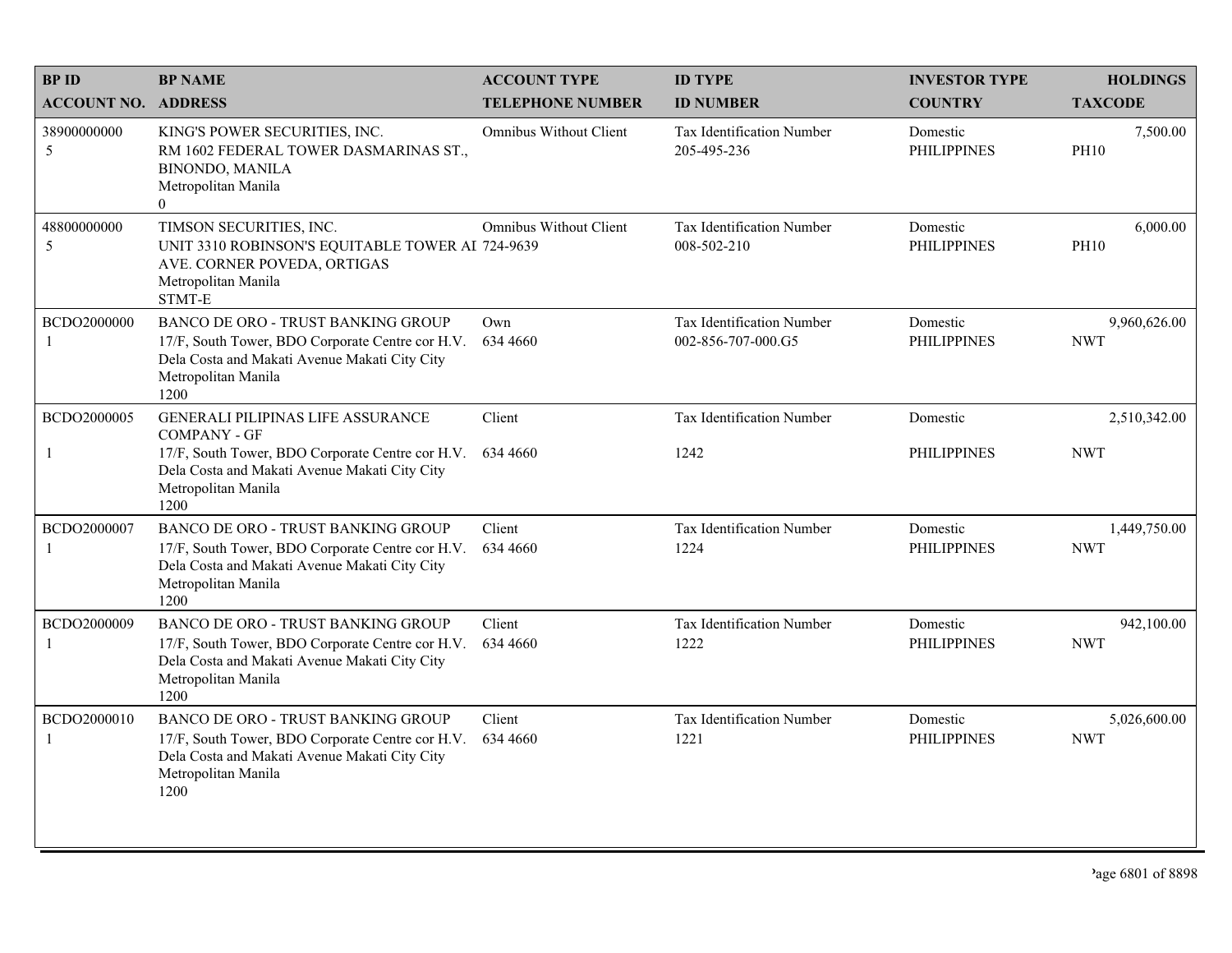| BP ID<br>ACCOUNT NO. | BP NAME<br>ADDRESS | ACCOUNT TYPE<br>TELEPHONE NUMBER | ID TYPE<br>ID NUMBER | INVESTOR TYPE<br>COUNTRY | HOLDINGS<br>TAXCODE |
|---|---|---|---|---|---|
| 38900000000<br>5 | KING'S POWER SECURITIES, INC.<br>RM 1602 FEDERAL TOWER DASMARINAS ST., BINONDO, MANILA<br>Metropolitan Manila<br>0 | Omnibus Without Client | Tax Identification Number<br>205-495-236 | Domestic<br>PHILIPPINES | 7,500.00<br>PH10 |
| 48800000000<br>5 | TIMSON SECURITIES, INC.<br>UNIT 3310 ROBINSON'S EQUITABLE TOWER AI AVE. CORNER POVEDA, ORTIGAS<br>Metropolitan Manila<br>STMT-E | Omnibus Without Client<br>724-9639 | Tax Identification Number<br>008-502-210 | Domestic<br>PHILIPPINES | 6,000.00<br>PH10 |
| BCDO2000000<br>1 | BANCO DE ORO - TRUST BANKING GROUP<br>17/F, South Tower, BDO Corporate Centre cor H.V. Dela Costa and Makati Avenue Makati City City<br>Metropolitan Manila<br>1200 | Own<br>634 4660 | Tax Identification Number<br>002-856-707-000.G5 | Domestic<br>PHILIPPINES | 9,960,626.00<br>NWT |
| BCDO2000005<br>1 | GENERALI PILIPINAS LIFE ASSURANCE COMPANY - GF<br>17/F, South Tower, BDO Corporate Centre cor H.V. Dela Costa and Makati Avenue Makati City City<br>Metropolitan Manila<br>1200 | Client<br>634 4660 | Tax Identification Number<br>1242 | Domestic<br>PHILIPPINES | 2,510,342.00<br>NWT |
| BCDO2000007<br>1 | BANCO DE ORO - TRUST BANKING GROUP<br>17/F, South Tower, BDO Corporate Centre cor H.V. Dela Costa and Makati Avenue Makati City City<br>Metropolitan Manila<br>1200 | Client<br>634 4660 | Tax Identification Number<br>1224 | Domestic<br>PHILIPPINES | 1,449,750.00<br>NWT |
| BCDO2000009<br>1 | BANCO DE ORO - TRUST BANKING GROUP<br>17/F, South Tower, BDO Corporate Centre cor H.V. Dela Costa and Makati Avenue Makati City City<br>Metropolitan Manila<br>1200 | Client<br>634 4660 | Tax Identification Number<br>1222 | Domestic<br>PHILIPPINES | 942,100.00<br>NWT |
| BCDO2000010<br>1 | BANCO DE ORO - TRUST BANKING GROUP<br>17/F, South Tower, BDO Corporate Centre cor H.V. Dela Costa and Makati Avenue Makati City City<br>Metropolitan Manila<br>1200 | Client<br>634 4660 | Tax Identification Number<br>1221 | Domestic<br>PHILIPPINES | 5,026,600.00<br>NWT |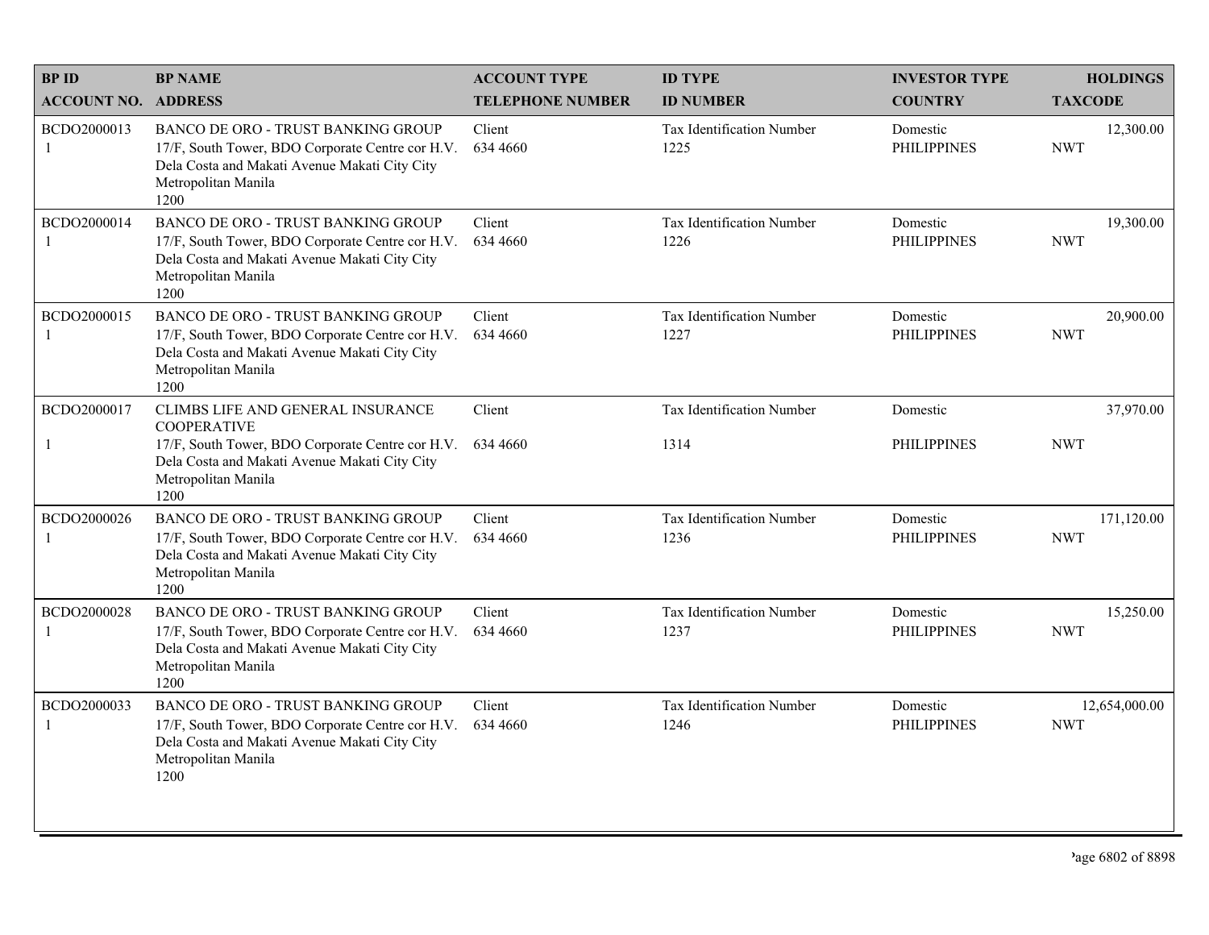| BP ID<br>ACCOUNT NO. | BP NAME<br>ADDRESS | ACCOUNT TYPE<br>TELEPHONE NUMBER | ID TYPE<br>ID NUMBER | INVESTOR TYPE<br>COUNTRY | HOLDINGS<br>TAXCODE |
|---|---|---|---|---|---|
| BCDO2000013<br>1 | BANCO DE ORO - TRUST BANKING GROUP<br>17/F, South Tower, BDO Corporate Centre cor H.V. Dela Costa and Makati Avenue Makati City City Metropolitan Manila<br>1200 | Client<br>634 4660 | Tax Identification Number<br>1225 | Domestic<br>PHILIPPINES | 12,300.00<br>NWT |
| BCDO2000014<br>1 | BANCO DE ORO - TRUST BANKING GROUP<br>17/F, South Tower, BDO Corporate Centre cor H.V. Dela Costa and Makati Avenue Makati City City Metropolitan Manila<br>1200 | Client<br>634 4660 | Tax Identification Number<br>1226 | Domestic<br>PHILIPPINES | 19,300.00<br>NWT |
| BCDO2000015<br>1 | BANCO DE ORO - TRUST BANKING GROUP<br>17/F, South Tower, BDO Corporate Centre cor H.V. Dela Costa and Makati Avenue Makati City City Metropolitan Manila<br>1200 | Client<br>634 4660 | Tax Identification Number<br>1227 | Domestic<br>PHILIPPINES | 20,900.00<br>NWT |
| BCDO2000017<br>1 | CLIMBS LIFE AND GENERAL INSURANCE COOPERATIVE<br>17/F, South Tower, BDO Corporate Centre cor H.V. Dela Costa and Makati Avenue Makati City City Metropolitan Manila<br>1200 | Client<br>634 4660 | Tax Identification Number<br>1314 | Domestic<br>PHILIPPINES | 37,970.00<br>NWT |
| BCDO2000026<br>1 | BANCO DE ORO - TRUST BANKING GROUP<br>17/F, South Tower, BDO Corporate Centre cor H.V. Dela Costa and Makati Avenue Makati City City Metropolitan Manila<br>1200 | Client<br>634 4660 | Tax Identification Number<br>1236 | Domestic<br>PHILIPPINES | 171,120.00<br>NWT |
| BCDO2000028<br>1 | BANCO DE ORO - TRUST BANKING GROUP<br>17/F, South Tower, BDO Corporate Centre cor H.V. Dela Costa and Makati Avenue Makati City City Metropolitan Manila<br>1200 | Client<br>634 4660 | Tax Identification Number<br>1237 | Domestic<br>PHILIPPINES | 15,250.00<br>NWT |
| BCDO2000033<br>1 | BANCO DE ORO - TRUST BANKING GROUP<br>17/F, South Tower, BDO Corporate Centre cor H.V. Dela Costa and Makati Avenue Makati City City Metropolitan Manila<br>1200 | Client<br>634 4660 | Tax Identification Number<br>1246 | Domestic<br>PHILIPPINES | 12,654,000.00<br>NWT |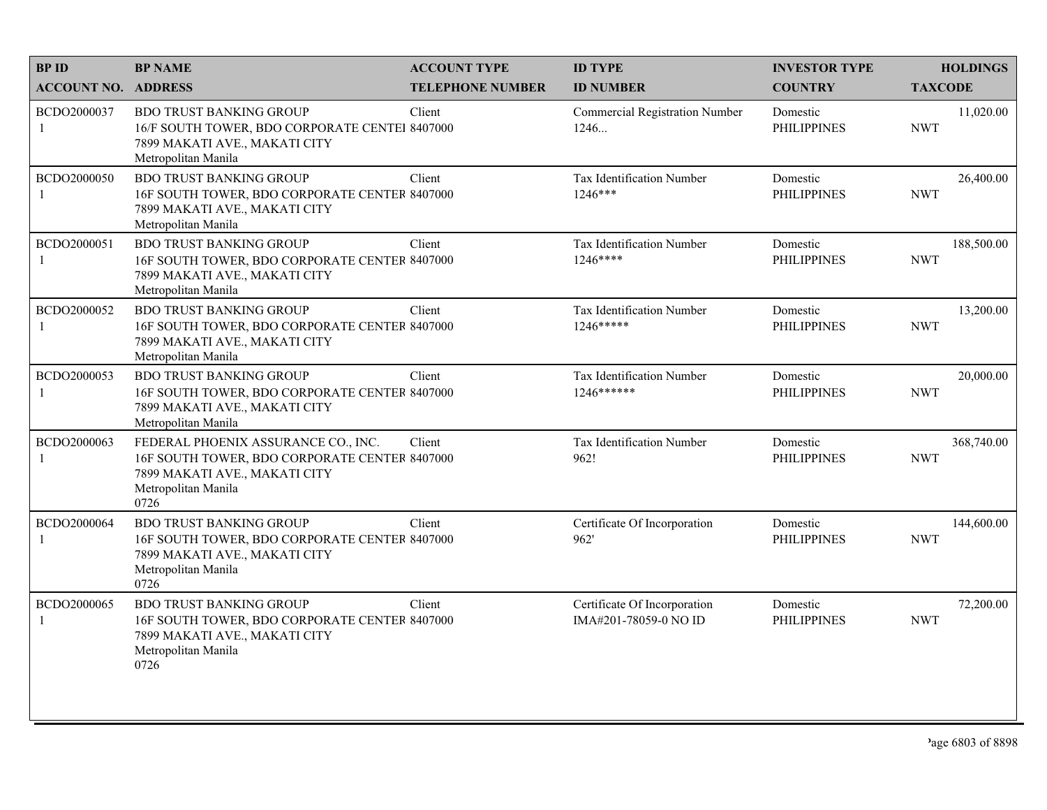| BP ID | BP NAME | ACCOUNT TYPE | ID TYPE | INVESTOR TYPE | HOLDINGS |
|---|---|---|---|---|---|
| ACCOUNT NO. | ADDRESS | TELEPHONE NUMBER | ID NUMBER | COUNTRY | TAXCODE |
| BCDO2000037<br>1 | BDO TRUST BANKING GROUP<br>16/F SOUTH TOWER, BDO CORPORATE CENTEI<br>7899 MAKATI AVE., MAKATI CITY<br>Metropolitan Manila | Client<br>8407000 | Commercial Registration Number<br>1246... | Domestic<br>PHILIPPINES | 11,020.00<br>NWT |
| BCDO2000050<br>1 | BDO TRUST BANKING GROUP<br>16F SOUTH TOWER, BDO CORPORATE CENTER<br>7899 MAKATI AVE., MAKATI CITY<br>Metropolitan Manila | Client<br>8407000 | Tax Identification Number<br>1246*** | Domestic<br>PHILIPPINES | 26,400.00<br>NWT |
| BCDO2000051<br>1 | BDO TRUST BANKING GROUP<br>16F SOUTH TOWER, BDO CORPORATE CENTER<br>7899 MAKATI AVE., MAKATI CITY<br>Metropolitan Manila | Client<br>8407000 | Tax Identification Number<br>1246**** | Domestic<br>PHILIPPINES | 188,500.00<br>NWT |
| BCDO2000052<br>1 | BDO TRUST BANKING GROUP<br>16F SOUTH TOWER, BDO CORPORATE CENTER<br>7899 MAKATI AVE., MAKATI CITY<br>Metropolitan Manila | Client<br>8407000 | Tax Identification Number<br>1246***** | Domestic<br>PHILIPPINES | 13,200.00<br>NWT |
| BCDO2000053<br>1 | BDO TRUST BANKING GROUP<br>16F SOUTH TOWER, BDO CORPORATE CENTER<br>7899 MAKATI AVE., MAKATI CITY<br>Metropolitan Manila | Client<br>8407000 | Tax Identification Number<br>1246****** | Domestic<br>PHILIPPINES | 20,000.00<br>NWT |
| BCDO2000063<br>1 | FEDERAL PHOENIX ASSURANCE CO., INC.<br>16F SOUTH TOWER, BDO CORPORATE CENTER<br>7899 MAKATI AVE., MAKATI CITY<br>Metropolitan Manila<br>0726 | Client<br>8407000 | Tax Identification Number<br>962! | Domestic<br>PHILIPPINES | 368,740.00<br>NWT |
| BCDO2000064<br>1 | BDO TRUST BANKING GROUP<br>16F SOUTH TOWER, BDO CORPORATE CENTER<br>7899 MAKATI AVE., MAKATI CITY<br>Metropolitan Manila<br>0726 | Client<br>8407000 | Certificate Of Incorporation<br>962' | Domestic<br>PHILIPPINES | 144,600.00<br>NWT |
| BCDO2000065<br>1 | BDO TRUST BANKING GROUP<br>16F SOUTH TOWER, BDO CORPORATE CENTER<br>7899 MAKATI AVE., MAKATI CITY<br>Metropolitan Manila<br>0726 | Client<br>8407000 | Certificate Of Incorporation<br>IMA#201-78059-0 NO ID | Domestic<br>PHILIPPINES | 72,200.00<br>NWT |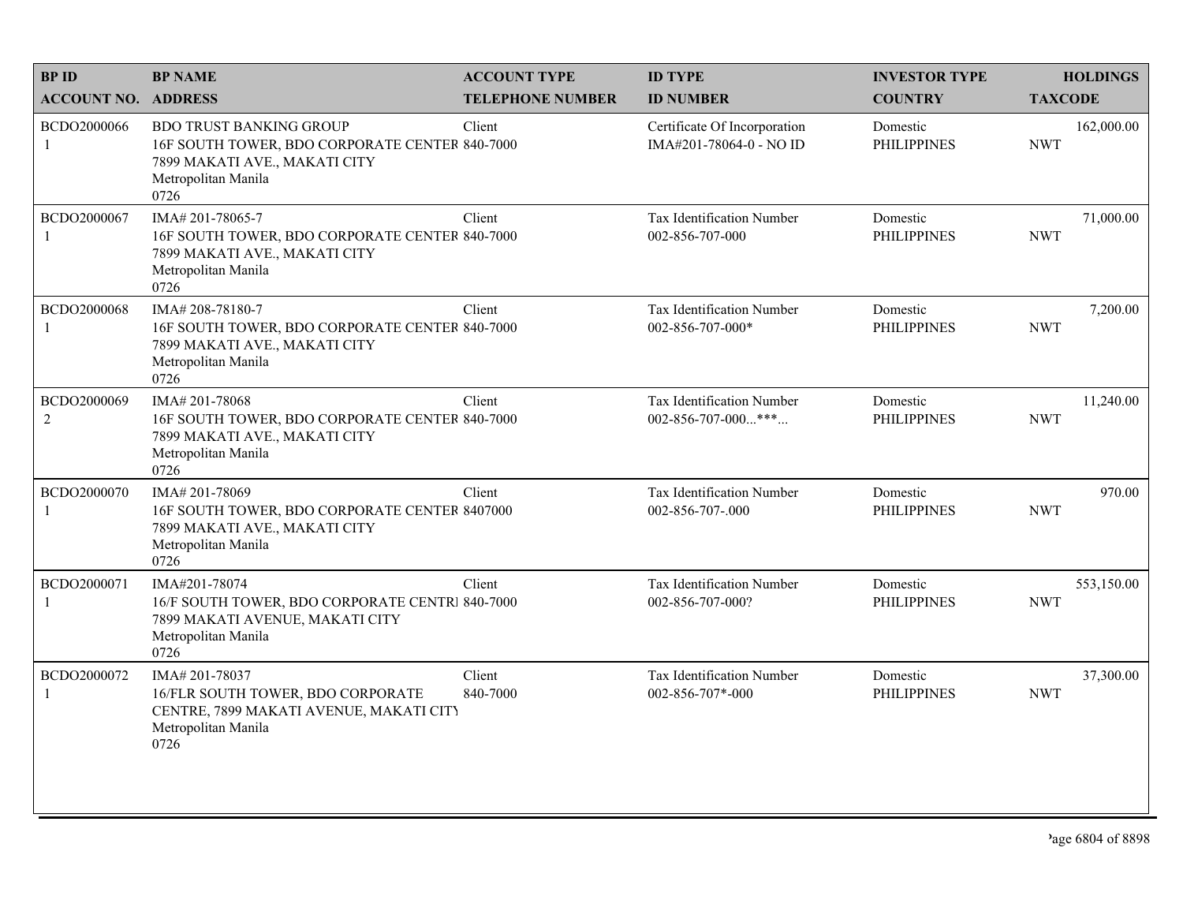| BP ID<br>ACCOUNT NO. | BP NAME<br>ADDRESS | ACCOUNT TYPE<br>TELEPHONE NUMBER | ID TYPE<br>ID NUMBER | INVESTOR TYPE<br>COUNTRY | HOLDINGS<br>TAXCODE |
|---|---|---|---|---|---|
| BCDO2000066<br>1 | BDO TRUST BANKING GROUP<br>16F SOUTH TOWER, BDO CORPORATE CENTER<br>7899 MAKATI AVE., MAKATI CITY<br>Metropolitan Manila<br>0726 | Client<br>840-7000 | Certificate Of Incorporation<br>IMA#201-78064-0 - NO ID | Domestic<br>PHILIPPINES | 162,000.00<br>NWT |
| BCDO2000067<br>1 | IMA# 201-78065-7<br>16F SOUTH TOWER, BDO CORPORATE CENTER<br>7899 MAKATI AVE., MAKATI CITY<br>Metropolitan Manila<br>0726 | Client<br>840-7000 | Tax Identification Number<br>002-856-707-000 | Domestic<br>PHILIPPINES | 71,000.00<br>NWT |
| BCDO2000068<br>1 | IMA# 208-78180-7<br>16F SOUTH TOWER, BDO CORPORATE CENTER<br>7899 MAKATI AVE., MAKATI CITY<br>Metropolitan Manila<br>0726 | Client<br>840-7000 | Tax Identification Number<br>002-856-707-000* | Domestic<br>PHILIPPINES | 7,200.00<br>NWT |
| BCDO2000069<br>2 | IMA# 201-78068<br>16F SOUTH TOWER, BDO CORPORATE CENTER<br>7899 MAKATI AVE., MAKATI CITY<br>Metropolitan Manila<br>0726 | Client<br>840-7000 | Tax Identification Number<br>002-856-707-000...***... | Domestic<br>PHILIPPINES | 11,240.00<br>NWT |
| BCDO2000070<br>1 | IMA# 201-78069<br>16F SOUTH TOWER, BDO CORPORATE CENTER<br>7899 MAKATI AVE., MAKATI CITY<br>Metropolitan Manila<br>0726 | Client<br>8407000 | Tax Identification Number<br>002-856-707-.000 | Domestic<br>PHILIPPINES | 970.00<br>NWT |
| BCDO2000071<br>1 | IMA#201-78074<br>16/F SOUTH TOWER, BDO CORPORATE CENTRI<br>7899 MAKATI AVENUE, MAKATI CITY<br>Metropolitan Manila<br>0726 | Client<br>840-7000 | Tax Identification Number<br>002-856-707-000? | Domestic<br>PHILIPPINES | 553,150.00<br>NWT |
| BCDO2000072<br>1 | IMA# 201-78037<br>16/FLR SOUTH TOWER, BDO CORPORATE<br>CENTRE, 7899 MAKATI AVENUE, MAKATI CITY<br>Metropolitan Manila<br>0726 | Client<br>840-7000 | Tax Identification Number<br>002-856-707*-000 | Domestic<br>PHILIPPINES | 37,300.00<br>NWT |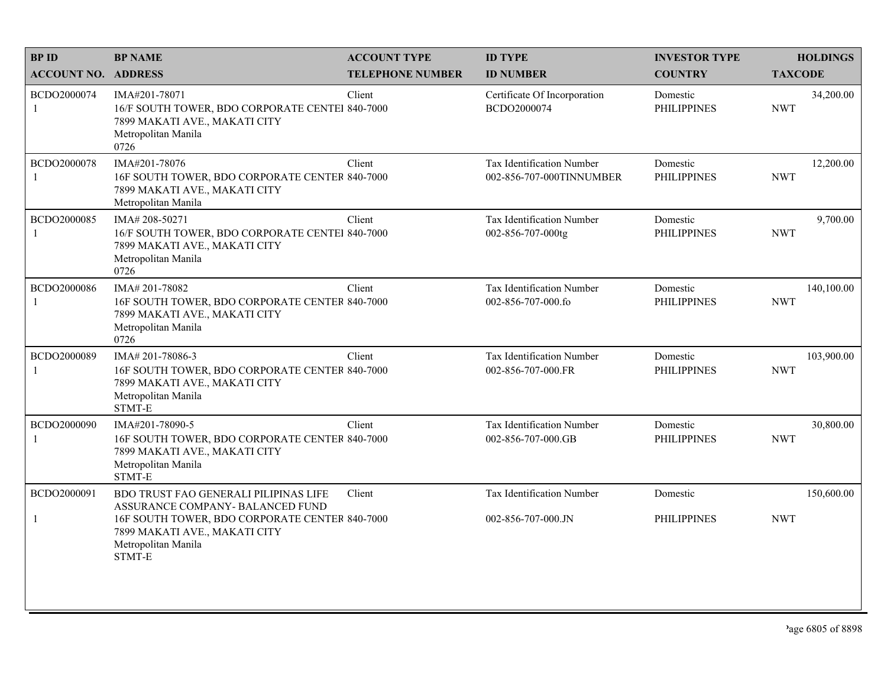| BP ID<br>ACCOUNT NO. | BP NAME<br>ADDRESS | ACCOUNT TYPE<br>TELEPHONE NUMBER | ID TYPE<br>ID NUMBER | INVESTOR TYPE<br>COUNTRY | HOLDINGS<br>TAXCODE |
|---|---|---|---|---|---|
| BCDO2000074<br>1 | IMA#201-78071<br>16/F SOUTH TOWER, BDO CORPORATE CENTEI<br>7899 MAKATI AVE., MAKATI CITY<br>Metropolitan Manila<br>0726 | Client<br>840-7000 | Certificate Of Incorporation<br>BCDO2000074 | Domestic<br>PHILIPPINES | 34,200.00<br>NWT |
| BCDO2000078<br>1 | IMA#201-78076<br>16F SOUTH TOWER, BDO CORPORATE CENTER<br>7899 MAKATI AVE., MAKATI CITY<br>Metropolitan Manila | Client<br>840-7000 | Tax Identification Number<br>002-856-707-000TINNUMBER | Domestic<br>PHILIPPINES | 12,200.00<br>NWT |
| BCDO2000085<br>1 | IMA# 208-50271<br>16/F SOUTH TOWER, BDO CORPORATE CENTEI<br>7899 MAKATI AVE., MAKATI CITY<br>Metropolitan Manila<br>0726 | Client<br>840-7000 | Tax Identification Number<br>002-856-707-000tg | Domestic<br>PHILIPPINES | 9,700.00<br>NWT |
| BCDO2000086<br>1 | IMA# 201-78082<br>16F SOUTH TOWER, BDO CORPORATE CENTER<br>7899 MAKATI AVE., MAKATI CITY<br>Metropolitan Manila<br>0726 | Client<br>840-7000 | Tax Identification Number<br>002-856-707-000.fo | Domestic<br>PHILIPPINES | 140,100.00<br>NWT |
| BCDO2000089<br>1 | IMA# 201-78086-3<br>16F SOUTH TOWER, BDO CORPORATE CENTER<br>7899 MAKATI AVE., MAKATI CITY<br>Metropolitan Manila<br>STMT-E | Client<br>840-7000 | Tax Identification Number<br>002-856-707-000.FR | Domestic<br>PHILIPPINES | 103,900.00<br>NWT |
| BCDO2000090<br>1 | IMA#201-78090-5<br>16F SOUTH TOWER, BDO CORPORATE CENTER<br>7899 MAKATI AVE., MAKATI CITY<br>Metropolitan Manila<br>STMT-E | Client<br>840-7000 | Tax Identification Number<br>002-856-707-000.GB | Domestic<br>PHILIPPINES | 30,800.00<br>NWT |
| BCDO2000091<br>1 | BDO TRUST FAO GENERALI PILIPINAS LIFE ASSURANCE COMPANY- BALANCED FUND<br>16F SOUTH TOWER, BDO CORPORATE CENTER<br>7899 MAKATI AVE., MAKATI CITY<br>Metropolitan Manila<br>STMT-E | Client<br>840-7000 | Tax Identification Number<br>002-856-707-000.JN | Domestic<br>PHILIPPINES | 150,600.00<br>NWT |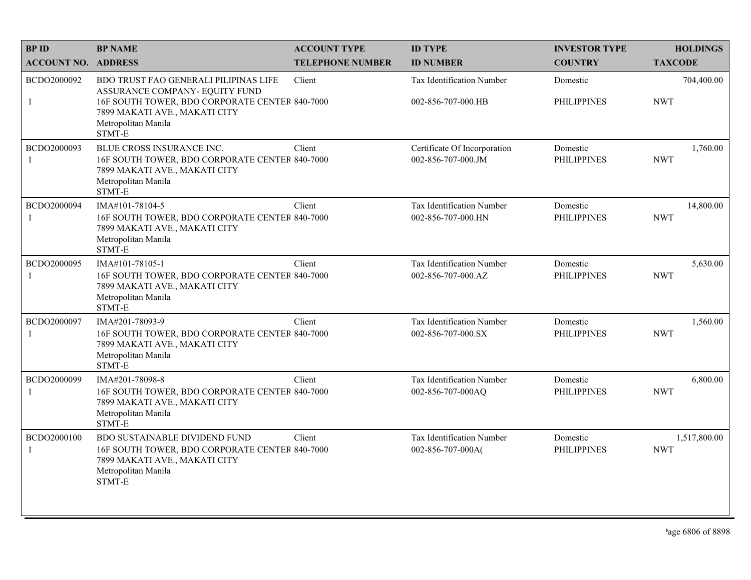| BP ID | BP NAME | ACCOUNT TYPE | ID TYPE | INVESTOR TYPE | HOLDINGS |
|---|---|---|---|---|---|
| ACCOUNT NO. | ADDRESS | TELEPHONE NUMBER | ID NUMBER | COUNTRY | TAXCODE |
| BCDO2000092 | BDO TRUST FAO GENERALI PILIPINAS LIFE ASSURANCE COMPANY- EQUITY FUND | Client | Tax Identification Number | Domestic | 704,400.00 |
| 1 | 16F SOUTH TOWER, BDO CORPORATE CENTER 7899 MAKATI AVE., MAKATI CITY Metropolitan Manila STMT-E | 840-7000 | 002-856-707-000.HB | PHILIPPINES | NWT |
| BCDO2000093 | BLUE CROSS INSURANCE INC. | Client | Certificate Of Incorporation | Domestic | 1,760.00 |
| 1 | 16F SOUTH TOWER, BDO CORPORATE CENTER 7899 MAKATI AVE., MAKATI CITY Metropolitan Manila STMT-E | 840-7000 | 002-856-707-000.JM | PHILIPPINES | NWT |
| BCDO2000094 | IMA#101-78104-5 | Client | Tax Identification Number | Domestic | 14,800.00 |
| 1 | 16F SOUTH TOWER, BDO CORPORATE CENTER 7899 MAKATI AVE., MAKATI CITY Metropolitan Manila STMT-E | 840-7000 | 002-856-707-000.HN | PHILIPPINES | NWT |
| BCDO2000095 | IMA#101-78105-1 | Client | Tax Identification Number | Domestic | 5,630.00 |
| 1 | 16F SOUTH TOWER, BDO CORPORATE CENTER 7899 MAKATI AVE., MAKATI CITY Metropolitan Manila STMT-E | 840-7000 | 002-856-707-000.AZ | PHILIPPINES | NWT |
| BCDO2000097 | IMA#201-78093-9 | Client | Tax Identification Number | Domestic | 1,560.00 |
| 1 | 16F SOUTH TOWER, BDO CORPORATE CENTER 7899 MAKATI AVE., MAKATI CITY Metropolitan Manila STMT-E | 840-7000 | 002-856-707-000.SX | PHILIPPINES | NWT |
| BCDO2000099 | IMA#201-78098-8 | Client | Tax Identification Number | Domestic | 6,800.00 |
| 1 | 16F SOUTH TOWER, BDO CORPORATE CENTER 7899 MAKATI AVE., MAKATI CITY Metropolitan Manila STMT-E | 840-7000 | 002-856-707-000AQ | PHILIPPINES | NWT |
| BCDO2000100 | BDO SUSTAINABLE DIVIDEND FUND | Client | Tax Identification Number | Domestic | 1,517,800.00 |
| 1 | 16F SOUTH TOWER, BDO CORPORATE CENTER 7899 MAKATI AVE., MAKATI CITY Metropolitan Manila STMT-E | 840-7000 | 002-856-707-000A( | PHILIPPINES | NWT |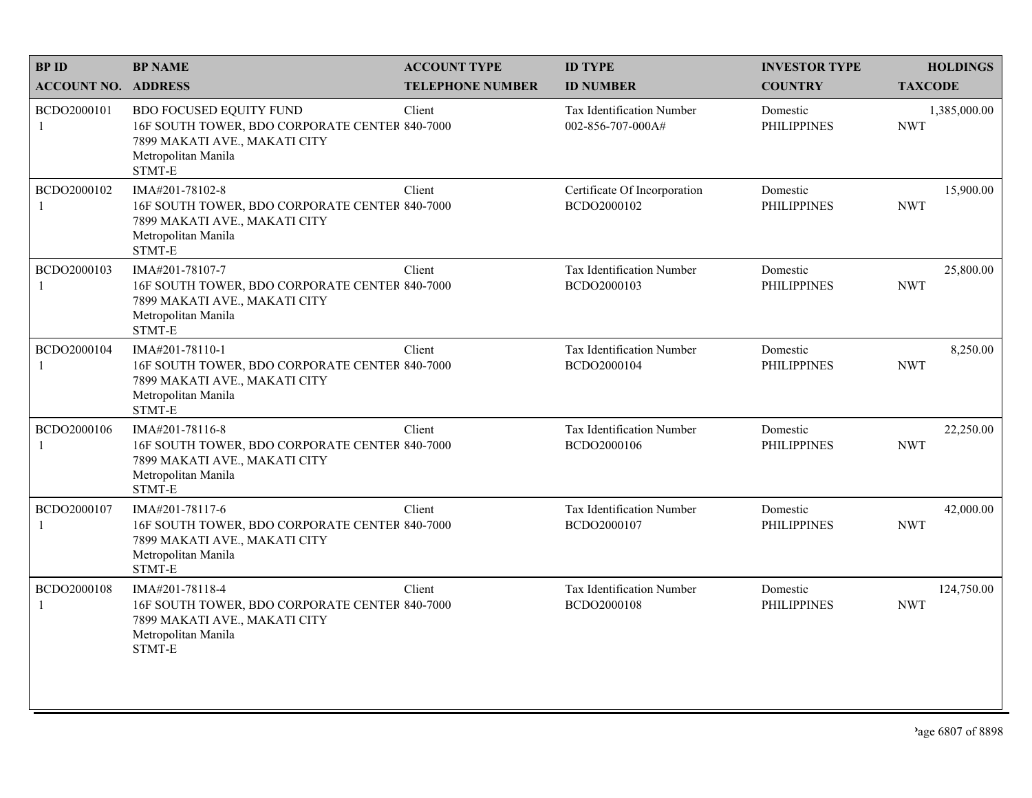| BP ID<br>ACCOUNT NO. | BP NAME<br>ADDRESS | ACCOUNT TYPE<br>TELEPHONE NUMBER | ID TYPE<br>ID NUMBER | INVESTOR TYPE<br>COUNTRY | HOLDINGS<br>TAXCODE |
|---|---|---|---|---|---|
| BCDO2000101<br>1 | BDO FOCUSED EQUITY FUND<br>16F SOUTH TOWER, BDO CORPORATE CENTER<br>7899 MAKATI AVE., MAKATI CITY<br>Metropolitan Manila<br>STMT-E | Client<br>840-7000 | Tax Identification Number<br>002-856-707-000A# | Domestic<br>PHILIPPINES | 1,385,000.00<br>NWT |
| BCDO2000102<br>1 | IMA#201-78102-8<br>16F SOUTH TOWER, BDO CORPORATE CENTER<br>7899 MAKATI AVE., MAKATI CITY<br>Metropolitan Manila<br>STMT-E | Client<br>840-7000 | Certificate Of Incorporation<br>BCDO2000102 | Domestic<br>PHILIPPINES | 15,900.00<br>NWT |
| BCDO2000103<br>1 | IMA#201-78107-7<br>16F SOUTH TOWER, BDO CORPORATE CENTER<br>7899 MAKATI AVE., MAKATI CITY<br>Metropolitan Manila<br>STMT-E | Client<br>840-7000 | Tax Identification Number<br>BCDO2000103 | Domestic<br>PHILIPPINES | 25,800.00<br>NWT |
| BCDO2000104<br>1 | IMA#201-78110-1<br>16F SOUTH TOWER, BDO CORPORATE CENTER<br>7899 MAKATI AVE., MAKATI CITY<br>Metropolitan Manila<br>STMT-E | Client<br>840-7000 | Tax Identification Number<br>BCDO2000104 | Domestic<br>PHILIPPINES | 8,250.00<br>NWT |
| BCDO2000106<br>1 | IMA#201-78116-8<br>16F SOUTH TOWER, BDO CORPORATE CENTER<br>7899 MAKATI AVE., MAKATI CITY<br>Metropolitan Manila<br>STMT-E | Client<br>840-7000 | Tax Identification Number<br>BCDO2000106 | Domestic<br>PHILIPPINES | 22,250.00<br>NWT |
| BCDO2000107<br>1 | IMA#201-78117-6<br>16F SOUTH TOWER, BDO CORPORATE CENTER<br>7899 MAKATI AVE., MAKATI CITY<br>Metropolitan Manila<br>STMT-E | Client<br>840-7000 | Tax Identification Number<br>BCDO2000107 | Domestic<br>PHILIPPINES | 42,000.00<br>NWT |
| BCDO2000108<br>1 | IMA#201-78118-4<br>16F SOUTH TOWER, BDO CORPORATE CENTER<br>7899 MAKATI AVE., MAKATI CITY<br>Metropolitan Manila<br>STMT-E | Client<br>840-7000 | Tax Identification Number<br>BCDO2000108 | Domestic<br>PHILIPPINES | 124,750.00<br>NWT |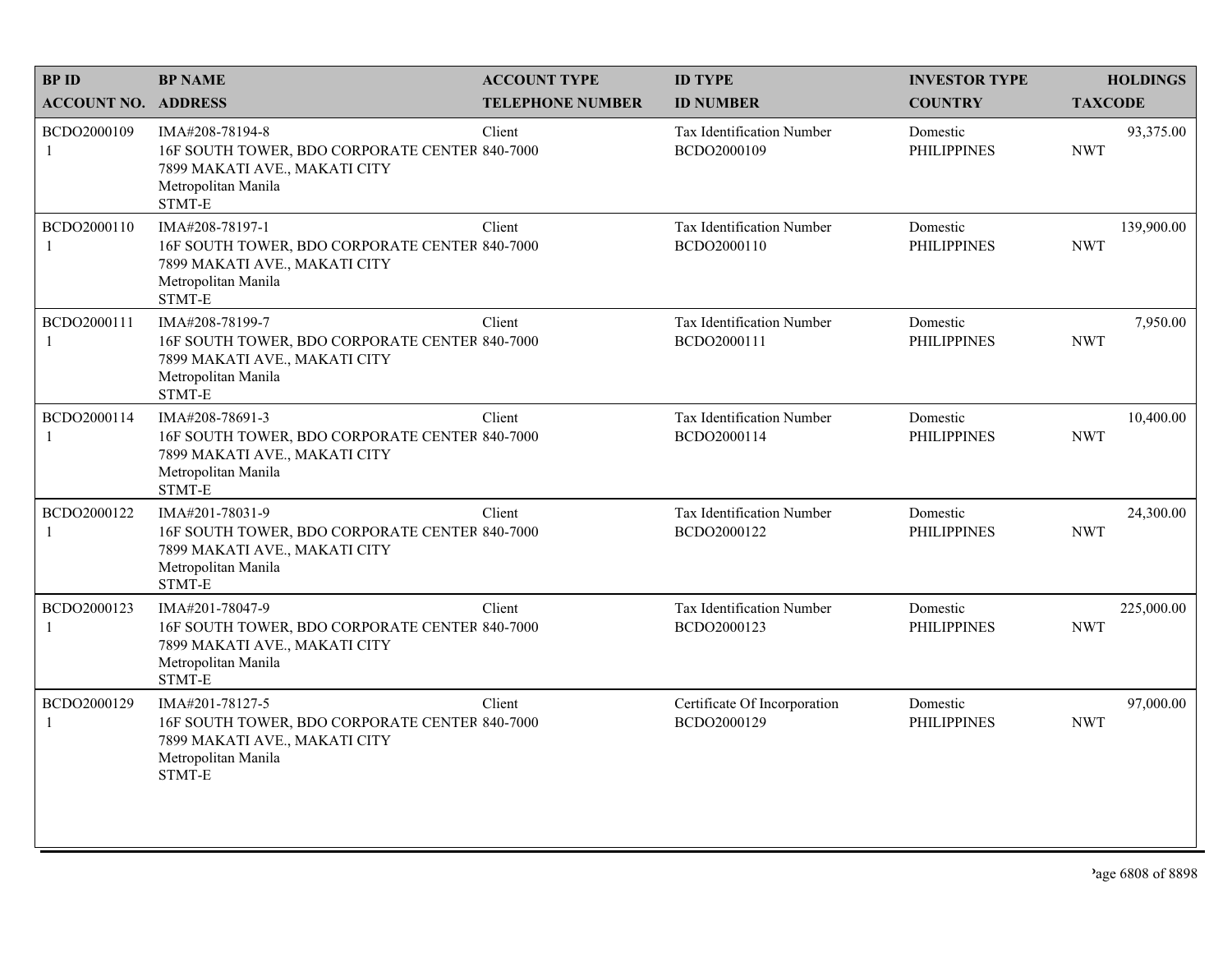| BP ID<br>ACCOUNT NO. | BP NAME<br>ADDRESS | ACCOUNT TYPE<br>TELEPHONE NUMBER | ID TYPE<br>ID NUMBER | INVESTOR TYPE<br>COUNTRY | HOLDINGS<br>TAXCODE |
|---|---|---|---|---|---|
| BCDO2000109<br>1 | IMA#208-78194-8<br>16F SOUTH TOWER, BDO CORPORATE CENTER<br>7899 MAKATI AVE., MAKATI CITY<br>Metropolitan Manila<br>STMT-E | Client<br>840-7000 | Tax Identification Number<br>BCDO2000109 | Domestic<br>PHILIPPINES | 93,375.00<br>NWT |
| BCDO2000110<br>1 | IMA#208-78197-1<br>16F SOUTH TOWER, BDO CORPORATE CENTER<br>7899 MAKATI AVE., MAKATI CITY<br>Metropolitan Manila<br>STMT-E | Client<br>840-7000 | Tax Identification Number<br>BCDO2000110 | Domestic<br>PHILIPPINES | 139,900.00<br>NWT |
| BCDO2000111<br>1 | IMA#208-78199-7<br>16F SOUTH TOWER, BDO CORPORATE CENTER<br>7899 MAKATI AVE., MAKATI CITY<br>Metropolitan Manila<br>STMT-E | Client<br>840-7000 | Tax Identification Number<br>BCDO2000111 | Domestic<br>PHILIPPINES | 7,950.00<br>NWT |
| BCDO2000114<br>1 | IMA#208-78691-3<br>16F SOUTH TOWER, BDO CORPORATE CENTER<br>7899 MAKATI AVE., MAKATI CITY<br>Metropolitan Manila<br>STMT-E | Client<br>840-7000 | Tax Identification Number<br>BCDO2000114 | Domestic<br>PHILIPPINES | 10,400.00<br>NWT |
| BCDO2000122<br>1 | IMA#201-78031-9<br>16F SOUTH TOWER, BDO CORPORATE CENTER<br>7899 MAKATI AVE., MAKATI CITY<br>Metropolitan Manila<br>STMT-E | Client<br>840-7000 | Tax Identification Number<br>BCDO2000122 | Domestic<br>PHILIPPINES | 24,300.00<br>NWT |
| BCDO2000123<br>1 | IMA#201-78047-9<br>16F SOUTH TOWER, BDO CORPORATE CENTER<br>7899 MAKATI AVE., MAKATI CITY<br>Metropolitan Manila<br>STMT-E | Client<br>840-7000 | Tax Identification Number<br>BCDO2000123 | Domestic<br>PHILIPPINES | 225,000.00<br>NWT |
| BCDO2000129<br>1 | IMA#201-78127-5<br>16F SOUTH TOWER, BDO CORPORATE CENTER<br>7899 MAKATI AVE., MAKATI CITY<br>Metropolitan Manila<br>STMT-E | Client<br>840-7000 | Certificate Of Incorporation<br>BCDO2000129 | Domestic<br>PHILIPPINES | 97,000.00<br>NWT |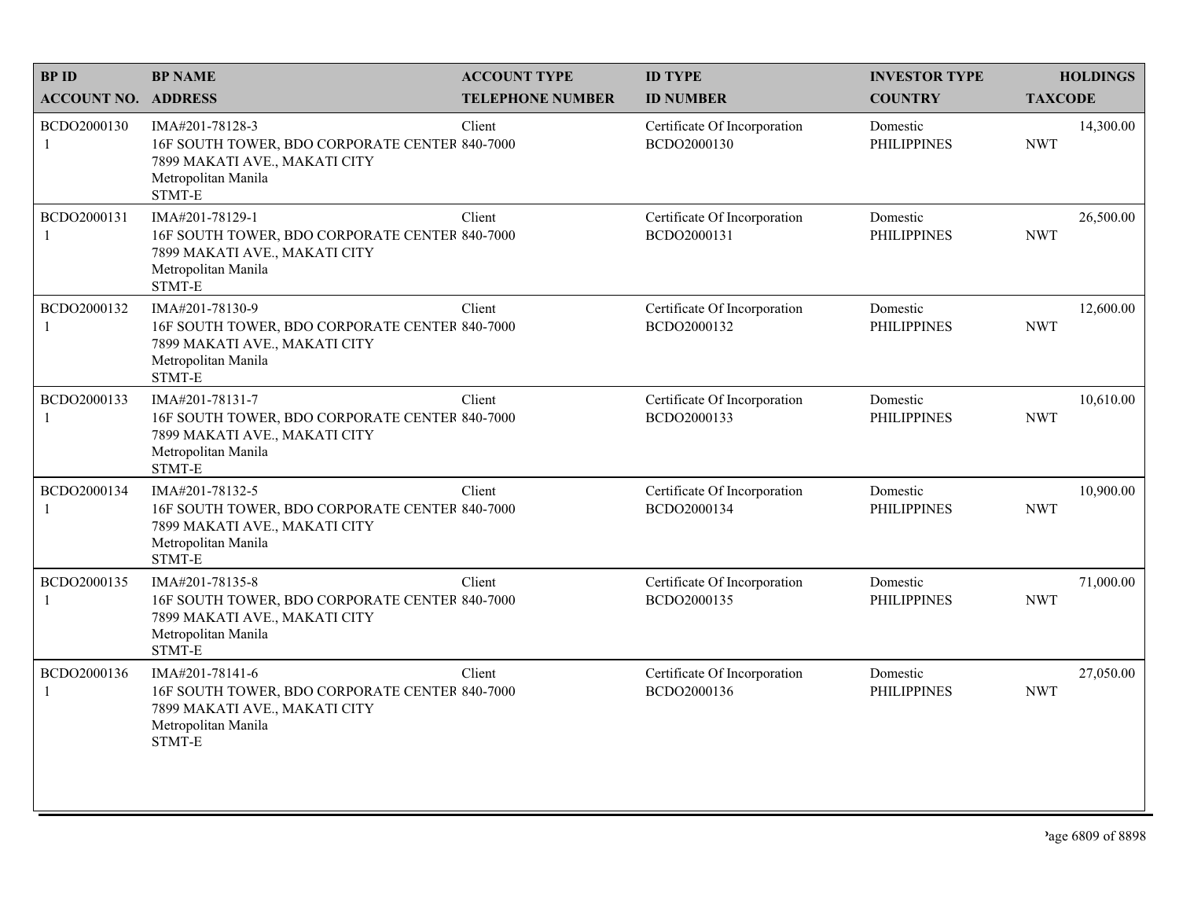| BP ID<br>ACCOUNT NO. | BP NAME<br>ADDRESS | ACCOUNT TYPE<br>TELEPHONE NUMBER | ID TYPE<br>ID NUMBER | INVESTOR TYPE<br>COUNTRY | HOLDINGS<br>TAXCODE |
|---|---|---|---|---|---|
| BCDO2000130<br>1 | IMA#201-78128-3<br>16F SOUTH TOWER, BDO CORPORATE CENTER<br>7899 MAKATI AVE., MAKATI CITY<br>Metropolitan Manila<br>STMT-E | Client<br>840-7000 | Certificate Of Incorporation<br>BCDO2000130 | Domestic<br>PHILIPPINES | 14,300.00<br>NWT |
| BCDO2000131<br>1 | IMA#201-78129-1<br>16F SOUTH TOWER, BDO CORPORATE CENTER<br>7899 MAKATI AVE., MAKATI CITY<br>Metropolitan Manila<br>STMT-E | Client<br>840-7000 | Certificate Of Incorporation<br>BCDO2000131 | Domestic<br>PHILIPPINES | 26,500.00<br>NWT |
| BCDO2000132<br>1 | IMA#201-78130-9<br>16F SOUTH TOWER, BDO CORPORATE CENTER<br>7899 MAKATI AVE., MAKATI CITY<br>Metropolitan Manila<br>STMT-E | Client<br>840-7000 | Certificate Of Incorporation<br>BCDO2000132 | Domestic<br>PHILIPPINES | 12,600.00<br>NWT |
| BCDO2000133<br>1 | IMA#201-78131-7<br>16F SOUTH TOWER, BDO CORPORATE CENTER<br>7899 MAKATI AVE., MAKATI CITY<br>Metropolitan Manila<br>STMT-E | Client<br>840-7000 | Certificate Of Incorporation<br>BCDO2000133 | Domestic<br>PHILIPPINES | 10,610.00<br>NWT |
| BCDO2000134<br>1 | IMA#201-78132-5<br>16F SOUTH TOWER, BDO CORPORATE CENTER<br>7899 MAKATI AVE., MAKATI CITY<br>Metropolitan Manila<br>STMT-E | Client<br>840-7000 | Certificate Of Incorporation<br>BCDO2000134 | Domestic<br>PHILIPPINES | 10,900.00<br>NWT |
| BCDO2000135<br>1 | IMA#201-78135-8<br>16F SOUTH TOWER, BDO CORPORATE CENTER<br>7899 MAKATI AVE., MAKATI CITY<br>Metropolitan Manila<br>STMT-E | Client<br>840-7000 | Certificate Of Incorporation<br>BCDO2000135 | Domestic<br>PHILIPPINES | 71,000.00<br>NWT |
| BCDO2000136<br>1 | IMA#201-78141-6<br>16F SOUTH TOWER, BDO CORPORATE CENTER<br>7899 MAKATI AVE., MAKATI CITY<br>Metropolitan Manila<br>STMT-E | Client<br>840-7000 | Certificate Of Incorporation<br>BCDO2000136 | Domestic<br>PHILIPPINES | 27,050.00<br>NWT |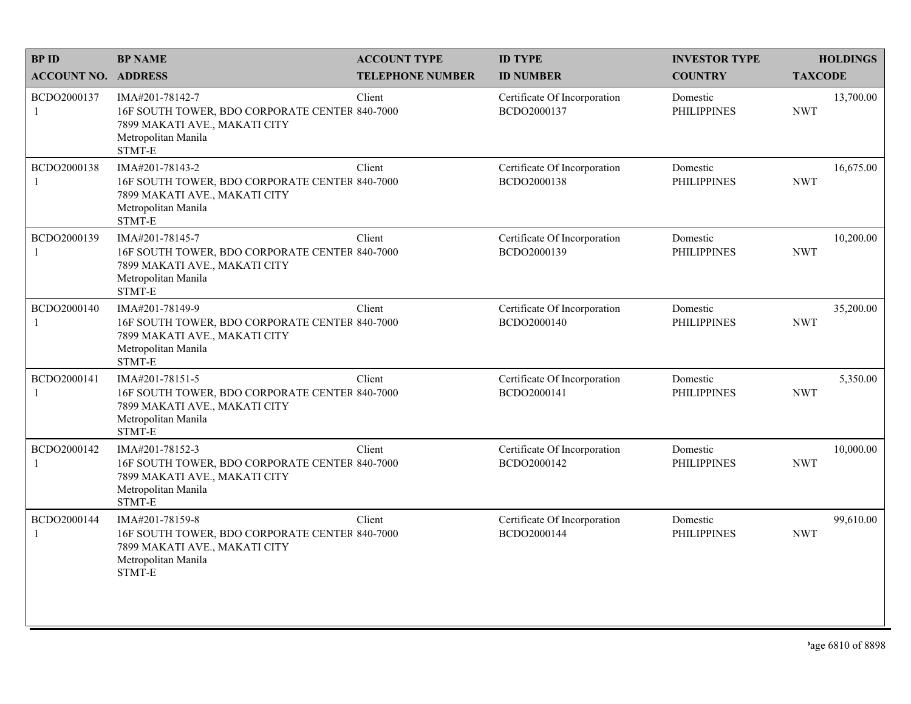| BP ID<br>ACCOUNT NO. | BP NAME<br>ADDRESS | ACCOUNT TYPE<br>TELEPHONE NUMBER | ID TYPE<br>ID NUMBER | INVESTOR TYPE<br>COUNTRY | HOLDINGS<br>TAXCODE |
|---|---|---|---|---|---|
| BCDO2000137<br>1 | IMA#201-78142-7<br>16F SOUTH TOWER, BDO CORPORATE CENTER<br>7899 MAKATI AVE., MAKATI CITY<br>Metropolitan Manila<br>STMT-E | Client<br>840-7000 | Certificate Of Incorporation<br>BCDO2000137 | Domestic<br>PHILIPPINES | 13,700.00<br>NWT |
| BCDO2000138<br>1 | IMA#201-78143-2<br>16F SOUTH TOWER, BDO CORPORATE CENTER<br>7899 MAKATI AVE., MAKATI CITY<br>Metropolitan Manila<br>STMT-E | Client<br>840-7000 | Certificate Of Incorporation<br>BCDO2000138 | Domestic<br>PHILIPPINES | 16,675.00<br>NWT |
| BCDO2000139<br>1 | IMA#201-78145-7<br>16F SOUTH TOWER, BDO CORPORATE CENTER<br>7899 MAKATI AVE., MAKATI CITY<br>Metropolitan Manila<br>STMT-E | Client<br>840-7000 | Certificate Of Incorporation<br>BCDO2000139 | Domestic<br>PHILIPPINES | 10,200.00<br>NWT |
| BCDO2000140<br>1 | IMA#201-78149-9<br>16F SOUTH TOWER, BDO CORPORATE CENTER<br>7899 MAKATI AVE., MAKATI CITY<br>Metropolitan Manila<br>STMT-E | Client<br>840-7000 | Certificate Of Incorporation<br>BCDO2000140 | Domestic<br>PHILIPPINES | 35,200.00<br>NWT |
| BCDO2000141<br>1 | IMA#201-78151-5<br>16F SOUTH TOWER, BDO CORPORATE CENTER<br>7899 MAKATI AVE., MAKATI CITY<br>Metropolitan Manila<br>STMT-E | Client<br>840-7000 | Certificate Of Incorporation<br>BCDO2000141 | Domestic<br>PHILIPPINES | 5,350.00<br>NWT |
| BCDO2000142<br>1 | IMA#201-78152-3<br>16F SOUTH TOWER, BDO CORPORATE CENTER<br>7899 MAKATI AVE., MAKATI CITY<br>Metropolitan Manila<br>STMT-E | Client<br>840-7000 | Certificate Of Incorporation<br>BCDO2000142 | Domestic<br>PHILIPPINES | 10,000.00<br>NWT |
| BCDO2000144<br>1 | IMA#201-78159-8<br>16F SOUTH TOWER, BDO CORPORATE CENTER<br>7899 MAKATI AVE., MAKATI CITY<br>Metropolitan Manila<br>STMT-E | Client<br>840-7000 | Certificate Of Incorporation<br>BCDO2000144 | Domestic<br>PHILIPPINES | 99,610.00<br>NWT |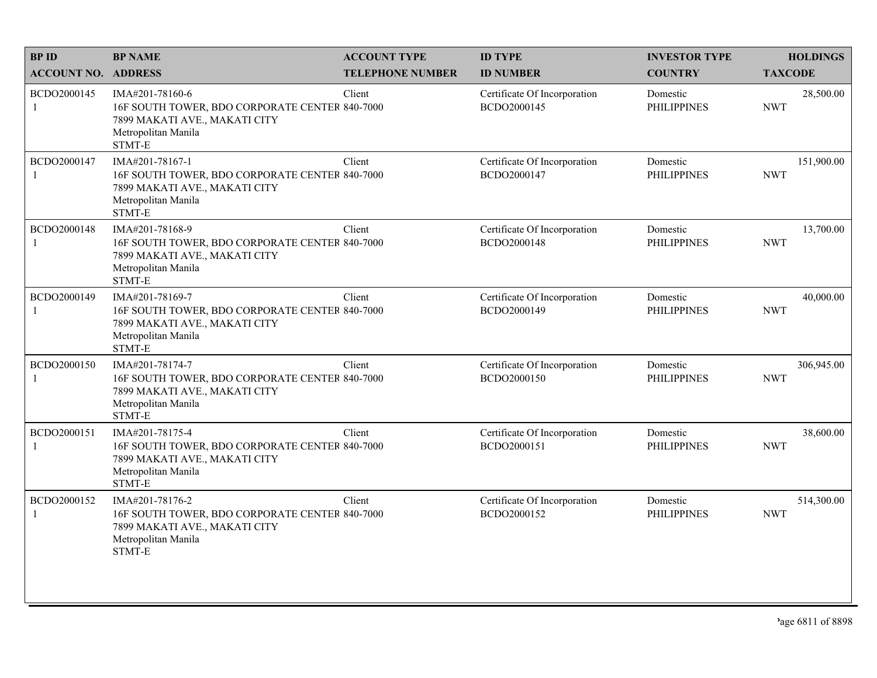| BP ID<br>ACCOUNT NO. | BP NAME<br>ADDRESS | ACCOUNT TYPE<br>TELEPHONE NUMBER | ID TYPE<br>ID NUMBER | INVESTOR TYPE<br>COUNTRY | HOLDINGS<br>TAXCODE |
|---|---|---|---|---|---|
| BCDO2000145<br>1 | IMA#201-78160-6<br>16F SOUTH TOWER, BDO CORPORATE CENTER<br>7899 MAKATI AVE., MAKATI CITY<br>Metropolitan Manila<br>STMT-E | Client<br>840-7000 | Certificate Of Incorporation<br>BCDO2000145 | Domestic<br>PHILIPPINES | 28,500.00<br>NWT |
| BCDO2000147<br>1 | IMA#201-78167-1<br>16F SOUTH TOWER, BDO CORPORATE CENTER<br>7899 MAKATI AVE., MAKATI CITY<br>Metropolitan Manila<br>STMT-E | Client<br>840-7000 | Certificate Of Incorporation<br>BCDO2000147 | Domestic<br>PHILIPPINES | 151,900.00<br>NWT |
| BCDO2000148<br>1 | IMA#201-78168-9<br>16F SOUTH TOWER, BDO CORPORATE CENTER<br>7899 MAKATI AVE., MAKATI CITY<br>Metropolitan Manila<br>STMT-E | Client<br>840-7000 | Certificate Of Incorporation<br>BCDO2000148 | Domestic<br>PHILIPPINES | 13,700.00<br>NWT |
| BCDO2000149<br>1 | IMA#201-78169-7<br>16F SOUTH TOWER, BDO CORPORATE CENTER<br>7899 MAKATI AVE., MAKATI CITY<br>Metropolitan Manila<br>STMT-E | Client<br>840-7000 | Certificate Of Incorporation<br>BCDO2000149 | Domestic<br>PHILIPPINES | 40,000.00<br>NWT |
| BCDO2000150<br>1 | IMA#201-78174-7<br>16F SOUTH TOWER, BDO CORPORATE CENTER<br>7899 MAKATI AVE., MAKATI CITY<br>Metropolitan Manila<br>STMT-E | Client<br>840-7000 | Certificate Of Incorporation<br>BCDO2000150 | Domestic<br>PHILIPPINES | 306,945.00<br>NWT |
| BCDO2000151<br>1 | IMA#201-78175-4<br>16F SOUTH TOWER, BDO CORPORATE CENTER<br>7899 MAKATI AVE., MAKATI CITY<br>Metropolitan Manila<br>STMT-E | Client<br>840-7000 | Certificate Of Incorporation<br>BCDO2000151 | Domestic<br>PHILIPPINES | 38,600.00<br>NWT |
| BCDO2000152<br>1 | IMA#201-78176-2<br>16F SOUTH TOWER, BDO CORPORATE CENTER<br>7899 MAKATI AVE., MAKATI CITY<br>Metropolitan Manila<br>STMT-E | Client<br>840-7000 | Certificate Of Incorporation<br>BCDO2000152 | Domestic<br>PHILIPPINES | 514,300.00<br>NWT |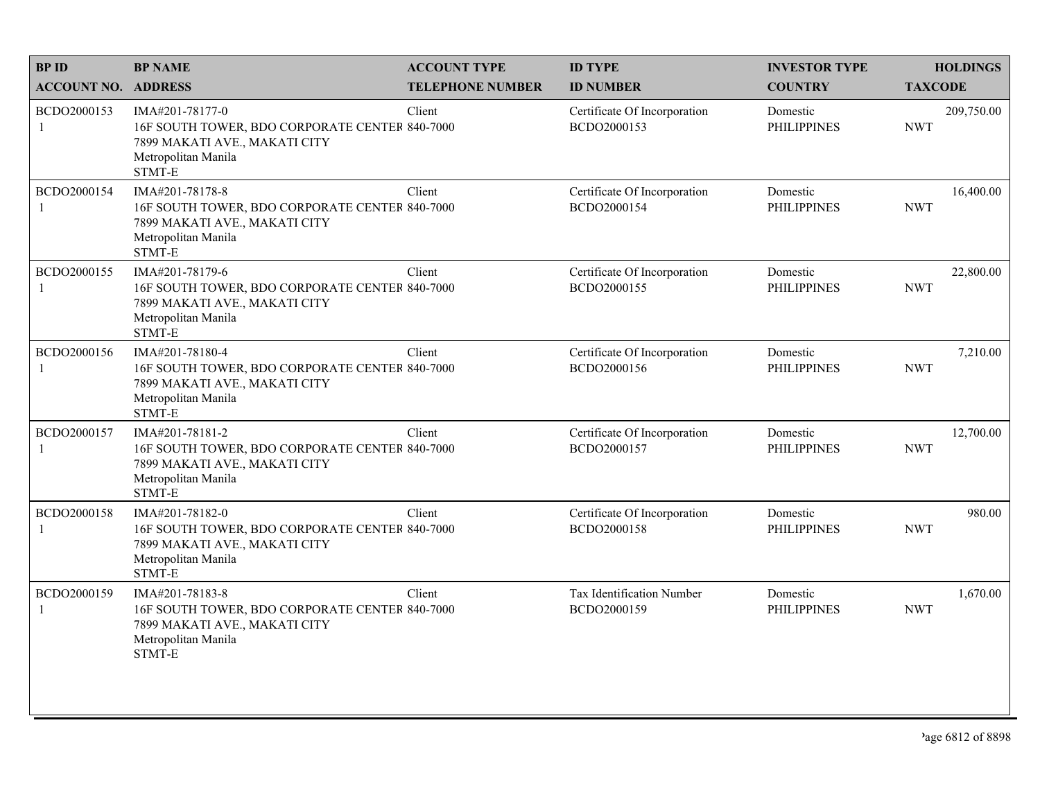| BP ID<br>ACCOUNT NO. | BP NAME<br>ADDRESS | ACCOUNT TYPE<br>TELEPHONE NUMBER | ID TYPE<br>ID NUMBER | INVESTOR TYPE<br>COUNTRY | HOLDINGS<br>TAXCODE |
|---|---|---|---|---|---|
| BCDO2000153<br>1 | IMA#201-78177-0<br>16F SOUTH TOWER, BDO CORPORATE CENTER<br>7899 MAKATI AVE., MAKATI CITY<br>Metropolitan Manila<br>STMT-E | Client<br>840-7000 | Certificate Of Incorporation<br>BCDO2000153 | Domestic<br>PHILIPPINES | 209,750.00<br>NWT |
| BCDO2000154<br>1 | IMA#201-78178-8<br>16F SOUTH TOWER, BDO CORPORATE CENTER<br>7899 MAKATI AVE., MAKATI CITY<br>Metropolitan Manila<br>STMT-E | Client<br>840-7000 | Certificate Of Incorporation<br>BCDO2000154 | Domestic<br>PHILIPPINES | 16,400.00<br>NWT |
| BCDO2000155<br>1 | IMA#201-78179-6<br>16F SOUTH TOWER, BDO CORPORATE CENTER<br>7899 MAKATI AVE., MAKATI CITY<br>Metropolitan Manila<br>STMT-E | Client<br>840-7000 | Certificate Of Incorporation<br>BCDO2000155 | Domestic<br>PHILIPPINES | 22,800.00<br>NWT |
| BCDO2000156<br>1 | IMA#201-78180-4<br>16F SOUTH TOWER, BDO CORPORATE CENTER<br>7899 MAKATI AVE., MAKATI CITY<br>Metropolitan Manila<br>STMT-E | Client<br>840-7000 | Certificate Of Incorporation<br>BCDO2000156 | Domestic<br>PHILIPPINES | 7,210.00<br>NWT |
| BCDO2000157<br>1 | IMA#201-78181-2<br>16F SOUTH TOWER, BDO CORPORATE CENTER<br>7899 MAKATI AVE., MAKATI CITY<br>Metropolitan Manila<br>STMT-E | Client<br>840-7000 | Certificate Of Incorporation<br>BCDO2000157 | Domestic<br>PHILIPPINES | 12,700.00<br>NWT |
| BCDO2000158<br>1 | IMA#201-78182-0<br>16F SOUTH TOWER, BDO CORPORATE CENTER<br>7899 MAKATI AVE., MAKATI CITY<br>Metropolitan Manila<br>STMT-E | Client<br>840-7000 | Certificate Of Incorporation<br>BCDO2000158 | Domestic<br>PHILIPPINES | 980.00<br>NWT |
| BCDO2000159<br>1 | IMA#201-78183-8<br>16F SOUTH TOWER, BDO CORPORATE CENTER<br>7899 MAKATI AVE., MAKATI CITY<br>Metropolitan Manila<br>STMT-E | Client<br>840-7000 | Tax Identification Number<br>BCDO2000159 | Domestic<br>PHILIPPINES | 1,670.00<br>NWT |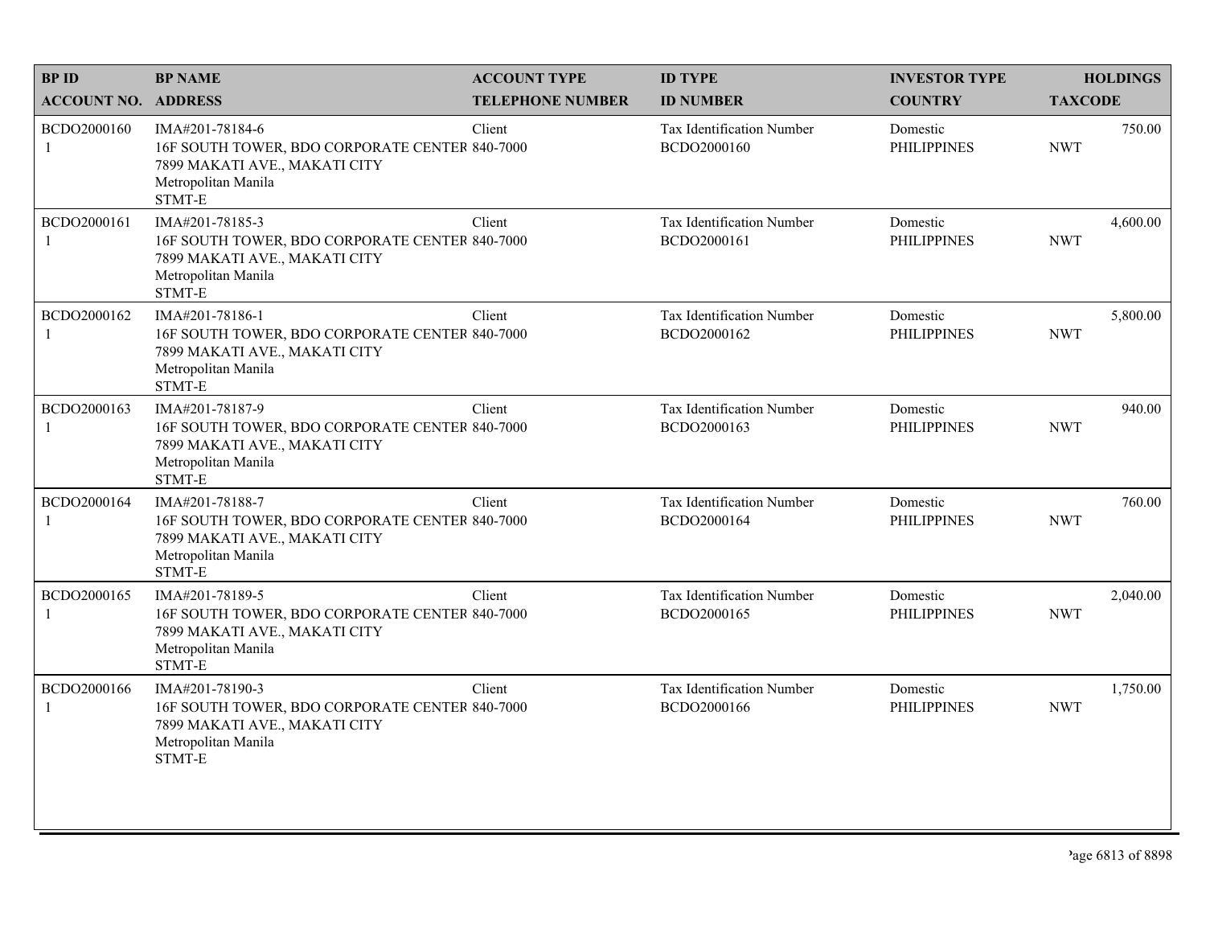| BP ID<br>ACCOUNT NO. | BP NAME<br>ADDRESS | ACCOUNT TYPE<br>TELEPHONE NUMBER | ID TYPE<br>ID NUMBER | INVESTOR TYPE<br>COUNTRY | HOLDINGS<br>TAXCODE |
|---|---|---|---|---|---|
| BCDO2000160<br>1 | IMA#201-78184-6<br>16F SOUTH TOWER, BDO CORPORATE CENTER<br>7899 MAKATI AVE., MAKATI CITY<br>Metropolitan Manila<br>STMT-E | Client<br>840-7000 | Tax Identification Number<br>BCDO2000160 | Domestic<br>PHILIPPINES | 750.00<br>NWT |
| BCDO2000161<br>1 | IMA#201-78185-3<br>16F SOUTH TOWER, BDO CORPORATE CENTER<br>7899 MAKATI AVE., MAKATI CITY<br>Metropolitan Manila<br>STMT-E | Client<br>840-7000 | Tax Identification Number<br>BCDO2000161 | Domestic<br>PHILIPPINES | 4,600.00<br>NWT |
| BCDO2000162<br>1 | IMA#201-78186-1<br>16F SOUTH TOWER, BDO CORPORATE CENTER<br>7899 MAKATI AVE., MAKATI CITY<br>Metropolitan Manila<br>STMT-E | Client<br>840-7000 | Tax Identification Number<br>BCDO2000162 | Domestic<br>PHILIPPINES | 5,800.00<br>NWT |
| BCDO2000163<br>1 | IMA#201-78187-9<br>16F SOUTH TOWER, BDO CORPORATE CENTER<br>7899 MAKATI AVE., MAKATI CITY<br>Metropolitan Manila<br>STMT-E | Client<br>840-7000 | Tax Identification Number<br>BCDO2000163 | Domestic<br>PHILIPPINES | 940.00<br>NWT |
| BCDO2000164<br>1 | IMA#201-78188-7<br>16F SOUTH TOWER, BDO CORPORATE CENTER<br>7899 MAKATI AVE., MAKATI CITY<br>Metropolitan Manila<br>STMT-E | Client<br>840-7000 | Tax Identification Number<br>BCDO2000164 | Domestic<br>PHILIPPINES | 760.00<br>NWT |
| BCDO2000165<br>1 | IMA#201-78189-5<br>16F SOUTH TOWER, BDO CORPORATE CENTER<br>7899 MAKATI AVE., MAKATI CITY<br>Metropolitan Manila<br>STMT-E | Client<br>840-7000 | Tax Identification Number<br>BCDO2000165 | Domestic<br>PHILIPPINES | 2,040.00<br>NWT |
| BCDO2000166<br>1 | IMA#201-78190-3<br>16F SOUTH TOWER, BDO CORPORATE CENTER<br>7899 MAKATI AVE., MAKATI CITY<br>Metropolitan Manila<br>STMT-E | Client<br>840-7000 | Tax Identification Number<br>BCDO2000166 | Domestic<br>PHILIPPINES | 1,750.00<br>NWT |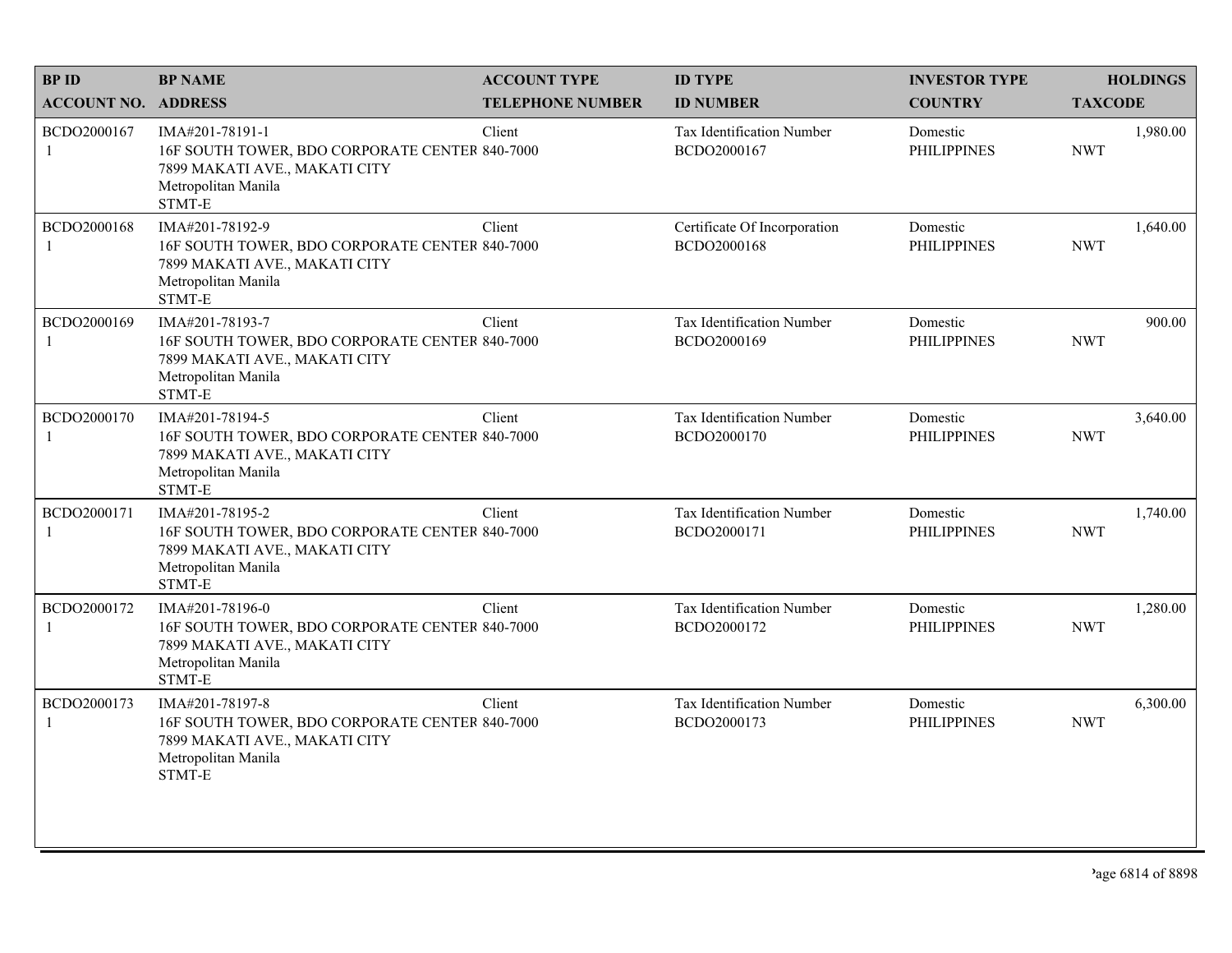| BP ID<br>ACCOUNT NO. | BP NAME<br>ADDRESS | ACCOUNT TYPE<br>TELEPHONE NUMBER | ID TYPE<br>ID NUMBER | INVESTOR TYPE<br>COUNTRY | HOLDINGS<br>TAXCODE |
|---|---|---|---|---|---|
| BCDO2000167<br>1 | IMA#201-78191-1<br>16F SOUTH TOWER, BDO CORPORATE CENTER<br>7899 MAKATI AVE., MAKATI CITY<br>Metropolitan Manila<br>STMT-E | Client<br>840-7000 | Tax Identification Number<br>BCDO2000167 | Domestic<br>PHILIPPINES | 1,980.00<br>NWT |
| BCDO2000168<br>1 | IMA#201-78192-9<br>16F SOUTH TOWER, BDO CORPORATE CENTER<br>7899 MAKATI AVE., MAKATI CITY<br>Metropolitan Manila<br>STMT-E | Client<br>840-7000 | Certificate Of Incorporation<br>BCDO2000168 | Domestic<br>PHILIPPINES | 1,640.00<br>NWT |
| BCDO2000169<br>1 | IMA#201-78193-7<br>16F SOUTH TOWER, BDO CORPORATE CENTER<br>7899 MAKATI AVE., MAKATI CITY<br>Metropolitan Manila<br>STMT-E | Client<br>840-7000 | Tax Identification Number<br>BCDO2000169 | Domestic<br>PHILIPPINES | 900.00<br>NWT |
| BCDO2000170<br>1 | IMA#201-78194-5<br>16F SOUTH TOWER, BDO CORPORATE CENTER<br>7899 MAKATI AVE., MAKATI CITY<br>Metropolitan Manila<br>STMT-E | Client<br>840-7000 | Tax Identification Number<br>BCDO2000170 | Domestic<br>PHILIPPINES | 3,640.00<br>NWT |
| BCDO2000171<br>1 | IMA#201-78195-2<br>16F SOUTH TOWER, BDO CORPORATE CENTER<br>7899 MAKATI AVE., MAKATI CITY<br>Metropolitan Manila<br>STMT-E | Client<br>840-7000 | Tax Identification Number<br>BCDO2000171 | Domestic<br>PHILIPPINES | 1,740.00<br>NWT |
| BCDO2000172<br>1 | IMA#201-78196-0<br>16F SOUTH TOWER, BDO CORPORATE CENTER<br>7899 MAKATI AVE., MAKATI CITY<br>Metropolitan Manila<br>STMT-E | Client<br>840-7000 | Tax Identification Number<br>BCDO2000172 | Domestic<br>PHILIPPINES | 1,280.00<br>NWT |
| BCDO2000173<br>1 | IMA#201-78197-8<br>16F SOUTH TOWER, BDO CORPORATE CENTER<br>7899 MAKATI AVE., MAKATI CITY<br>Metropolitan Manila<br>STMT-E | Client<br>840-7000 | Tax Identification Number<br>BCDO2000173 | Domestic<br>PHILIPPINES | 6,300.00<br>NWT |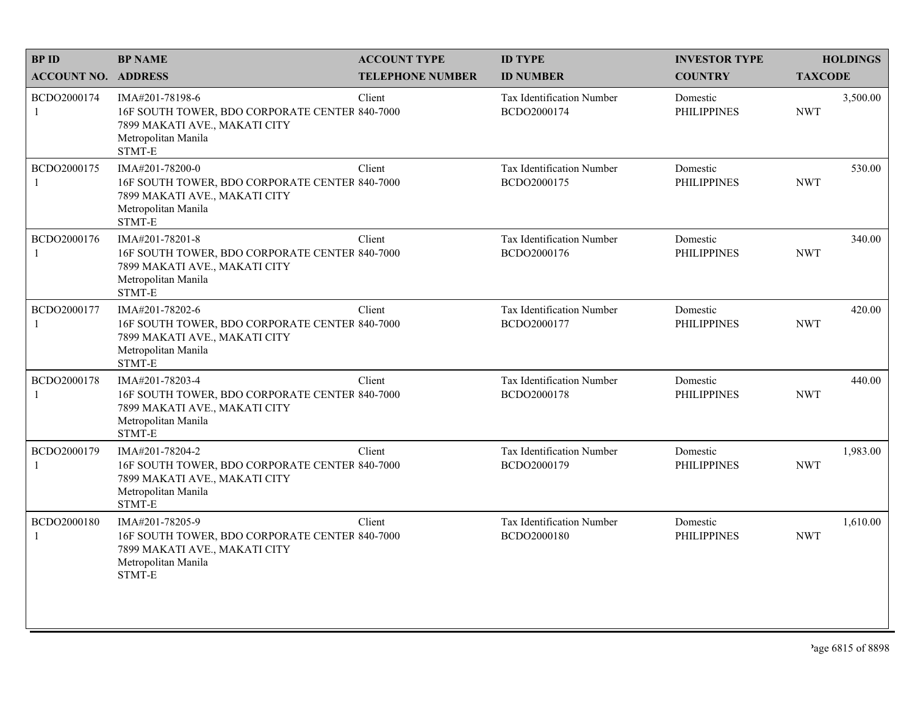| BP ID<br>ACCOUNT NO. | BP NAME<br>ADDRESS | ACCOUNT TYPE<br>TELEPHONE NUMBER | ID TYPE<br>ID NUMBER | INVESTOR TYPE<br>COUNTRY | HOLDINGS<br>TAXCODE |
|---|---|---|---|---|---|
| BCDO2000174<br>1 | IMA#201-78198-6<br>16F SOUTH TOWER, BDO CORPORATE CENTER<br>7899 MAKATI AVE., MAKATI CITY<br>Metropolitan Manila<br>STMT-E | Client<br>840-7000 | Tax Identification Number<br>BCDO2000174 | Domestic<br>PHILIPPINES | 3,500.00<br>NWT |
| BCDO2000175<br>1 | IMA#201-78200-0<br>16F SOUTH TOWER, BDO CORPORATE CENTER<br>7899 MAKATI AVE., MAKATI CITY<br>Metropolitan Manila<br>STMT-E | Client<br>840-7000 | Tax Identification Number<br>BCDO2000175 | Domestic<br>PHILIPPINES | 530.00<br>NWT |
| BCDO2000176<br>1 | IMA#201-78201-8<br>16F SOUTH TOWER, BDO CORPORATE CENTER<br>7899 MAKATI AVE., MAKATI CITY<br>Metropolitan Manila<br>STMT-E | Client<br>840-7000 | Tax Identification Number<br>BCDO2000176 | Domestic<br>PHILIPPINES | 340.00<br>NWT |
| BCDO2000177<br>1 | IMA#201-78202-6<br>16F SOUTH TOWER, BDO CORPORATE CENTER<br>7899 MAKATI AVE., MAKATI CITY<br>Metropolitan Manila<br>STMT-E | Client<br>840-7000 | Tax Identification Number<br>BCDO2000177 | Domestic<br>PHILIPPINES | 420.00<br>NWT |
| BCDO2000178<br>1 | IMA#201-78203-4<br>16F SOUTH TOWER, BDO CORPORATE CENTER<br>7899 MAKATI AVE., MAKATI CITY<br>Metropolitan Manila<br>STMT-E | Client<br>840-7000 | Tax Identification Number<br>BCDO2000178 | Domestic<br>PHILIPPINES | 440.00<br>NWT |
| BCDO2000179<br>1 | IMA#201-78204-2<br>16F SOUTH TOWER, BDO CORPORATE CENTER<br>7899 MAKATI AVE., MAKATI CITY<br>Metropolitan Manila<br>STMT-E | Client<br>840-7000 | Tax Identification Number<br>BCDO2000179 | Domestic<br>PHILIPPINES | 1,983.00<br>NWT |
| BCDO2000180<br>1 | IMA#201-78205-9<br>16F SOUTH TOWER, BDO CORPORATE CENTER<br>7899 MAKATI AVE., MAKATI CITY<br>Metropolitan Manila<br>STMT-E | Client<br>840-7000 | Tax Identification Number<br>BCDO2000180 | Domestic<br>PHILIPPINES | 1,610.00<br>NWT |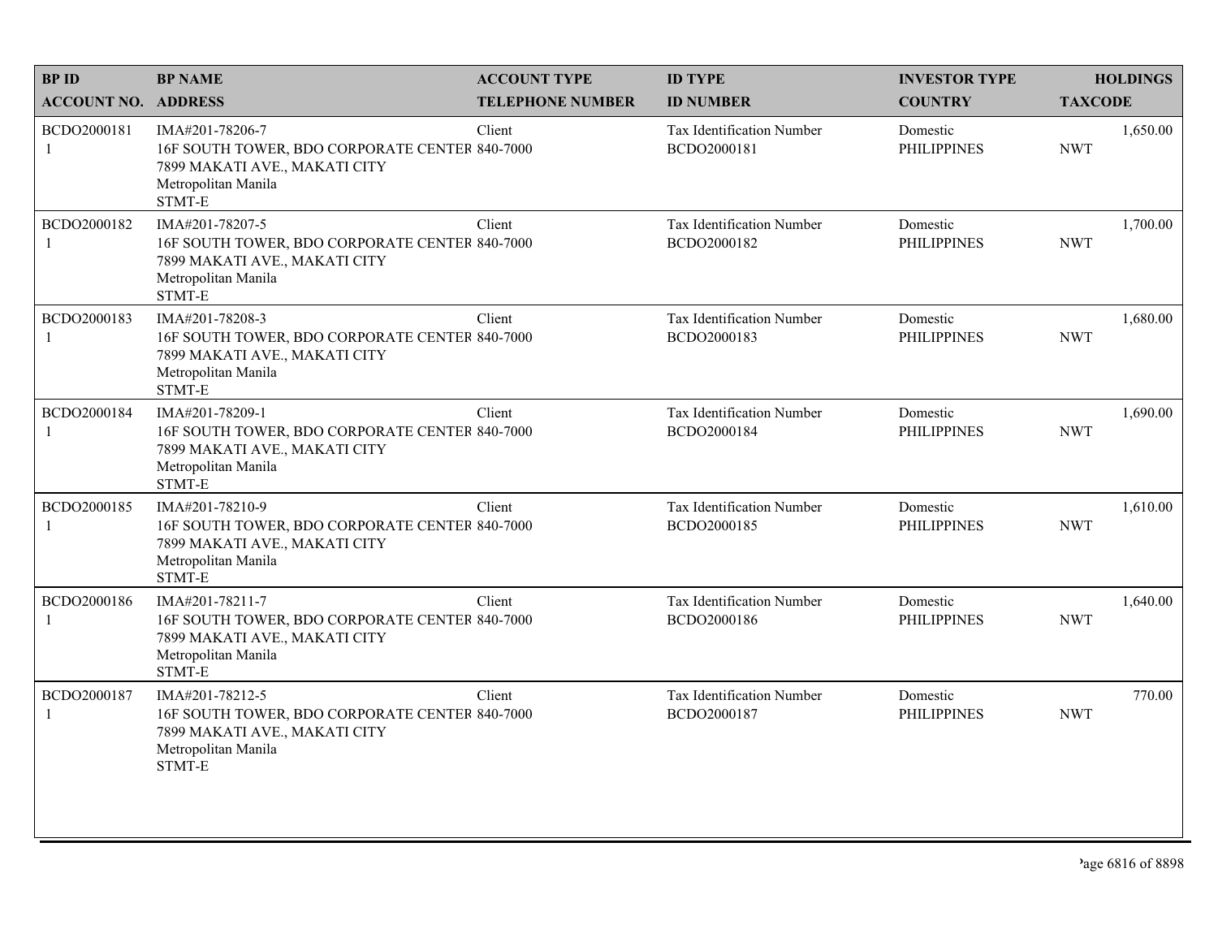| BP ID<br>ACCOUNT NO. | BP NAME<br>ADDRESS | ACCOUNT TYPE<br>TELEPHONE NUMBER | ID TYPE<br>ID NUMBER | INVESTOR TYPE<br>COUNTRY | HOLDINGS<br>TAXCODE |
|---|---|---|---|---|---|
| BCDO2000181<br>1 | IMA#201-78206-7<br>16F SOUTH TOWER, BDO CORPORATE CENTER<br>7899 MAKATI AVE., MAKATI CITY<br>Metropolitan Manila<br>STMT-E | Client<br>840-7000 | Tax Identification Number<br>BCDO2000181 | Domestic<br>PHILIPPINES | 1,650.00<br>NWT |
| BCDO2000182<br>1 | IMA#201-78207-5<br>16F SOUTH TOWER, BDO CORPORATE CENTER<br>7899 MAKATI AVE., MAKATI CITY<br>Metropolitan Manila<br>STMT-E | Client<br>840-7000 | Tax Identification Number<br>BCDO2000182 | Domestic<br>PHILIPPINES | 1,700.00<br>NWT |
| BCDO2000183<br>1 | IMA#201-78208-3<br>16F SOUTH TOWER, BDO CORPORATE CENTER<br>7899 MAKATI AVE., MAKATI CITY<br>Metropolitan Manila<br>STMT-E | Client<br>840-7000 | Tax Identification Number<br>BCDO2000183 | Domestic<br>PHILIPPINES | 1,680.00<br>NWT |
| BCDO2000184<br>1 | IMA#201-78209-1<br>16F SOUTH TOWER, BDO CORPORATE CENTER<br>7899 MAKATI AVE., MAKATI CITY<br>Metropolitan Manila<br>STMT-E | Client<br>840-7000 | Tax Identification Number<br>BCDO2000184 | Domestic<br>PHILIPPINES | 1,690.00<br>NWT |
| BCDO2000185<br>1 | IMA#201-78210-9<br>16F SOUTH TOWER, BDO CORPORATE CENTER<br>7899 MAKATI AVE., MAKATI CITY<br>Metropolitan Manila<br>STMT-E | Client<br>840-7000 | Tax Identification Number<br>BCDO2000185 | Domestic<br>PHILIPPINES | 1,610.00<br>NWT |
| BCDO2000186<br>1 | IMA#201-78211-7<br>16F SOUTH TOWER, BDO CORPORATE CENTER<br>7899 MAKATI AVE., MAKATI CITY<br>Metropolitan Manila<br>STMT-E | Client<br>840-7000 | Tax Identification Number<br>BCDO2000186 | Domestic<br>PHILIPPINES | 1,640.00<br>NWT |
| BCDO2000187<br>1 | IMA#201-78212-5<br>16F SOUTH TOWER, BDO CORPORATE CENTER<br>7899 MAKATI AVE., MAKATI CITY<br>Metropolitan Manila<br>STMT-E | Client<br>840-7000 | Tax Identification Number<br>BCDO2000187 | Domestic<br>PHILIPPINES | 770.00<br>NWT |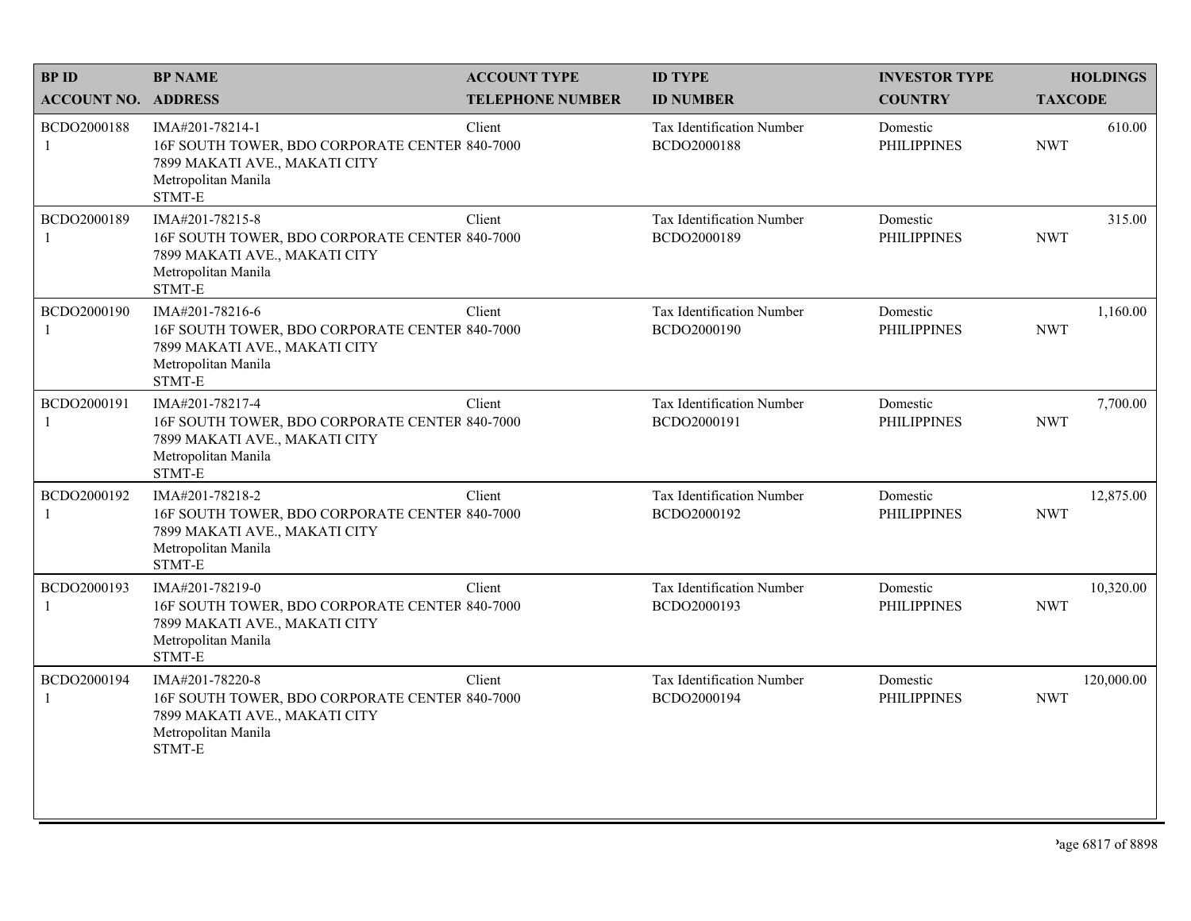| BP ID<br>ACCOUNT NO. | BP NAME<br>ADDRESS | ACCOUNT TYPE<br>TELEPHONE NUMBER | ID TYPE<br>ID NUMBER | INVESTOR TYPE<br>COUNTRY | HOLDINGS<br>TAXCODE |
|---|---|---|---|---|---|
| BCDO2000188<br>1 | IMA#201-78214-1<br>16F SOUTH TOWER, BDO CORPORATE CENTER<br>7899 MAKATI AVE., MAKATI CITY<br>Metropolitan Manila<br>STMT-E | Client<br>840-7000 | Tax Identification Number<br>BCDO2000188 | Domestic<br>PHILIPPINES | 610.00<br>NWT |
| BCDO2000189<br>1 | IMA#201-78215-8<br>16F SOUTH TOWER, BDO CORPORATE CENTER<br>7899 MAKATI AVE., MAKATI CITY<br>Metropolitan Manila<br>STMT-E | Client<br>840-7000 | Tax Identification Number<br>BCDO2000189 | Domestic<br>PHILIPPINES | 315.00<br>NWT |
| BCDO2000190<br>1 | IMA#201-78216-6<br>16F SOUTH TOWER, BDO CORPORATE CENTER<br>7899 MAKATI AVE., MAKATI CITY<br>Metropolitan Manila<br>STMT-E | Client<br>840-7000 | Tax Identification Number<br>BCDO2000190 | Domestic<br>PHILIPPINES | 1,160.00<br>NWT |
| BCDO2000191<br>1 | IMA#201-78217-4<br>16F SOUTH TOWER, BDO CORPORATE CENTER<br>7899 MAKATI AVE., MAKATI CITY<br>Metropolitan Manila<br>STMT-E | Client<br>840-7000 | Tax Identification Number<br>BCDO2000191 | Domestic<br>PHILIPPINES | 7,700.00<br>NWT |
| BCDO2000192<br>1 | IMA#201-78218-2<br>16F SOUTH TOWER, BDO CORPORATE CENTER<br>7899 MAKATI AVE., MAKATI CITY<br>Metropolitan Manila<br>STMT-E | Client<br>840-7000 | Tax Identification Number<br>BCDO2000192 | Domestic<br>PHILIPPINES | 12,875.00<br>NWT |
| BCDO2000193<br>1 | IMA#201-78219-0<br>16F SOUTH TOWER, BDO CORPORATE CENTER<br>7899 MAKATI AVE., MAKATI CITY<br>Metropolitan Manila<br>STMT-E | Client<br>840-7000 | Tax Identification Number<br>BCDO2000193 | Domestic<br>PHILIPPINES | 10,320.00<br>NWT |
| BCDO2000194<br>1 | IMA#201-78220-8<br>16F SOUTH TOWER, BDO CORPORATE CENTER<br>7899 MAKATI AVE., MAKATI CITY<br>Metropolitan Manila<br>STMT-E | Client<br>840-7000 | Tax Identification Number<br>BCDO2000194 | Domestic<br>PHILIPPINES | 120,000.00<br>NWT |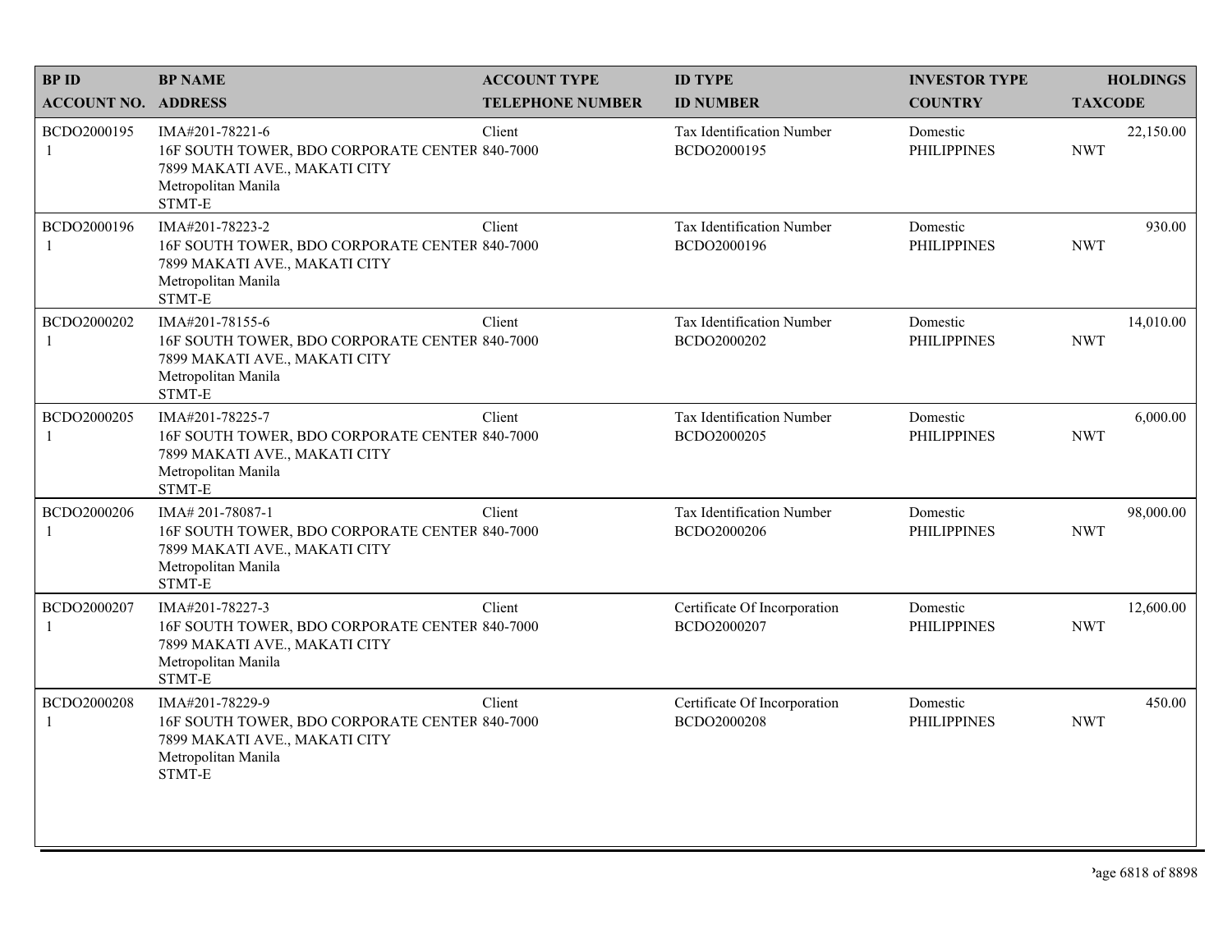| BP ID<br>ACCOUNT NO. | BP NAME<br>ADDRESS | ACCOUNT TYPE<br>TELEPHONE NUMBER | ID TYPE<br>ID NUMBER | INVESTOR TYPE<br>COUNTRY | HOLDINGS<br>TAXCODE |
|---|---|---|---|---|---|
| BCDO2000195<br>1 | IMA#201-78221-6<br>16F SOUTH TOWER, BDO CORPORATE CENTER<br>7899 MAKATI AVE., MAKATI CITY<br>Metropolitan Manila<br>STMT-E | Client<br>840-7000 | Tax Identification Number<br>BCDO2000195 | Domestic<br>PHILIPPINES | 22,150.00<br>NWT |
| BCDO2000196<br>1 | IMA#201-78223-2<br>16F SOUTH TOWER, BDO CORPORATE CENTER<br>7899 MAKATI AVE., MAKATI CITY<br>Metropolitan Manila<br>STMT-E | Client<br>840-7000 | Tax Identification Number<br>BCDO2000196 | Domestic<br>PHILIPPINES | 930.00<br>NWT |
| BCDO2000202<br>1 | IMA#201-78155-6<br>16F SOUTH TOWER, BDO CORPORATE CENTER<br>7899 MAKATI AVE., MAKATI CITY<br>Metropolitan Manila<br>STMT-E | Client<br>840-7000 | Tax Identification Number<br>BCDO2000202 | Domestic<br>PHILIPPINES | 14,010.00<br>NWT |
| BCDO2000205<br>1 | IMA#201-78225-7<br>16F SOUTH TOWER, BDO CORPORATE CENTER<br>7899 MAKATI AVE., MAKATI CITY<br>Metropolitan Manila<br>STMT-E | Client<br>840-7000 | Tax Identification Number<br>BCDO2000205 | Domestic<br>PHILIPPINES | 6,000.00<br>NWT |
| BCDO2000206<br>1 | IMA# 201-78087-1<br>16F SOUTH TOWER, BDO CORPORATE CENTER<br>7899 MAKATI AVE., MAKATI CITY<br>Metropolitan Manila<br>STMT-E | Client<br>840-7000 | Tax Identification Number<br>BCDO2000206 | Domestic<br>PHILIPPINES | 98,000.00<br>NWT |
| BCDO2000207<br>1 | IMA#201-78227-3<br>16F SOUTH TOWER, BDO CORPORATE CENTER<br>7899 MAKATI AVE., MAKATI CITY<br>Metropolitan Manila<br>STMT-E | Client<br>840-7000 | Certificate Of Incorporation<br>BCDO2000207 | Domestic<br>PHILIPPINES | 12,600.00<br>NWT |
| BCDO2000208<br>1 | IMA#201-78229-9<br>16F SOUTH TOWER, BDO CORPORATE CENTER<br>7899 MAKATI AVE., MAKATI CITY<br>Metropolitan Manila<br>STMT-E | Client<br>840-7000 | Certificate Of Incorporation<br>BCDO2000208 | Domestic<br>PHILIPPINES | 450.00<br>NWT |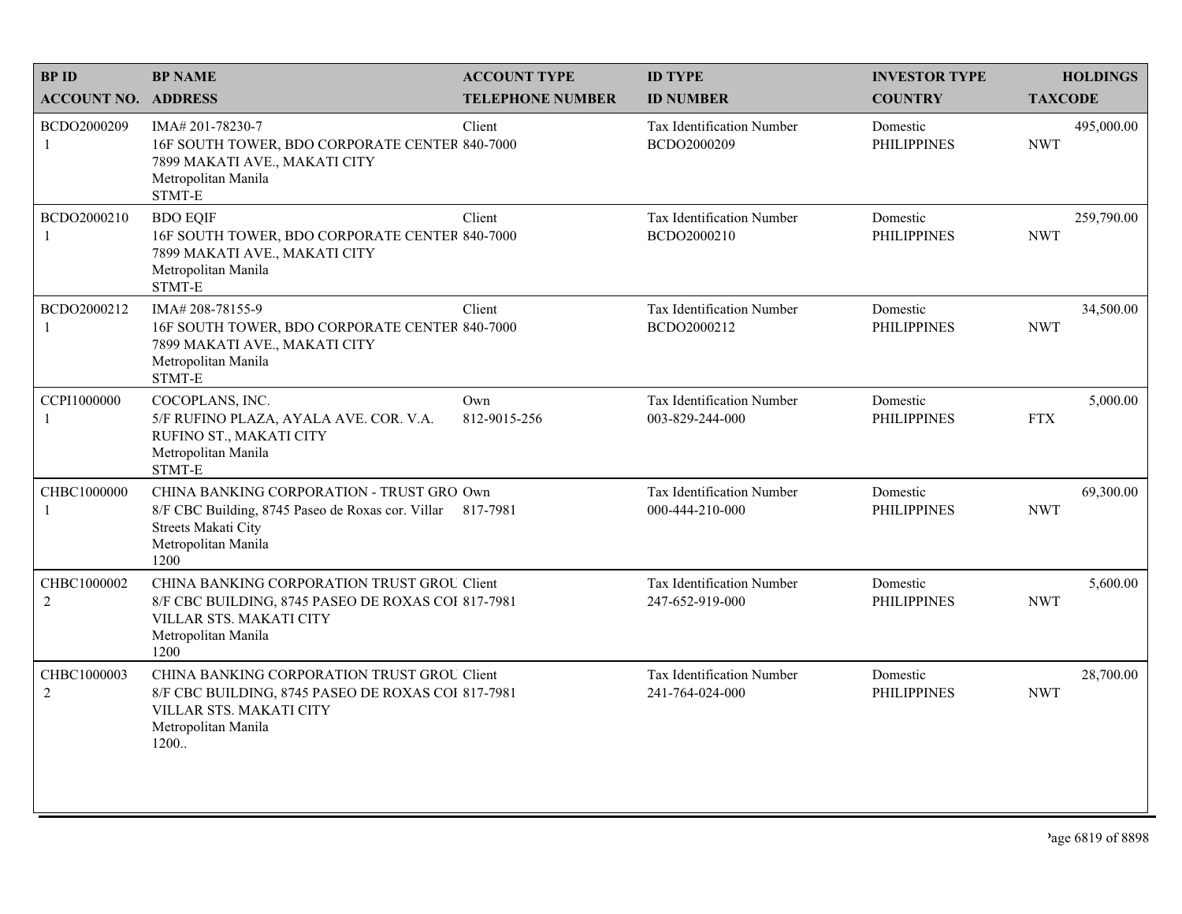| BP ID<br>ACCOUNT NO. | BP NAME<br>ADDRESS | ACCOUNT TYPE<br>TELEPHONE NUMBER | ID TYPE<br>ID NUMBER | INVESTOR TYPE<br>COUNTRY | HOLDINGS<br>TAXCODE |
|---|---|---|---|---|---|
| BCDO2000209<br>1 | IMA# 201-78230-7<br>16F SOUTH TOWER, BDO CORPORATE CENTER<br>7899 MAKATI AVE., MAKATI CITY<br>Metropolitan Manila<br>STMT-E | Client<br>840-7000 | Tax Identification Number<br>BCDO2000209 | Domestic<br>PHILIPPINES | 495,000.00<br>NWT |
| BCDO2000210<br>1 | BDO EQIF<br>16F SOUTH TOWER, BDO CORPORATE CENTER<br>7899 MAKATI AVE., MAKATI CITY<br>Metropolitan Manila<br>STMT-E | Client<br>840-7000 | Tax Identification Number<br>BCDO2000210 | Domestic<br>PHILIPPINES | 259,790.00<br>NWT |
| BCDO2000212<br>1 | IMA# 208-78155-9<br>16F SOUTH TOWER, BDO CORPORATE CENTER<br>7899 MAKATI AVE., MAKATI CITY<br>Metropolitan Manila<br>STMT-E | Client<br>840-7000 | Tax Identification Number<br>BCDO2000212 | Domestic<br>PHILIPPINES | 34,500.00<br>NWT |
| CCPI1000000<br>1 | COCOPLANS, INC.<br>5/F RUFINO PLAZA, AYALA AVE. COR. V.A.<br>RUFINO ST., MAKATI CITY<br>Metropolitan Manila<br>STMT-E | Own<br>812-9015-256 | Tax Identification Number<br>003-829-244-000 | Domestic<br>PHILIPPINES | 5,000.00<br>FTX |
| CHBC1000000<br>1 | CHINA BANKING CORPORATION - TRUST GRO<br>8/F CBC Building, 8745 Paseo de Roxas cor. Villar<br>Streets Makati City<br>Metropolitan Manila<br>1200 | Own<br>817-7981 | Tax Identification Number<br>000-444-210-000 | Domestic<br>PHILIPPINES | 69,300.00<br>NWT |
| CHBC1000002<br>2 | CHINA BANKING CORPORATION TRUST GROU<br>8/F CBC BUILDING, 8745 PASEO DE ROXAS COI<br>VILLAR STS. MAKATI CITY<br>Metropolitan Manila<br>1200 | Client<br>817-7981 | Tax Identification Number<br>247-652-919-000 | Domestic<br>PHILIPPINES | 5,600.00<br>NWT |
| CHBC1000003<br>2 | CHINA BANKING CORPORATION TRUST GROU<br>8/F CBC BUILDING, 8745 PASEO DE ROXAS COI<br>VILLAR STS. MAKATI CITY<br>Metropolitan Manila<br>1200.. | Client<br>817-7981 | Tax Identification Number<br>241-764-024-000 | Domestic<br>PHILIPPINES | 28,700.00<br>NWT |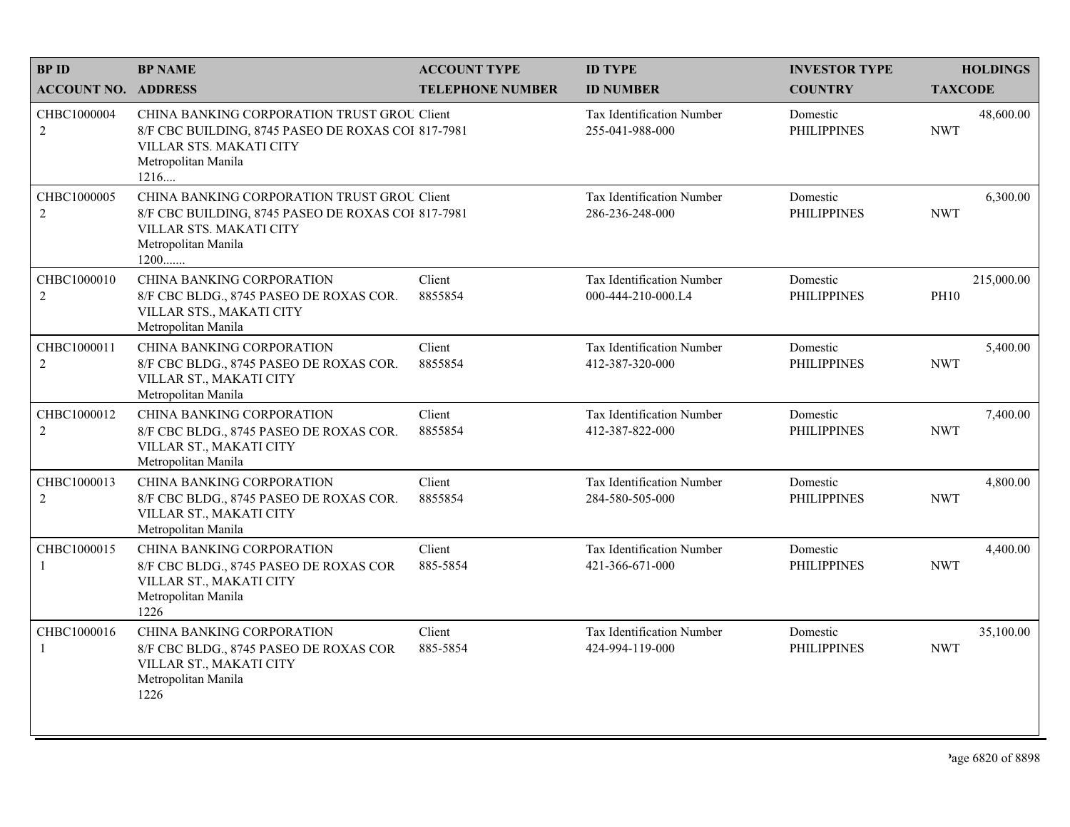| BP ID<br>ACCOUNT NO. | BP NAME<br>ADDRESS | ACCOUNT TYPE<br>TELEPHONE NUMBER | ID TYPE<br>ID NUMBER | INVESTOR TYPE<br>COUNTRY | HOLDINGS<br>TAXCODE |
|---|---|---|---|---|---|
| CHBC1000004<br>2 | CHINA BANKING CORPORATION TRUST GROU<br>8/F CBC BUILDING, 8745 PASEO DE ROXAS COI<br>VILLAR STS. MAKATI CITY<br>Metropolitan Manila<br>1216.... | Client<br>817-7981 | Tax Identification Number<br>255-041-988-000 | Domestic<br>PHILIPPINES | 48,600.00<br>NWT |
| CHBC1000005<br>2 | CHINA BANKING CORPORATION TRUST GROU<br>8/F CBC BUILDING, 8745 PASEO DE ROXAS COI<br>VILLAR STS. MAKATI CITY<br>Metropolitan Manila<br>1200....... | Client<br>817-7981 | Tax Identification Number<br>286-236-248-000 | Domestic<br>PHILIPPINES | 6,300.00<br>NWT |
| CHBC1000010<br>2 | CHINA BANKING CORPORATION<br>8/F CBC BLDG., 8745 PASEO DE ROXAS COR.<br>VILLAR STS., MAKATI CITY<br>Metropolitan Manila | Client<br>8855854 | Tax Identification Number<br>000-444-210-000.L4 | Domestic<br>PHILIPPINES | 215,000.00<br>PH10 |
| CHBC1000011<br>2 | CHINA BANKING CORPORATION<br>8/F CBC BLDG., 8745 PASEO DE ROXAS COR.<br>VILLAR ST., MAKATI CITY<br>Metropolitan Manila | Client<br>8855854 | Tax Identification Number<br>412-387-320-000 | Domestic<br>PHILIPPINES | 5,400.00<br>NWT |
| CHBC1000012<br>2 | CHINA BANKING CORPORATION<br>8/F CBC BLDG., 8745 PASEO DE ROXAS COR.<br>VILLAR ST., MAKATI CITY<br>Metropolitan Manila | Client<br>8855854 | Tax Identification Number<br>412-387-822-000 | Domestic<br>PHILIPPINES | 7,400.00<br>NWT |
| CHBC1000013<br>2 | CHINA BANKING CORPORATION<br>8/F CBC BLDG., 8745 PASEO DE ROXAS COR.<br>VILLAR ST., MAKATI CITY<br>Metropolitan Manila | Client<br>8855854 | Tax Identification Number<br>284-580-505-000 | Domestic<br>PHILIPPINES | 4,800.00<br>NWT |
| CHBC1000015<br>1 | CHINA BANKING CORPORATION<br>8/F CBC BLDG., 8745 PASEO DE ROXAS COR<br>VILLAR ST., MAKATI CITY<br>Metropolitan Manila<br>1226 | Client<br>885-5854 | Tax Identification Number<br>421-366-671-000 | Domestic<br>PHILIPPINES | 4,400.00<br>NWT |
| CHBC1000016<br>1 | CHINA BANKING CORPORATION<br>8/F CBC BLDG., 8745 PASEO DE ROXAS COR<br>VILLAR ST., MAKATI CITY<br>Metropolitan Manila<br>1226 | Client<br>885-5854 | Tax Identification Number<br>424-994-119-000 | Domestic<br>PHILIPPINES | 35,100.00<br>NWT |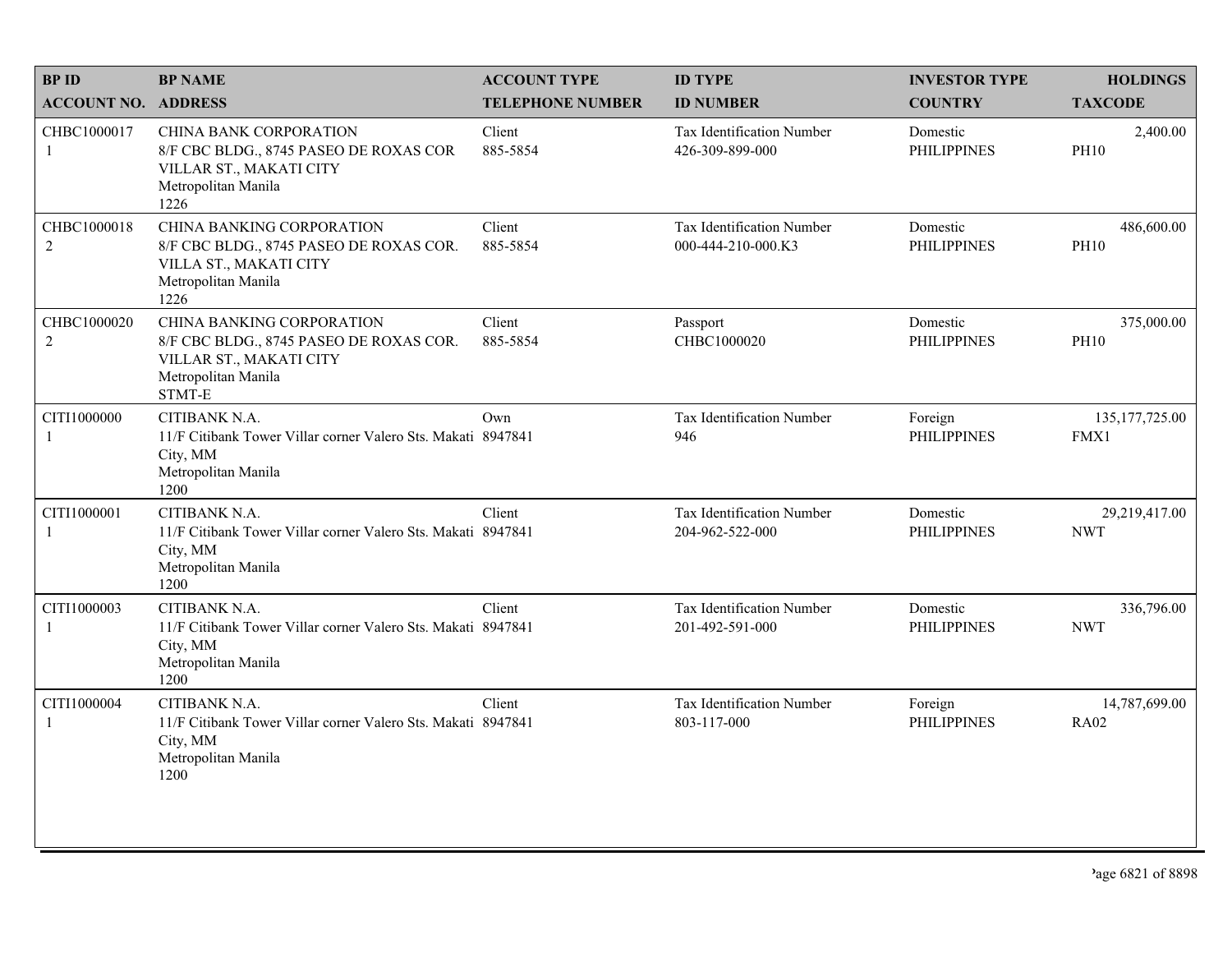| BP ID<br>ACCOUNT NO. | BP NAME<br>ADDRESS | ACCOUNT TYPE<br>TELEPHONE NUMBER | ID TYPE<br>ID NUMBER | INVESTOR TYPE<br>COUNTRY | HOLDINGS<br>TAXCODE |
|---|---|---|---|---|---|
| CHBC1000017<br>1 | CHINA BANK CORPORATION<br>8/F CBC BLDG., 8745 PASEO DE ROXAS COR VILLAR ST., MAKATI CITY<br>Metropolitan Manila<br>1226 | Client<br>885-5854 | Tax Identification Number<br>426-309-899-000 | Domestic<br>PHILIPPINES | 2,400.00<br>PH10 |
| CHBC1000018<br>2 | CHINA BANKING CORPORATION<br>8/F CBC BLDG., 8745 PASEO DE ROXAS COR. VILLA ST., MAKATI CITY<br>Metropolitan Manila<br>1226 | Client<br>885-5854 | Tax Identification Number<br>000-444-210-000.K3 | Domestic<br>PHILIPPINES | 486,600.00<br>PH10 |
| CHBC1000020<br>2 | CHINA BANKING CORPORATION<br>8/F CBC BLDG., 8745 PASEO DE ROXAS COR. VILLAR ST., MAKATI CITY<br>Metropolitan Manila<br>STMT-E | Client<br>885-5854 | Passport<br>CHBC1000020 | Domestic<br>PHILIPPINES | 375,000.00<br>PH10 |
| CITI1000000<br>1 | CITIBANK N.A.<br>11/F Citibank Tower Villar corner Valero Sts. Makati City, MM<br>Metropolitan Manila<br>1200 | Own<br>8947841 | Tax Identification Number<br>946 | Foreign<br>PHILIPPINES | 135,177,725.00<br>FMX1 |
| CITI1000001<br>1 | CITIBANK N.A.<br>11/F Citibank Tower Villar corner Valero Sts. Makati City, MM<br>Metropolitan Manila<br>1200 | Client<br>8947841 | Tax Identification Number<br>204-962-522-000 | Domestic<br>PHILIPPINES | 29,219,417.00<br>NWT |
| CITI1000003<br>1 | CITIBANK N.A.<br>11/F Citibank Tower Villar corner Valero Sts. Makati City, MM<br>Metropolitan Manila<br>1200 | Client<br>8947841 | Tax Identification Number<br>201-492-591-000 | Domestic<br>PHILIPPINES | 336,796.00<br>NWT |
| CITI1000004<br>1 | CITIBANK N.A.<br>11/F Citibank Tower Villar corner Valero Sts. Makati City, MM<br>Metropolitan Manila<br>1200 | Client<br>8947841 | Tax Identification Number<br>803-117-000 | Foreign<br>PHILIPPINES | 14,787,699.00<br>RA02 |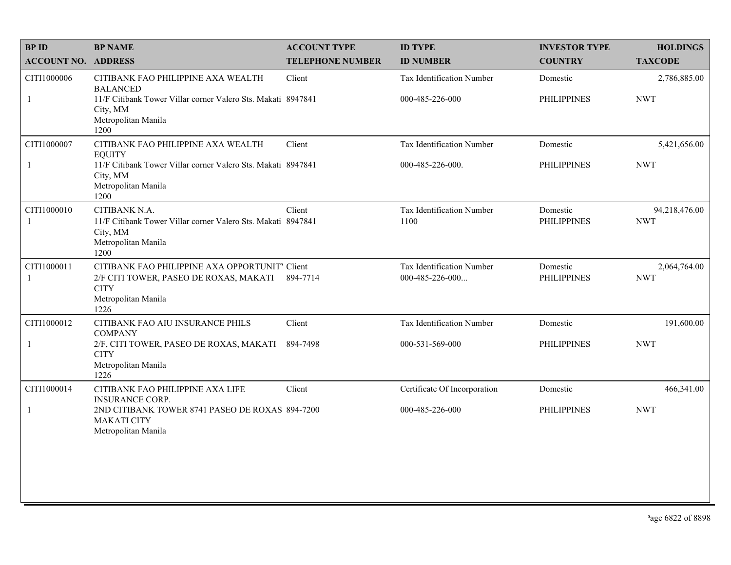| BP ID<br>ACCOUNT NO. | BP NAME<br>ADDRESS | ACCOUNT TYPE<br>TELEPHONE NUMBER | ID TYPE<br>ID NUMBER | INVESTOR TYPE<br>COUNTRY | HOLDINGS<br>TAXCODE |
|---|---|---|---|---|---|
| CITI1000006<br>1 | CITIBANK FAO PHILIPPINE AXA WEALTH BALANCED<br>11/F Citibank Tower Villar corner Valero Sts. Makati City, MM<br>Metropolitan Manila<br>1200 | Client<br>8947841 | Tax Identification Number<br>000-485-226-000 | Domestic<br>PHILIPPINES | 2,786,885.00<br>NWT |
| CITI1000007<br>1 | CITIBANK FAO PHILIPPINE AXA WEALTH EQUITY<br>11/F Citibank Tower Villar corner Valero Sts. Makati City, MM<br>Metropolitan Manila<br>1200 | Client<br>8947841 | Tax Identification Number<br>000-485-226-000. | Domestic<br>PHILIPPINES | 5,421,656.00<br>NWT |
| CITI1000010<br>1 | CITIBANK N.A.<br>11/F Citibank Tower Villar corner Valero Sts. Makati City, MM<br>Metropolitan Manila<br>1200 | Client<br>8947841 | Tax Identification Number<br>1100 | Domestic<br>PHILIPPINES | 94,218,476.00<br>NWT |
| CITI1000011<br>1 | CITIBANK FAO PHILIPPINE AXA OPPORTUNIT'<br>2/F CITI TOWER, PASEO DE ROXAS, MAKATI CITY<br>Metropolitan Manila<br>1226 | Client<br>894-7714 | Tax Identification Number<br>000-485-226-000... | Domestic<br>PHILIPPINES | 2,064,764.00<br>NWT |
| CITI1000012<br>1 | CITIBANK FAO AIU INSURANCE PHILS COMPANY<br>2/F, CITI TOWER, PASEO DE ROXAS, MAKATI CITY<br>Metropolitan Manila<br>1226 | Client<br>894-7498 | Tax Identification Number<br>000-531-569-000 | Domestic<br>PHILIPPINES | 191,600.00<br>NWT |
| CITI1000014<br>1 | CITIBANK FAO PHILIPPINE AXA LIFE INSURANCE CORP.<br>2ND CITIBANK TOWER 8741 PASEO DE ROXAS MAKATI CITY<br>Metropolitan Manila | Client<br>894-7200 | Certificate Of Incorporation<br>000-485-226-000 | Domestic<br>PHILIPPINES | 466,341.00<br>NWT |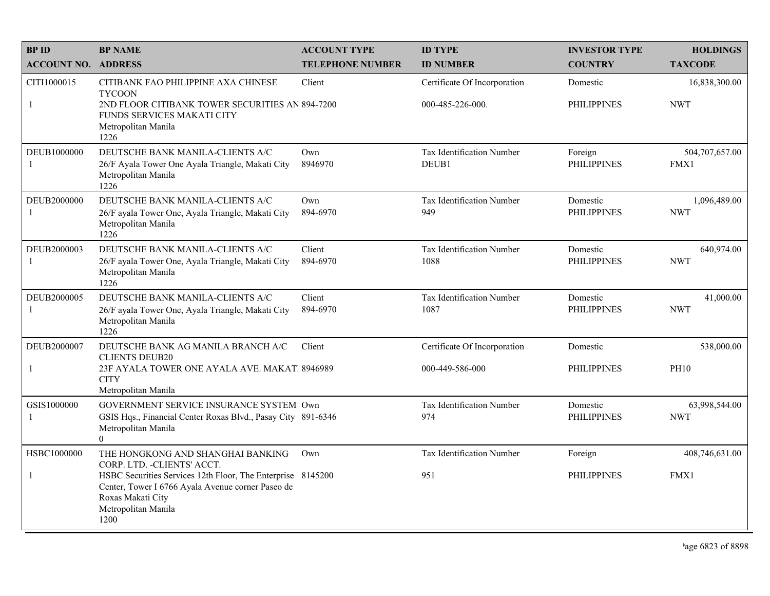| BP ID<br>ACCOUNT NO. | BP NAME<br>ADDRESS | ACCOUNT TYPE<br>TELEPHONE NUMBER | ID TYPE<br>ID NUMBER | INVESTOR TYPE<br>COUNTRY | HOLDINGS<br>TAXCODE |
|---|---|---|---|---|---|
| CITI1000015<br>1 | CITIBANK FAO PHILIPPINE AXA CHINESE TYCOON<br>2ND FLOOR CITIBANK TOWER SECURITIES AN FUNDS SERVICES MAKATI CITY<br>Metropolitan Manila<br>1226 | Client<br>894-7200 | Certificate Of Incorporation<br>000-485-226-000. | Domestic<br>PHILIPPINES | 16,838,300.00<br>NWT |
| DEUB1000000<br>1 | DEUTSCHE BANK MANILA-CLIENTS A/C<br>26/F Ayala Tower One Ayala Triangle, Makati City<br>Metropolitan Manila<br>1226 | Own<br>8946970 | Tax Identification Number<br>DEUB1 | Foreign<br>PHILIPPINES | 504,707,657.00<br>FMX1 |
| DEUB2000000<br>1 | DEUTSCHE BANK MANILA-CLIENTS A/C<br>26/F ayala Tower One, Ayala Triangle, Makati City<br>Metropolitan Manila<br>1226 | Own<br>894-6970 | Tax Identification Number<br>949 | Domestic<br>PHILIPPINES | 1,096,489.00<br>NWT |
| DEUB2000003<br>1 | DEUTSCHE BANK MANILA-CLIENTS A/C<br>26/F ayala Tower One, Ayala Triangle, Makati City<br>Metropolitan Manila<br>1226 | Client<br>894-6970 | Tax Identification Number<br>1088 | Domestic<br>PHILIPPINES | 640,974.00<br>NWT |
| DEUB2000005<br>1 | DEUTSCHE BANK MANILA-CLIENTS A/C<br>26/F ayala Tower One, Ayala Triangle, Makati City<br>Metropolitan Manila<br>1226 | Client<br>894-6970 | Tax Identification Number<br>1087 | Domestic<br>PHILIPPINES | 41,000.00<br>NWT |
| DEUB2000007<br>1 | DEUTSCHE BANK AG MANILA BRANCH A/C CLIENTS DEUB20<br>23F AYALA TOWER ONE AYALA AVE. MAKAT CITY<br>Metropolitan Manila | Client<br>8946989 | Certificate Of Incorporation<br>000-449-586-000 | Domestic<br>PHILIPPINES | 538,000.00<br>PH10 |
| GSIS1000000<br>1 | GOVERNMENT SERVICE INSURANCE SYSTEM<br>GSIS Hqs., Financial Center Roxas Blvd., Pasay City<br>Metropolitan Manila<br>0 | Own<br>891-6346 | Tax Identification Number<br>974 | Domestic<br>PHILIPPINES | 63,998,544.00<br>NWT |
| HSBC1000000<br>1 | THE HONGKONG AND SHANGHAI BANKING CORP. LTD. -CLIENTS' ACCT.<br>HSBC Securities Services 12th Floor, The Enterprise Center, Tower I 6766 Ayala Avenue corner Paseo de Roxas Makati City<br>Metropolitan Manila<br>1200 | Own<br>8145200 | Tax Identification Number<br>951 | Foreign<br>PHILIPPINES | 408,746,631.00<br>FMX1 |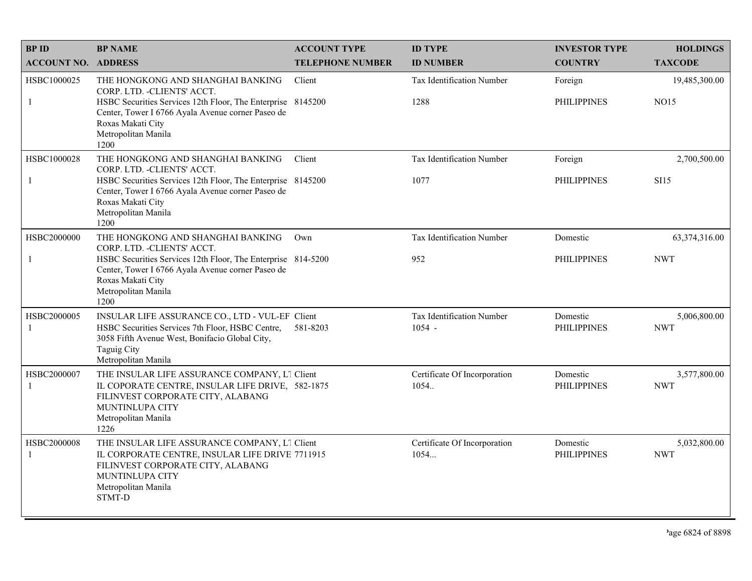| BP ID<br>ACCOUNT NO. | BP NAME<br>ADDRESS | ACCOUNT TYPE<br>TELEPHONE NUMBER | ID TYPE<br>ID NUMBER | INVESTOR TYPE<br>COUNTRY | HOLDINGS<br>TAXCODE |
|---|---|---|---|---|---|
| HSBC1000025<br>1 | THE HONGKONG AND SHANGHAI BANKING CORP. LTD. -CLIENTS' ACCT.<br>HSBC Securities Services 12th Floor, The Enterprise Center, Tower I 6766 Ayala Avenue corner Paseo de Roxas Makati City<br>Metropolitan Manila<br>1200 | Client<br>8145200 | Tax Identification Number<br>1288 | Foreign<br>PHILIPPINES | 19,485,300.00<br>NO15 |
| HSBC1000028<br>1 | THE HONGKONG AND SHANGHAI BANKING CORP. LTD. -CLIENTS' ACCT.<br>HSBC Securities Services 12th Floor, The Enterprise Center, Tower I 6766 Ayala Avenue corner Paseo de Roxas Makati City<br>Metropolitan Manila<br>1200 | Client<br>8145200 | Tax Identification Number<br>1077 | Foreign<br>PHILIPPINES | 2,700,500.00<br>SI15 |
| HSBC2000000<br>1 | THE HONGKONG AND SHANGHAI BANKING CORP. LTD. -CLIENTS' ACCT.<br>HSBC Securities Services 12th Floor, The Enterprise Center, Tower I 6766 Ayala Avenue corner Paseo de Roxas Makati City<br>Metropolitan Manila<br>1200 | Own<br>814-5200 | Tax Identification Number<br>952 | Domestic<br>PHILIPPINES | 63,374,316.00<br>NWT |
| HSBC2000005<br>1 | INSULAR LIFE ASSURANCE CO., LTD - VUL-EF<br>HSBC Securities Services 7th Floor, HSBC Centre, 3058 Fifth Avenue West, Bonifacio Global City, Taguig City<br>Metropolitan Manila | Client<br>581-8203 | Tax Identification Number<br>1054 - | Domestic<br>PHILIPPINES | 5,006,800.00<br>NWT |
| HSBC2000007<br>1 | THE INSULAR LIFE ASSURANCE COMPANY, LT<br>IL COPORATE CENTRE, INSULAR LIFE DRIVE, FILINVEST CORPORATE CITY, ALABANG MUNTINLUPA CITY<br>Metropolitan Manila<br>1226 | Client<br>582-1875 | Certificate Of Incorporation<br>1054.. | Domestic<br>PHILIPPINES | 3,577,800.00<br>NWT |
| HSBC2000008<br>1 | THE INSULAR LIFE ASSURANCE COMPANY, LT<br>IL CORPORATE CENTRE, INSULAR LIFE DRIVE FILINVEST CORPORATE CITY, ALABANG MUNTINLUPA CITY<br>Metropolitan Manila<br>STMT-D | Client<br>7711915 | Certificate Of Incorporation<br>1054... | Domestic<br>PHILIPPINES | 5,032,800.00<br>NWT |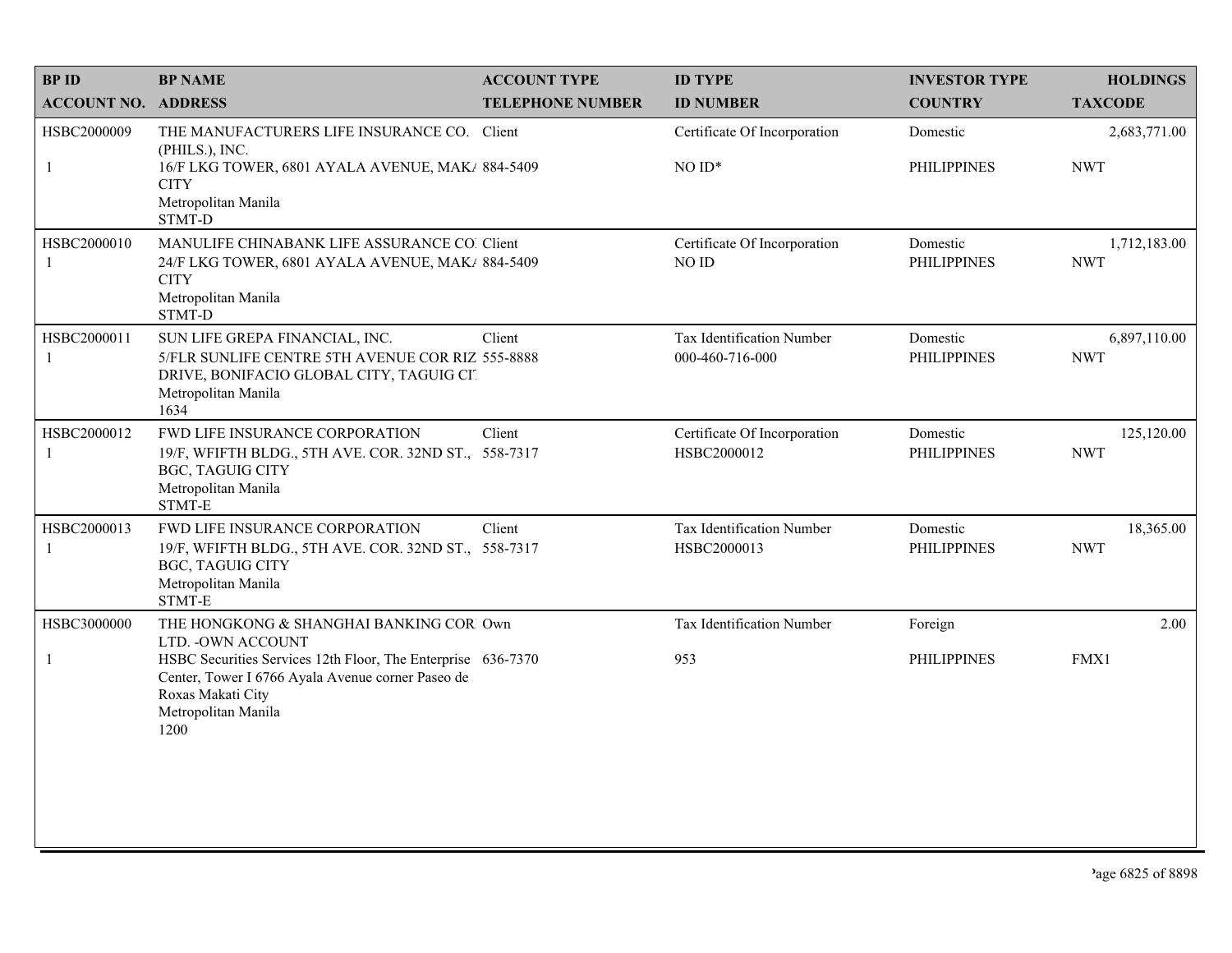| BP ID<br>ACCOUNT NO. | BP NAME<br>ADDRESS | ACCOUNT TYPE<br>TELEPHONE NUMBER | ID TYPE<br>ID NUMBER | INVESTOR TYPE<br>COUNTRY | HOLDINGS<br>TAXCODE |
|---|---|---|---|---|---|
| HSBC2000009<br>1 | THE MANUFACTURERS LIFE INSURANCE CO. (PHILS.), INC.<br>16/F LKG TOWER, 6801 AYALA AVENUE, MAK/ CITY<br>Metropolitan Manila<br>STMT-D | Client<br>884-5409 | Certificate Of Incorporation<br>NO ID* | Domestic<br>PHILIPPINES | 2,683,771.00<br>NWT |
| HSBC2000010<br>1 | MANULIFE CHINABANK LIFE ASSURANCE CO<br>24/F LKG TOWER, 6801 AYALA AVENUE, MAK/ CITY<br>Metropolitan Manila<br>STMT-D | Client<br>884-5409 | Certificate Of Incorporation<br>NO ID | Domestic<br>PHILIPPINES | 1,712,183.00<br>NWT |
| HSBC2000011<br>1 | SUN LIFE GREPA FINANCIAL, INC.<br>5/FLR SUNLIFE CENTRE 5TH AVENUE COR RIZ DRIVE, BONIFACIO GLOBAL CITY, TAGUIG CI<br>Metropolitan Manila<br>1634 | Client<br>555-8888 | Tax Identification Number<br>000-460-716-000 | Domestic<br>PHILIPPINES | 6,897,110.00<br>NWT |
| HSBC2000012<br>1 | FWD LIFE INSURANCE CORPORATION<br>19/F, WFIFTH BLDG., 5TH AVE. COR. 32ND ST., BGC, TAGUIG CITY<br>Metropolitan Manila<br>STMT-E | Client<br>558-7317 | Certificate Of Incorporation<br>HSBC2000012 | Domestic<br>PHILIPPINES | 125,120.00<br>NWT |
| HSBC2000013<br>1 | FWD LIFE INSURANCE CORPORATION<br>19/F, WFIFTH BLDG., 5TH AVE. COR. 32ND ST., BGC, TAGUIG CITY<br>Metropolitan Manila<br>STMT-E | Client<br>558-7317 | Tax Identification Number<br>HSBC2000013 | Domestic<br>PHILIPPINES | 18,365.00<br>NWT |
| HSBC3000000<br>1 | THE HONGKONG & SHANGHAI BANKING COR LTD. -OWN ACCOUNT<br>HSBC Securities Services 12th Floor, The Enterprise Center, Tower I 6766 Ayala Avenue corner Paseo de Roxas Makati City<br>Metropolitan Manila<br>1200 | Own<br>636-7370 | Tax Identification Number<br>953 | Foreign<br>PHILIPPINES | 2.00<br>FMX1 |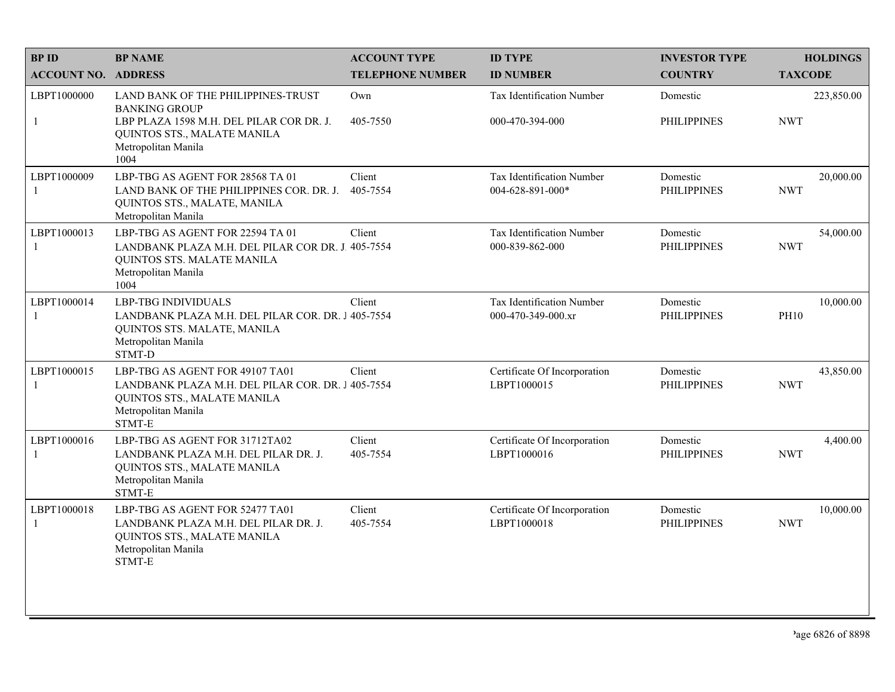| BP ID<br>ACCOUNT NO. | BP NAME<br>ADDRESS | ACCOUNT TYPE<br>TELEPHONE NUMBER | ID TYPE<br>ID NUMBER | INVESTOR TYPE<br>COUNTRY | HOLDINGS<br>TAXCODE |
|---|---|---|---|---|---|
| LBPT1000000<br>1 | LAND BANK OF THE PHILIPPINES-TRUST BANKING GROUP<br>LBP PLAZA 1598 M.H. DEL PILAR COR DR. J. QUINTOS STS., MALATE MANILA<br>Metropolitan Manila<br>1004 | Own<br>405-7550 | Tax Identification Number<br>000-470-394-000 | Domestic<br>PHILIPPINES | 223,850.00<br>NWT |
| LBPT1000009<br>1 | LBP-TBG AS AGENT FOR 28568 TA 01<br>LAND BANK OF THE PHILIPPINES COR. DR. J. QUINTOS STS., MALATE, MANILA<br>Metropolitan Manila | Client<br>405-7554 | Tax Identification Number<br>004-628-891-000* | Domestic<br>PHILIPPINES | 20,000.00<br>NWT |
| LBPT1000013<br>1 | LBP-TBG AS AGENT FOR 22594 TA 01<br>LANDBANK PLAZA M.H. DEL PILAR COR DR. J. QUINTOS STS. MALATE MANILA<br>Metropolitan Manila<br>1004 | Client<br>405-7554 | Tax Identification Number<br>000-839-862-000 | Domestic<br>PHILIPPINES | 54,000.00<br>NWT |
| LBPT1000014<br>1 | LBP-TBG INDIVIDUALS<br>LANDBANK PLAZA M.H. DEL PILAR COR. DR. J QUINTOS STS. MALATE, MANILA<br>Metropolitan Manila<br>STMT-D | Client<br>405-7554 | Tax Identification Number<br>000-470-349-000.xr | Domestic<br>PHILIPPINES | 10,000.00<br>PH10 |
| LBPT1000015<br>1 | LBP-TBG AS AGENT FOR 49107 TA01<br>LANDBANK PLAZA M.H. DEL PILAR COR. DR. J QUINTOS STS., MALATE MANILA<br>Metropolitan Manila<br>STMT-E | Client<br>405-7554 | Certificate Of Incorporation<br>LBPT1000015 | Domestic<br>PHILIPPINES | 43,850.00<br>NWT |
| LBPT1000016<br>1 | LBP-TBG AS AGENT FOR 31712TA02<br>LANDBANK PLAZA M.H. DEL PILAR DR. J. QUINTOS STS., MALATE MANILA<br>Metropolitan Manila<br>STMT-E | Client<br>405-7554 | Certificate Of Incorporation<br>LBPT1000016 | Domestic<br>PHILIPPINES | 4,400.00<br>NWT |
| LBPT1000018<br>1 | LBP-TBG AS AGENT FOR 52477 TA01<br>LANDBANK PLAZA M.H. DEL PILAR DR. J. QUINTOS STS., MALATE MANILA<br>Metropolitan Manila<br>STMT-E | Client<br>405-7554 | Certificate Of Incorporation<br>LBPT1000018 | Domestic<br>PHILIPPINES | 10,000.00<br>NWT |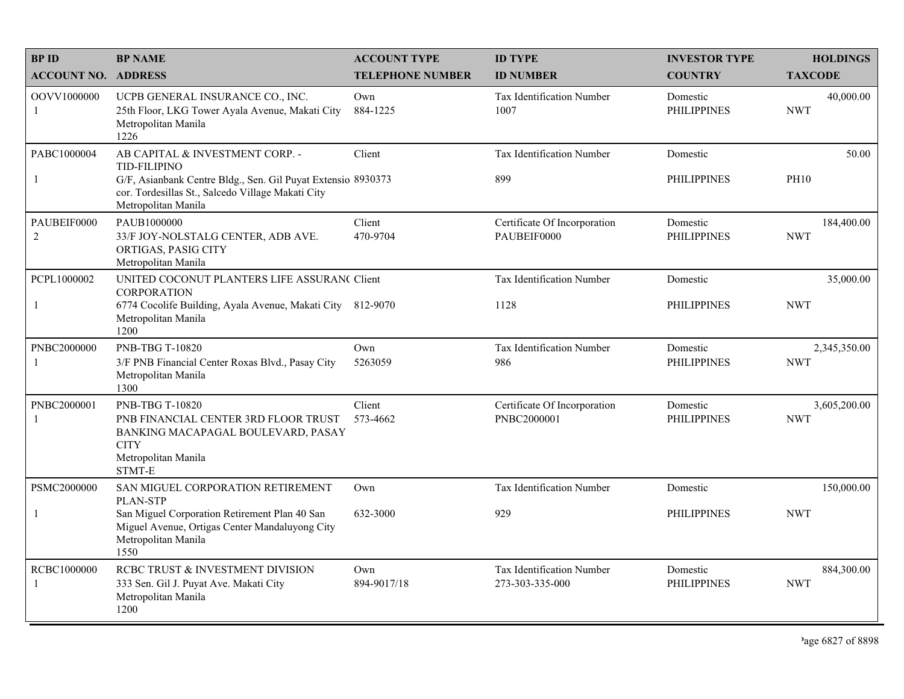| BP ID<br>ACCOUNT NO. | BP NAME<br>ADDRESS | ACCOUNT TYPE<br>TELEPHONE NUMBER | ID TYPE<br>ID NUMBER | INVESTOR TYPE<br>COUNTRY | HOLDINGS<br>TAXCODE |
|---|---|---|---|---|---|
| OOVV1000000<br>1 | UCPB GENERAL INSURANCE CO., INC.<br>25th Floor, LKG Tower Ayala Avenue, Makati City<br>Metropolitan Manila<br>1226 | Own<br>884-1225 | Tax Identification Number<br>1007 | Domestic<br>PHILIPPINES | 40,000.00<br>NWT |
| PABC1000004<br>1 | AB CAPITAL & INVESTMENT CORP. - TID-FILIPINO<br>G/F, Asianbank Centre Bldg., Sen. Gil Puyat Extensio cor. Tordesillas St., Salcedo Village Makati City<br>Metropolitan Manila | Client<br>8930373 | Tax Identification Number<br>899 | Domestic<br>PHILIPPINES | 50.00<br>PH10 |
| PAUBEIF0000<br>2 | PAUB1000000<br>33/F JOY-NOLSTALG CENTER, ADB AVE. ORTIGAS, PASIG CITY<br>Metropolitan Manila | Client<br>470-9704 | Certificate Of Incorporation<br>PAUBEIF0000 | Domestic<br>PHILIPPINES | 184,400.00<br>NWT |
| PCPL1000002<br>1 | UNITED COCONUT PLANTERS LIFE ASSURAN( CORPORATION<br>6774 Cocolife Building, Ayala Avenue, Makati City<br>Metropolitan Manila<br>1200 | Client<br>812-9070 | Tax Identification Number<br>1128 | Domestic<br>PHILIPPINES | 35,000.00<br>NWT |
| PNBC2000000<br>1 | PNB-TBG T-10820<br>3/F PNB Financial Center Roxas Blvd., Pasay City<br>Metropolitan Manila<br>1300 | Own<br>5263059 | Tax Identification Number<br>986 | Domestic<br>PHILIPPINES | 2,345,350.00<br>NWT |
| PNBC2000001<br>1 | PNB-TBG T-10820<br>PNB FINANCIAL CENTER 3RD FLOOR TRUST BANKING MACAPAGAL BOULEVARD, PASAY CITY<br>Metropolitan Manila<br>STMT-E | Client<br>573-4662 | Certificate Of Incorporation<br>PNBC2000001 | Domestic<br>PHILIPPINES | 3,605,200.00<br>NWT |
| PSMC2000000<br>1 | SAN MIGUEL CORPORATION RETIREMENT PLAN-STP<br>San Miguel Corporation Retirement Plan 40 San Miguel Avenue, Ortigas Center Mandaluyong City<br>Metropolitan Manila<br>1550 | Own<br>632-3000 | Tax Identification Number<br>929 | Domestic<br>PHILIPPINES | 150,000.00<br>NWT |
| RCBC1000000<br>1 | RCBC TRUST & INVESTMENT DIVISION<br>333 Sen. Gil J. Puyat Ave. Makati City<br>Metropolitan Manila<br>1200 | Own<br>894-9017/18 | Tax Identification Number<br>273-303-335-000 | Domestic<br>PHILIPPINES | 884,300.00<br>NWT |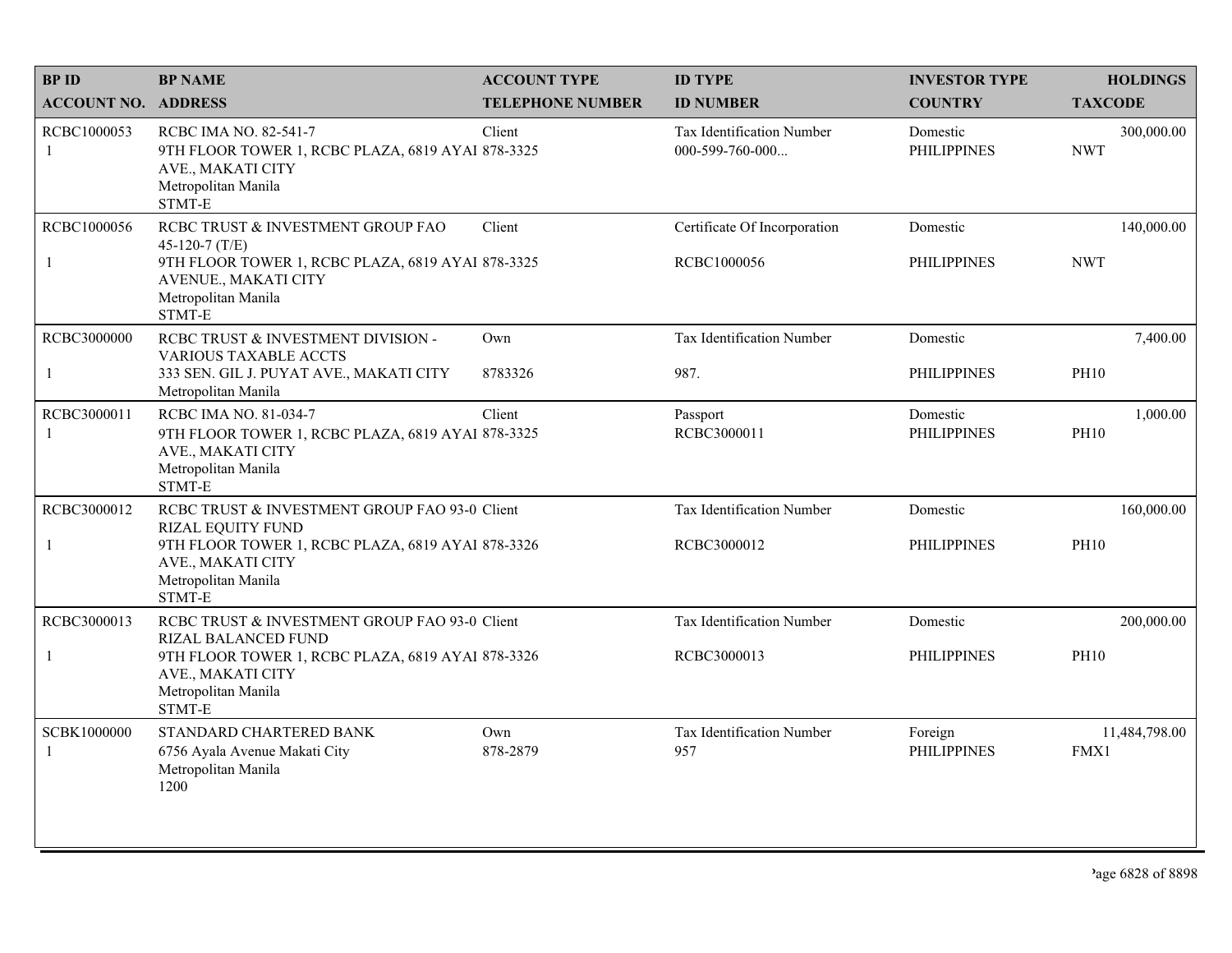| BP ID<br>ACCOUNT NO. | BP NAME<br>ADDRESS | ACCOUNT TYPE<br>TELEPHONE NUMBER | ID TYPE<br>ID NUMBER | INVESTOR TYPE<br>COUNTRY | HOLDINGS<br>TAXCODE |
|---|---|---|---|---|---|
| RCBC1000053<br>1 | RCBC IMA NO. 82-541-7<br>9TH FLOOR TOWER 1, RCBC PLAZA, 6819 AYAI AVE., MAKATI CITY<br>Metropolitan Manila<br>STMT-E | Client<br>878-3325 | Tax Identification Number<br>000-599-760-000... | Domestic<br>PHILIPPINES | 300,000.00<br>NWT |
| RCBC1000056<br>1 | RCBC TRUST & INVESTMENT GROUP FAO 45-120-7 (T/E)<br>9TH FLOOR TOWER 1, RCBC PLAZA, 6819 AYAI AVENUE., MAKATI CITY<br>Metropolitan Manila<br>STMT-E | Client<br>878-3325 | Certificate Of Incorporation<br>RCBC1000056 | Domestic<br>PHILIPPINES | 140,000.00<br>NWT |
| RCBC3000000<br>1 | RCBC TRUST & INVESTMENT DIVISION - VARIOUS TAXABLE ACCTS<br>333 SEN. GIL J. PUYAT AVE., MAKATI CITY<br>Metropolitan Manila | Own<br>8783326 | Tax Identification Number<br>987. | Domestic<br>PHILIPPINES | 7,400.00<br>PH10 |
| RCBC3000011<br>1 | RCBC IMA NO. 81-034-7<br>9TH FLOOR TOWER 1, RCBC PLAZA, 6819 AYAI AVE., MAKATI CITY<br>Metropolitan Manila<br>STMT-E | Client<br>878-3325 | Passport<br>RCBC3000011 | Domestic<br>PHILIPPINES | 1,000.00<br>PH10 |
| RCBC3000012<br>1 | RCBC TRUST & INVESTMENT GROUP FAO 93-0 RIZAL EQUITY FUND<br>9TH FLOOR TOWER 1, RCBC PLAZA, 6819 AYAI AVE., MAKATI CITY<br>Metropolitan Manila<br>STMT-E | Client<br>878-3326 | Tax Identification Number<br>RCBC3000012 | Domestic<br>PHILIPPINES | 160,000.00<br>PH10 |
| RCBC3000013<br>1 | RCBC TRUST & INVESTMENT GROUP FAO 93-0 RIZAL BALANCED FUND<br>9TH FLOOR TOWER 1, RCBC PLAZA, 6819 AYAI AVE., MAKATI CITY<br>Metropolitan Manila<br>STMT-E | Client<br>878-3326 | Tax Identification Number<br>RCBC3000013 | Domestic<br>PHILIPPINES | 200,000.00<br>PH10 |
| SCBK1000000<br>1 | STANDARD CHARTERED BANK<br>6756 Ayala Avenue Makati City<br>Metropolitan Manila<br>1200 | Own<br>878-2879 | Tax Identification Number<br>957 | Foreign<br>PHILIPPINES | 11,484,798.00<br>FMX1 |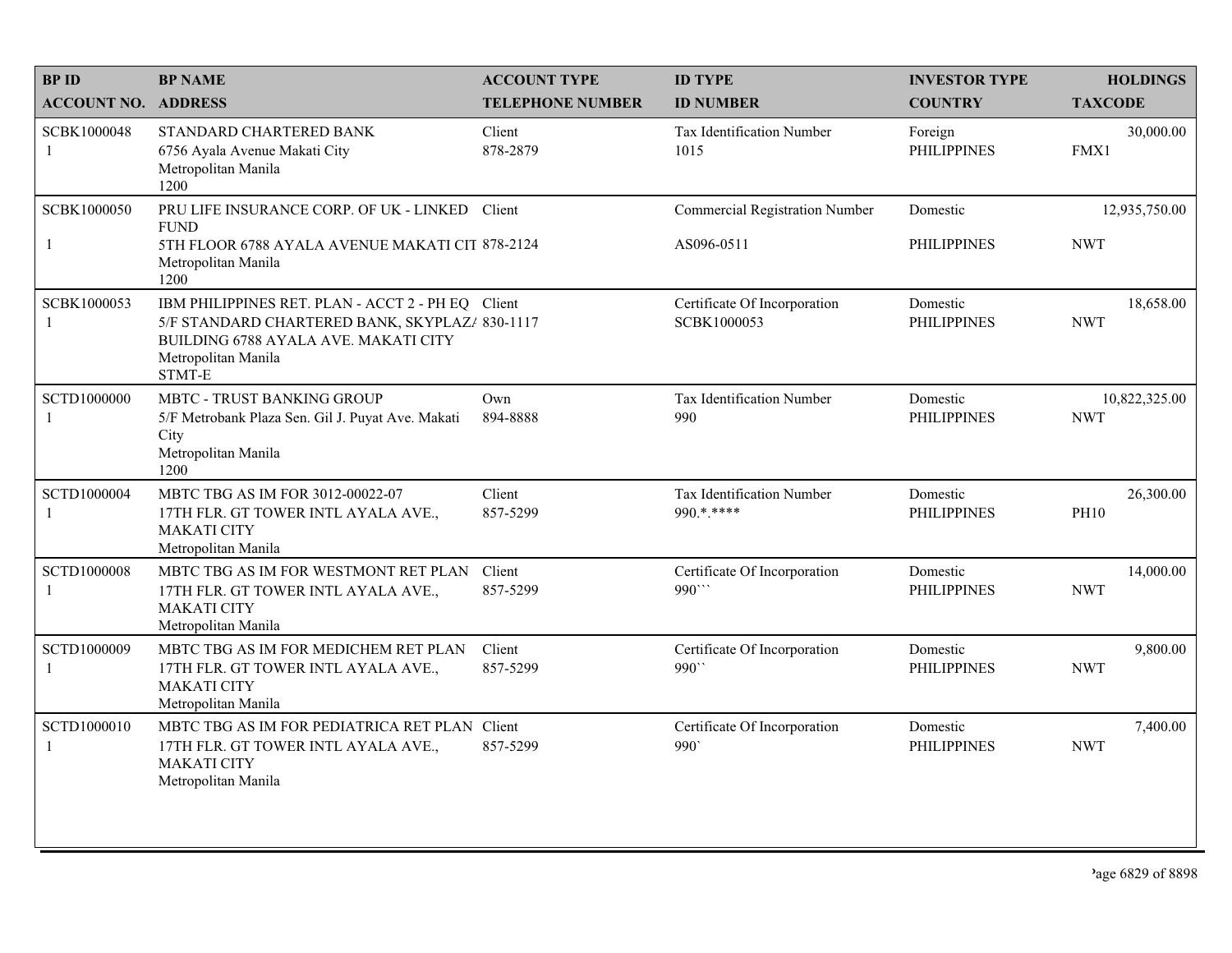| BP ID<br>ACCOUNT NO. | BP NAME<br>ADDRESS | ACCOUNT TYPE<br>TELEPHONE NUMBER | ID TYPE<br>ID NUMBER | INVESTOR TYPE<br>COUNTRY | HOLDINGS<br>TAXCODE |
|---|---|---|---|---|---|
| SCBK1000048<br>1 | STANDARD CHARTERED BANK<br>6756 Ayala Avenue Makati City<br>Metropolitan Manila<br>1200 | Client<br>878-2879 | Tax Identification Number<br>1015 | Foreign<br>PHILIPPINES | 30,000.00<br>FMX1 |
| SCBK1000050<br>1 | PRU LIFE INSURANCE CORP. OF UK - LINKED FUND<br>5TH FLOOR 6788 AYALA AVENUE MAKATI CIT<br>Metropolitan Manila<br>1200 | Client<br>878-2124 | Commercial Registration Number<br>AS096-0511 | Domestic<br>PHILIPPINES | 12,935,750.00<br>NWT |
| SCBK1000053<br>1 | IBM PHILIPPINES RET. PLAN - ACCT 2 - PH EQ<br>5/F STANDARD CHARTERED BANK, SKYPLAZ/<br>BUILDING 6788 AYALA AVE. MAKATI CITY<br>Metropolitan Manila<br>STMT-E | Client<br>830-1117 | Certificate Of Incorporation<br>SCBK1000053 | Domestic<br>PHILIPPINES | 18,658.00<br>NWT |
| SCTD1000000<br>1 | MBTC - TRUST BANKING GROUP<br>5/F Metrobank Plaza Sen. Gil J. Puyat Ave. Makati City<br>Metropolitan Manila<br>1200 | Own<br>894-8888 | Tax Identification Number<br>990 | Domestic<br>PHILIPPINES | 10,822,325.00<br>NWT |
| SCTD1000004<br>1 | MBTC TBG AS IM FOR 3012-00022-07<br>17TH FLR. GT TOWER INTL AYALA AVE., MAKATI CITY<br>Metropolitan Manila | Client<br>857-5299 | Tax Identification Number<br>990.*.**** | Domestic<br>PHILIPPINES | 26,300.00<br>PH10 |
| SCTD1000008<br>1 | MBTC TBG AS IM FOR WESTMONT RET PLAN<br>17TH FLR. GT TOWER INTL AYALA AVE., MAKATI CITY<br>Metropolitan Manila | Client<br>857-5299 | Certificate Of Incorporation<br>990``` | Domestic<br>PHILIPPINES | 14,000.00<br>NWT |
| SCTD1000009<br>1 | MBTC TBG AS IM FOR MEDICHEM RET PLAN<br>17TH FLR. GT TOWER INTL AYALA AVE., MAKATI CITY<br>Metropolitan Manila | Client<br>857-5299 | Certificate Of Incorporation<br>990`` | Domestic<br>PHILIPPINES | 9,800.00<br>NWT |
| SCTD1000010<br>1 | MBTC TBG AS IM FOR PEDIATRICA RET PLAN<br>17TH FLR. GT TOWER INTL AYALA AVE., MAKATI CITY<br>Metropolitan Manila | Client<br>857-5299 | Certificate Of Incorporation<br>990` | Domestic<br>PHILIPPINES | 7,400.00<br>NWT |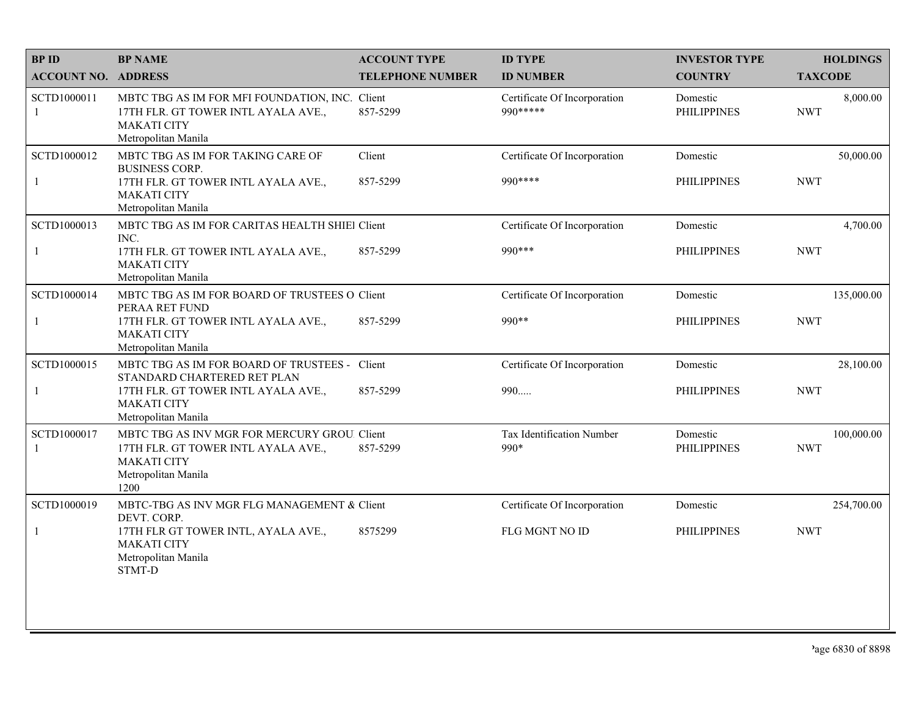| BP ID<br>ACCOUNT NO. | BP NAME<br>ADDRESS | ACCOUNT TYPE<br>TELEPHONE NUMBER | ID TYPE<br>ID NUMBER | INVESTOR TYPE<br>COUNTRY | HOLDINGS<br>TAXCODE |
|---|---|---|---|---|---|
| SCTD1000011<br>1 | MBTC TBG AS IM FOR MFI FOUNDATION, INC.<br>17TH FLR. GT TOWER INTL AYALA AVE., MAKATI CITY<br>Metropolitan Manila | Client<br>857-5299 | Certificate Of Incorporation<br>990***** | Domestic<br>PHILIPPINES | 8,000.00<br>NWT |
| SCTD1000012<br>1 | MBTC TBG AS IM FOR TAKING CARE OF BUSINESS CORP.<br>17TH FLR. GT TOWER INTL AYALA AVE., MAKATI CITY<br>Metropolitan Manila | Client<br>857-5299 | Certificate Of Incorporation<br>990**** | Domestic<br>PHILIPPINES | 50,000.00<br>NWT |
| SCTD1000013<br>1 | MBTC TBG AS IM FOR CARITAS HEALTH SHIEI INC.<br>17TH FLR. GT TOWER INTL AYALA AVE., MAKATI CITY<br>Metropolitan Manila | Client<br>857-5299 | Certificate Of Incorporation<br>990*** | Domestic<br>PHILIPPINES | 4,700.00<br>NWT |
| SCTD1000014<br>1 | MBTC TBG AS IM FOR BOARD OF TRUSTEES O PERAA RET FUND<br>17TH FLR. GT TOWER INTL AYALA AVE., MAKATI CITY<br>Metropolitan Manila | Client<br>857-5299 | Certificate Of Incorporation<br>990** | Domestic<br>PHILIPPINES | 135,000.00<br>NWT |
| SCTD1000015<br>1 | MBTC TBG AS IM FOR BOARD OF TRUSTEES - STANDARD CHARTERED RET PLAN<br>17TH FLR. GT TOWER INTL AYALA AVE., MAKATI CITY<br>Metropolitan Manila | Client<br>857-5299 | Certificate Of Incorporation<br>990..... | Domestic<br>PHILIPPINES | 28,100.00<br>NWT |
| SCTD1000017<br>1 | MBTC TBG AS INV MGR FOR MERCURY GROU<br>17TH FLR. GT TOWER INTL AYALA AVE., MAKATI CITY<br>Metropolitan Manila<br>1200 | Client<br>857-5299 | Tax Identification Number<br>990* | Domestic<br>PHILIPPINES | 100,000.00<br>NWT |
| SCTD1000019<br>1 | MBTC-TBG AS INV MGR FLG MANAGEMENT & DEVT. CORP.<br>17TH FLR GT TOWER INTL, AYALA AVE., MAKATI CITY<br>Metropolitan Manila<br>STMT-D | Client<br>8575299 | Certificate Of Incorporation<br>FLG MGNT NO ID | Domestic<br>PHILIPPINES | 254,700.00<br>NWT |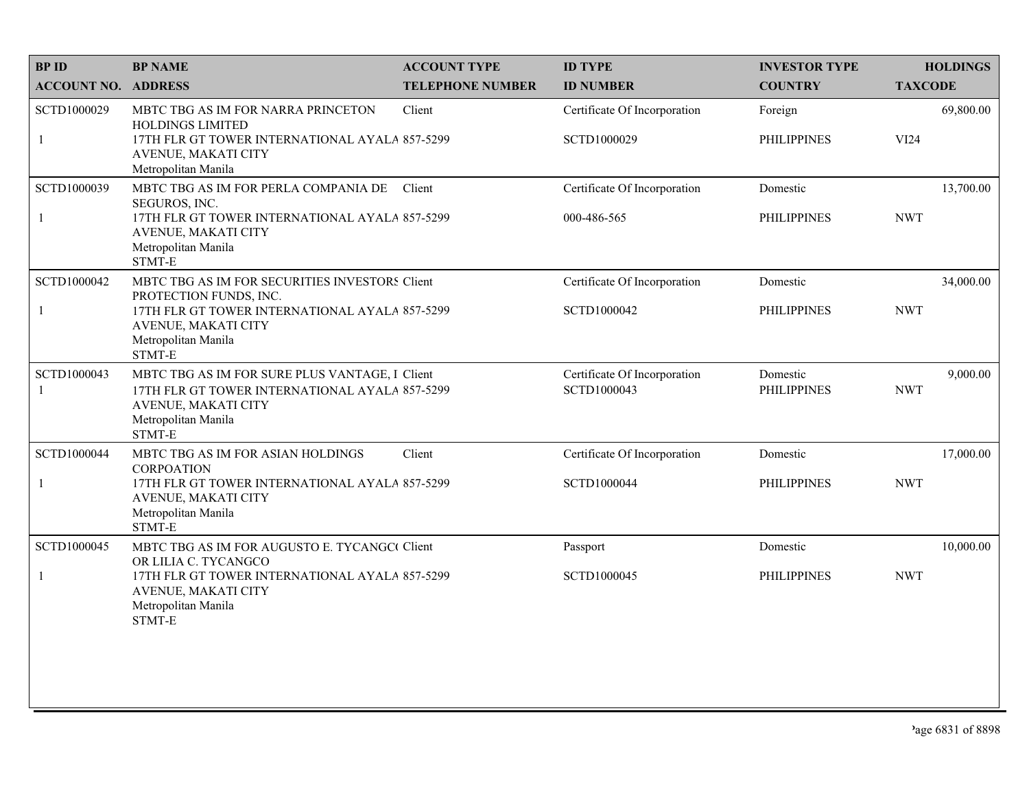| BP ID<br>ACCOUNT NO. | BP NAME<br>ADDRESS | ACCOUNT TYPE<br>TELEPHONE NUMBER | ID TYPE<br>ID NUMBER | INVESTOR TYPE<br>COUNTRY | HOLDINGS<br>TAXCODE |
|---|---|---|---|---|---|
| SCTD1000029<br>1 | MBTC TBG AS IM FOR NARRA PRINCETON HOLDINGS LIMITED<br>17TH FLR GT TOWER INTERNATIONAL AYALA AVENUE, MAKATI CITY<br>Metropolitan Manila | Client<br>857-5299 | Certificate Of Incorporation<br>SCTD1000029 | Foreign<br>PHILIPPINES | 69,800.00<br>VI24 |
| SCTD1000039<br>1 | MBTC TBG AS IM FOR PERLA COMPANIA DE SEGUROS, INC.<br>17TH FLR GT TOWER INTERNATIONAL AYALA AVENUE, MAKATI CITY<br>Metropolitan Manila<br>STMT-E | Client<br>857-5299 | Certificate Of Incorporation<br>000-486-565 | Domestic<br>PHILIPPINES | 13,700.00<br>NWT |
| SCTD1000042<br>1 | MBTC TBG AS IM FOR SECURITIES INVESTORS PROTECTION FUNDS, INC.<br>17TH FLR GT TOWER INTERNATIONAL AYALA AVENUE, MAKATI CITY<br>Metropolitan Manila<br>STMT-E | Client<br>857-5299 | Certificate Of Incorporation<br>SCTD1000042 | Domestic<br>PHILIPPINES | 34,000.00<br>NWT |
| SCTD1000043<br>1 | MBTC TBG AS IM FOR SURE PLUS VANTAGE, I<br>17TH FLR GT TOWER INTERNATIONAL AYALA AVENUE, MAKATI CITY<br>Metropolitan Manila<br>STMT-E | Client<br>857-5299 | Certificate Of Incorporation<br>SCTD1000043 | Domestic<br>PHILIPPINES | 9,000.00<br>NWT |
| SCTD1000044<br>1 | MBTC TBG AS IM FOR ASIAN HOLDINGS CORPOATION<br>17TH FLR GT TOWER INTERNATIONAL AYALA AVENUE, MAKATI CITY<br>Metropolitan Manila<br>STMT-E | Client<br>857-5299 | Certificate Of Incorporation<br>SCTD1000044 | Domestic<br>PHILIPPINES | 17,000.00<br>NWT |
| SCTD1000045<br>1 | MBTC TBG AS IM FOR AUGUSTO E. TYCANGCO OR LILIA C. TYCANGCO<br>17TH FLR GT TOWER INTERNATIONAL AYALA AVENUE, MAKATI CITY<br>Metropolitan Manila<br>STMT-E | Client<br>857-5299 | Passport<br>SCTD1000045 | Domestic<br>PHILIPPINES | 10,000.00<br>NWT |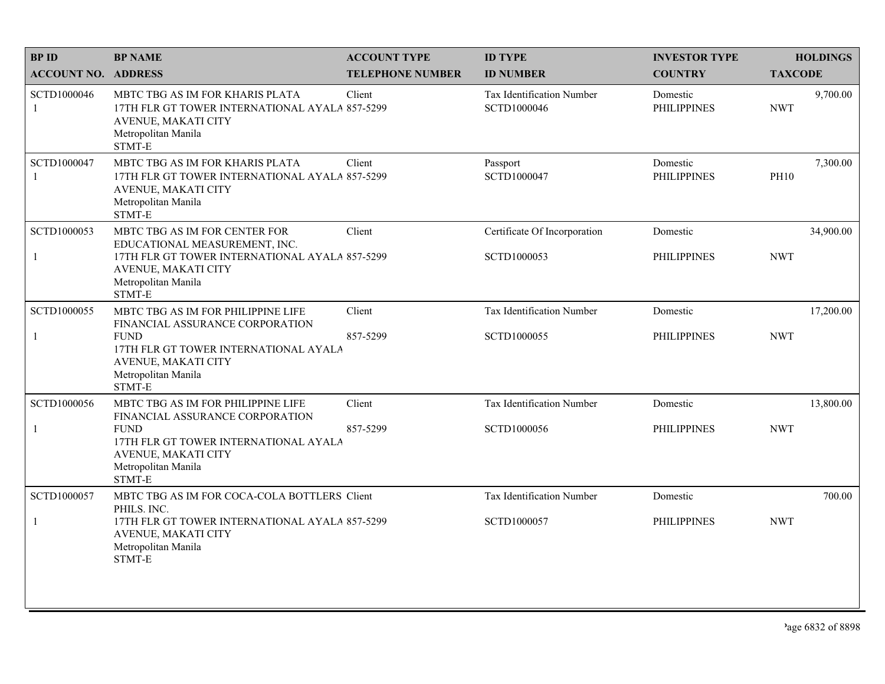| BP ID<br>ACCOUNT NO. | BP NAME<br>ADDRESS | ACCOUNT TYPE<br>TELEPHONE NUMBER | ID TYPE<br>ID NUMBER | INVESTOR TYPE<br>COUNTRY | HOLDINGS<br>TAXCODE |
|---|---|---|---|---|---|
| SCTD1000046<br>1 | MBTC TBG AS IM FOR KHARIS PLATA<br>17TH FLR GT TOWER INTERNATIONAL AYALA AVENUE, MAKATI CITY<br>Metropolitan Manila<br>STMT-E | Client<br>857-5299 | Tax Identification Number<br>SCTD1000046 | Domestic<br>PHILIPPINES | 9,700.00<br>NWT |
| SCTD1000047<br>1 | MBTC TBG AS IM FOR KHARIS PLATA<br>17TH FLR GT TOWER INTERNATIONAL AYALA AVENUE, MAKATI CITY<br>Metropolitan Manila<br>STMT-E | Client<br>857-5299 | Passport<br>SCTD1000047 | Domestic<br>PHILIPPINES | 7,300.00<br>PH10 |
| SCTD1000053<br>1 | MBTC TBG AS IM FOR CENTER FOR EDUCATIONAL MEASUREMENT, INC.<br>17TH FLR GT TOWER INTERNATIONAL AYALA AVENUE, MAKATI CITY<br>Metropolitan Manila<br>STMT-E | Client<br>857-5299 | Certificate Of Incorporation<br>SCTD1000053 | Domestic<br>PHILIPPINES | 34,900.00<br>NWT |
| SCTD1000055<br>1 | MBTC TBG AS IM FOR PHILIPPINE LIFE FINANCIAL ASSURANCE CORPORATION FUND<br>17TH FLR GT TOWER INTERNATIONAL AYALA AVENUE, MAKATI CITY<br>Metropolitan Manila<br>STMT-E | Client<br>857-5299 | Tax Identification Number<br>SCTD1000055 | Domestic<br>PHILIPPINES | 17,200.00<br>NWT |
| SCTD1000056<br>1 | MBTC TBG AS IM FOR PHILIPPINE LIFE FINANCIAL ASSURANCE CORPORATION FUND<br>17TH FLR GT TOWER INTERNATIONAL AYALA AVENUE, MAKATI CITY<br>Metropolitan Manila<br>STMT-E | Client<br>857-5299 | Tax Identification Number<br>SCTD1000056 | Domestic<br>PHILIPPINES | 13,800.00<br>NWT |
| SCTD1000057<br>1 | MBTC TBG AS IM FOR COCA-COLA BOTTLERS PHILS. INC.<br>17TH FLR GT TOWER INTERNATIONAL AYALA AVENUE, MAKATI CITY<br>Metropolitan Manila<br>STMT-E | Client<br>857-5299 | Tax Identification Number<br>SCTD1000057 | Domestic<br>PHILIPPINES | 700.00<br>NWT |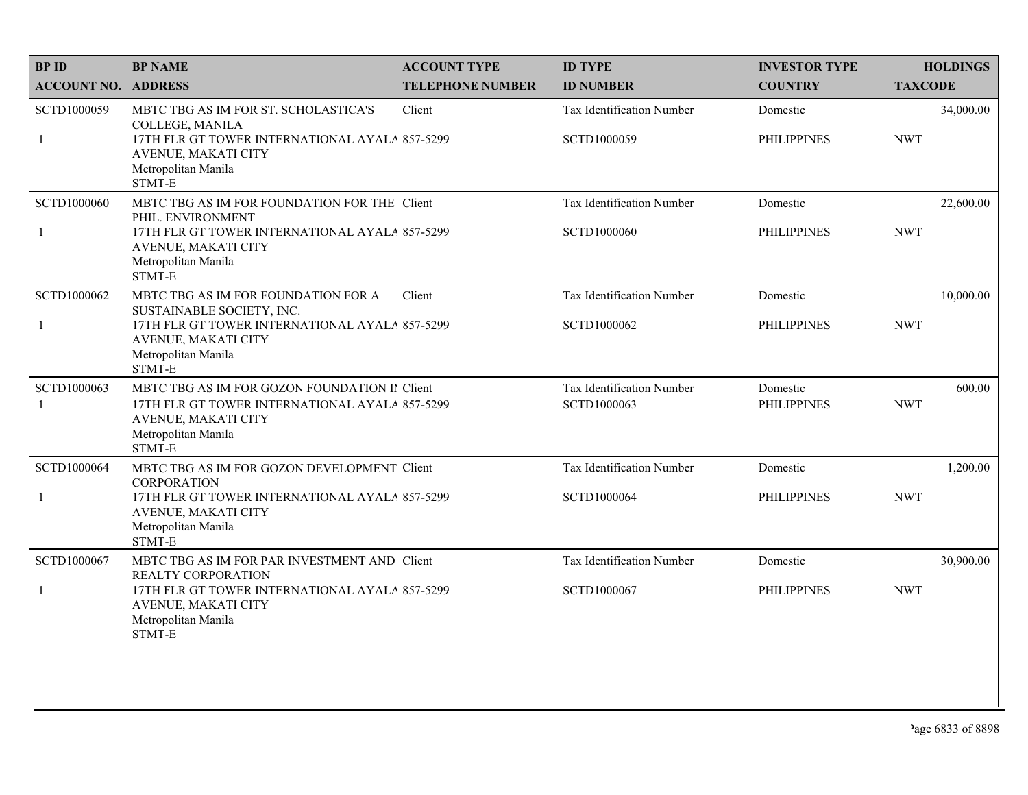| BP ID<br>ACCOUNT NO. | BP NAME<br>ADDRESS | ACCOUNT TYPE<br>TELEPHONE NUMBER | ID TYPE<br>ID NUMBER | INVESTOR TYPE<br>COUNTRY | HOLDINGS<br>TAXCODE |
|---|---|---|---|---|---|
| SCTD1000059<br>1 | MBTC TBG AS IM FOR ST. SCHOLASTICA'S COLLEGE, MANILA<br>17TH FLR GT TOWER INTERNATIONAL AYALA AVENUE, MAKATI CITY<br>Metropolitan Manila<br>STMT-E | Client<br>857-5299 | Tax Identification Number<br>SCTD1000059 | Domestic<br>PHILIPPINES | 34,000.00<br>NWT |
| SCTD1000060<br>1 | MBTC TBG AS IM FOR FOUNDATION FOR THE PHIL. ENVIRONMENT<br>17TH FLR GT TOWER INTERNATIONAL AYALA AVENUE, MAKATI CITY<br>Metropolitan Manila<br>STMT-E | Client<br>857-5299 | Tax Identification Number<br>SCTD1000060 | Domestic<br>PHILIPPINES | 22,600.00<br>NWT |
| SCTD1000062<br>1 | MBTC TBG AS IM FOR FOUNDATION FOR A SUSTAINABLE SOCIETY, INC.<br>17TH FLR GT TOWER INTERNATIONAL AYALA AVENUE, MAKATI CITY<br>Metropolitan Manila<br>STMT-E | Client<br>857-5299 | Tax Identification Number<br>SCTD1000062 | Domestic<br>PHILIPPINES | 10,000.00<br>NWT |
| SCTD1000063<br>1 | MBTC TBG AS IM FOR GOZON FOUNDATION IN<br>17TH FLR GT TOWER INTERNATIONAL AYALA AVENUE, MAKATI CITY<br>Metropolitan Manila<br>STMT-E | Client<br>857-5299 | Tax Identification Number<br>SCTD1000063 | Domestic<br>PHILIPPINES | 600.00<br>NWT |
| SCTD1000064<br>1 | MBTC TBG AS IM FOR GOZON DEVELOPMENT CORPORATION<br>17TH FLR GT TOWER INTERNATIONAL AYALA AVENUE, MAKATI CITY<br>Metropolitan Manila<br>STMT-E | Client<br>857-5299 | Tax Identification Number<br>SCTD1000064 | Domestic<br>PHILIPPINES | 1,200.00<br>NWT |
| SCTD1000067<br>1 | MBTC TBG AS IM FOR PAR INVESTMENT AND REALTY CORPORATION<br>17TH FLR GT TOWER INTERNATIONAL AYALA AVENUE, MAKATI CITY<br>Metropolitan Manila<br>STMT-E | Client<br>857-5299 | Tax Identification Number<br>SCTD1000067 | Domestic<br>PHILIPPINES | 30,900.00<br>NWT |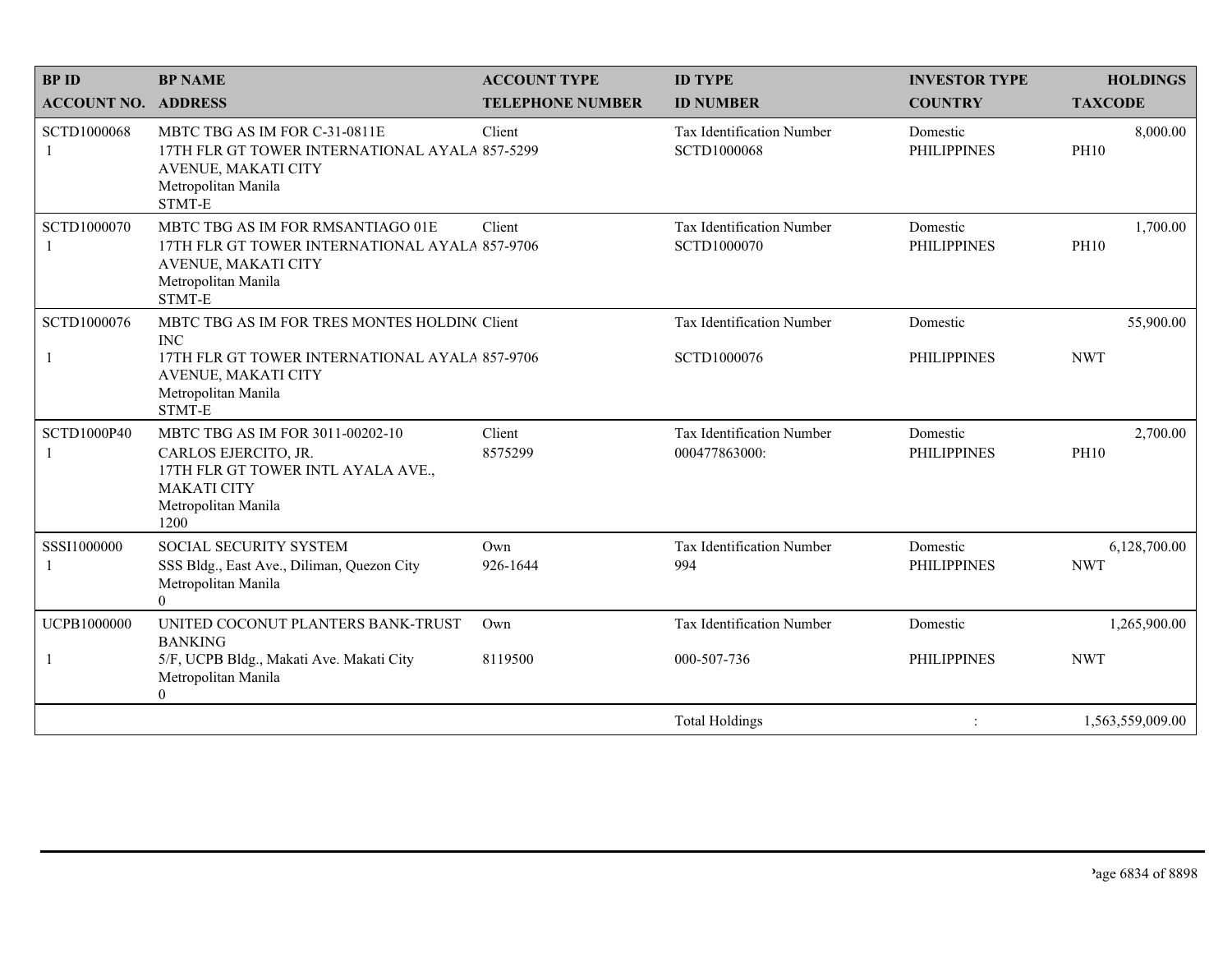| BP ID<br>ACCOUNT NO. | BP NAME<br>ADDRESS | ACCOUNT TYPE<br>TELEPHONE NUMBER | ID TYPE<br>ID NUMBER | INVESTOR TYPE<br>COUNTRY | HOLDINGS<br>TAXCODE |
|---|---|---|---|---|---|
| SCTD1000068<br>1 | MBTC TBG AS IM FOR C-31-0811E<br>17TH FLR GT TOWER INTERNATIONAL AYALA AVENUE, MAKATI CITY<br>Metropolitan Manila<br>STMT-E | Client<br>857-5299 | Tax Identification Number<br>SCTD1000068 | Domestic<br>PHILIPPINES | 8,000.00<br>PH10 |
| SCTD1000070<br>1 | MBTC TBG AS IM FOR RMSANTIAGO 01E<br>17TH FLR GT TOWER INTERNATIONAL AYALA AVENUE, MAKATI CITY<br>Metropolitan Manila<br>STMT-E | Client<br>857-9706 | Tax Identification Number<br>SCTD1000070 | Domestic<br>PHILIPPINES | 1,700.00<br>PH10 |
| SCTD1000076<br>1 | MBTC TBG AS IM FOR TRES MONTES HOLDING INC<br>17TH FLR GT TOWER INTERNATIONAL AYALA AVENUE, MAKATI CITY<br>Metropolitan Manila<br>STMT-E | Client<br>857-9706 | Tax Identification Number<br>SCTD1000076 | Domestic<br>PHILIPPINES | 55,900.00<br>NWT |
| SCTD1000P40<br>1 | MBTC TBG AS IM FOR 3011-00202-10<br>CARLOS EJERCITO, JR.<br>17TH FLR GT TOWER INTL AYALA AVE., MAKATI CITY<br>Metropolitan Manila<br>1200 | Client<br>8575299 | Tax Identification Number<br>000477863000: | Domestic<br>PHILIPPINES | 2,700.00<br>PH10 |
| SSSI1000000<br>1 | SOCIAL SECURITY SYSTEM<br>SSS Bldg., East Ave., Diliman, Quezon City<br>Metropolitan Manila<br>0 | Own<br>926-1644 | Tax Identification Number<br>994 | Domestic<br>PHILIPPINES | 6,128,700.00<br>NWT |
| UCPB1000000<br>1 | UNITED COCONUT PLANTERS BANK-TRUST BANKING<br>5/F, UCPB Bldg., Makati Ave. Makati City<br>Metropolitan Manila<br>0 | Own<br>8119500 | Tax Identification Number<br>000-507-736 | Domestic<br>PHILIPPINES | 1,265,900.00<br>NWT |
| | | | Total Holdings | : | 1,563,559,009.00 |